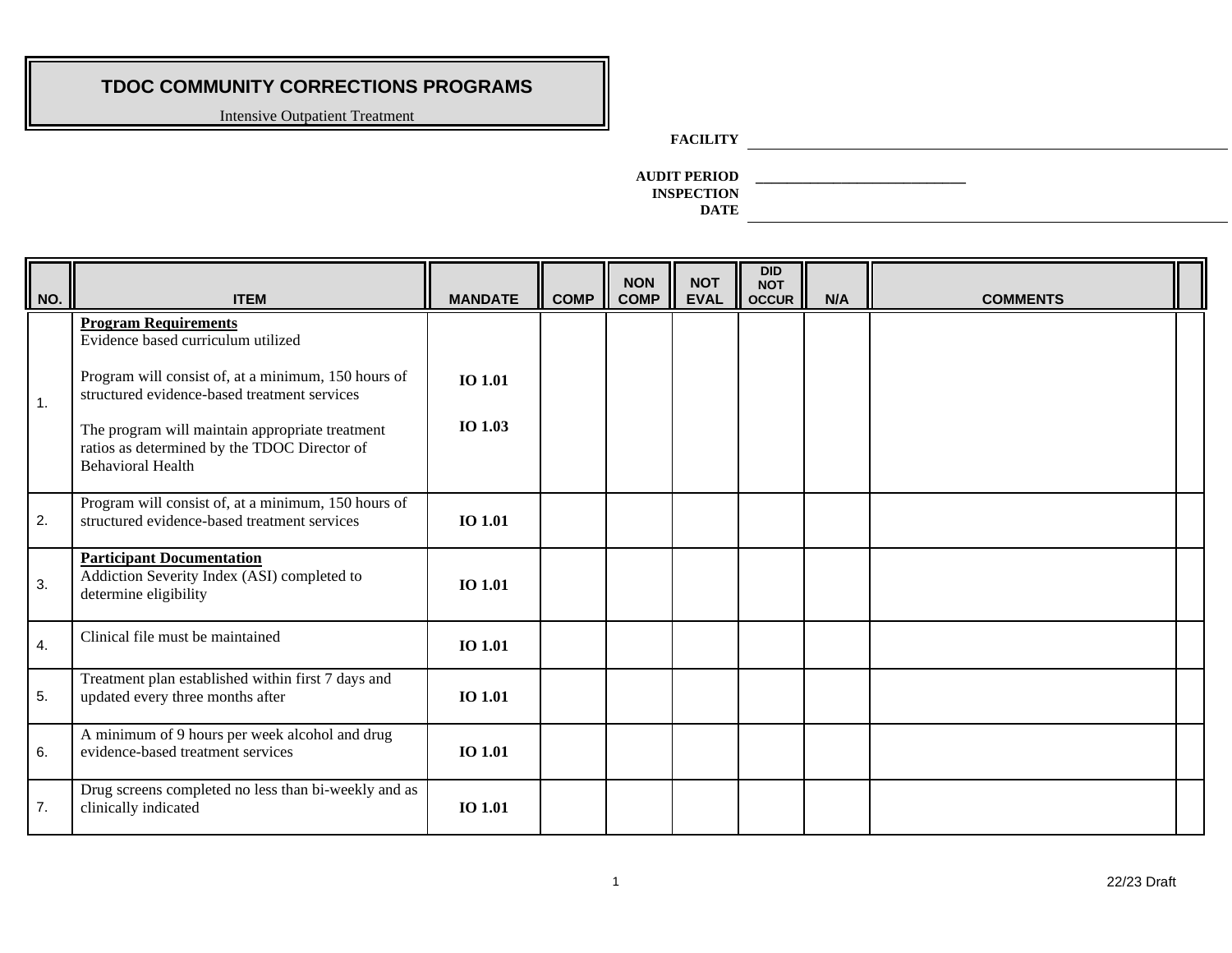# TDOC COMMUNITY CORRECTIONS PROGRAMS

Intensive Outpatient Treatment

**FACILITY** ______________________________

**AUDIT PERIOD** ______________________________

**INSPECTION DATE** ______________________________

| NO. | ITEM | MANDATE | COMP | NON COMP | NOT EVAL | DID NOT OCCUR | N/A | COMMENTS | |
|---|---|---|---|---|---|---|---|---|---|
| 1. | **Program Requirements**<br>Evidence based curriculum utilized<br><br>Program will consist of, at a minimum, 150 hours of structured evidence-based treatment services<br><br>The program will maintain appropriate treatment ratios as determined by the TDOC Director of Behavioral Health | **IO 1.01**<br><br>**IO 1.03** | | | | | | | |
| 2. | Program will consist of, at a minimum, 150 hours of structured evidence-based treatment services | **IO 1.01** | | | | | | | |
| 3. | **Participant Documentation**<br>Addiction Severity Index (ASI) completed to determine eligibility | **IO 1.01** | | | | | | | |
| 4. | Clinical file must be maintained | **IO 1.01** | | | | | | | |
| 5. | Treatment plan established within first 7 days and updated every three months after | **IO 1.01** | | | | | | | |
| 6. | A minimum of 9 hours per week alcohol and drug evidence-based treatment services | **IO 1.01** | | | | | | | |
| 7. | Drug screens completed no less than bi-weekly and as clinically indicated | **IO 1.01** | | | | | | | |

22/23 Draft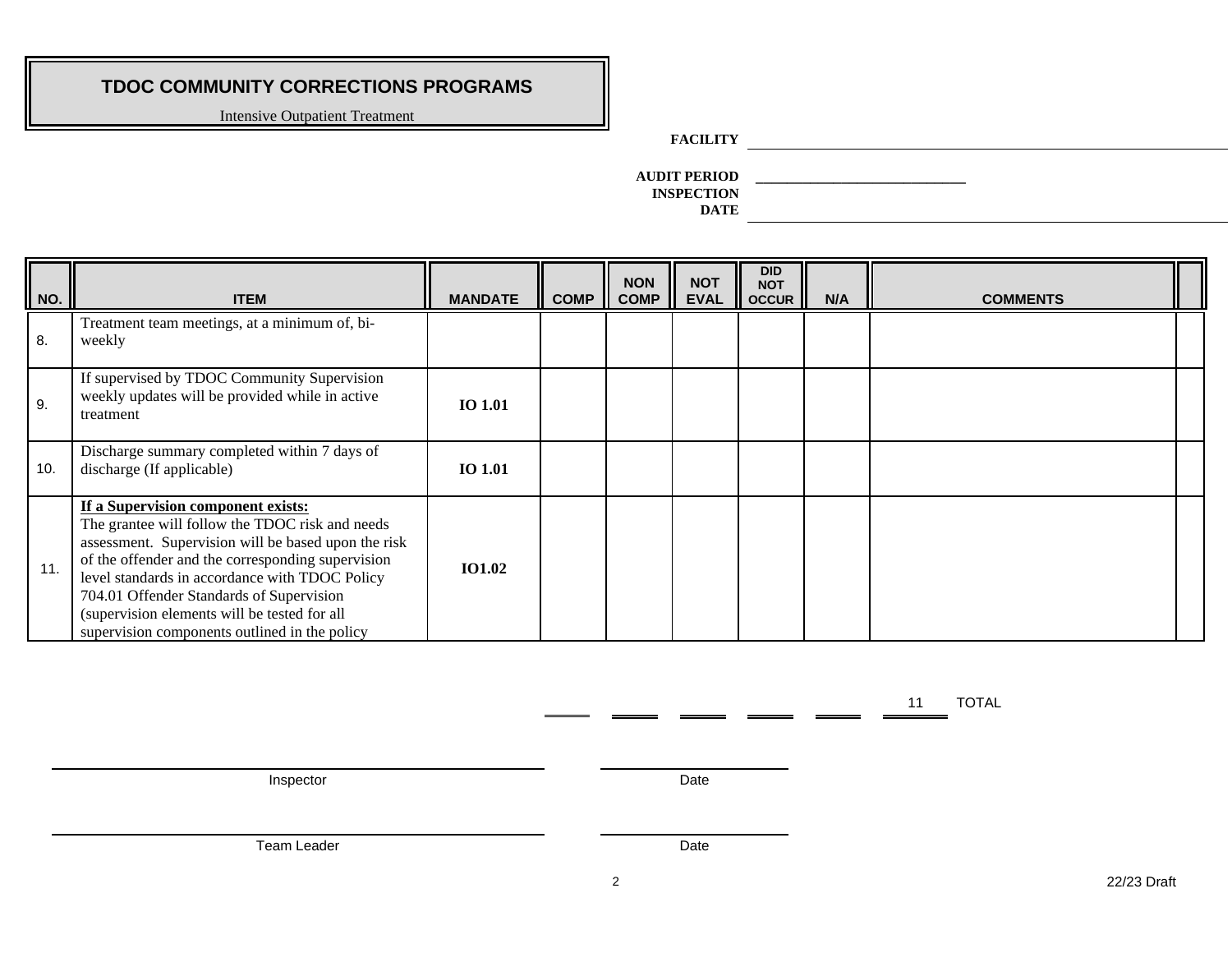# TDOC COMMUNITY CORRECTIONS PROGRAMS

Intensive Outpatient Treatment

**FACILITY** ______________________________

**AUDIT PERIOD** ______________________________

**INSPECTION DATE** ______________________________

| NO. | ITEM | MANDATE | COMP | NON COMP | NOT EVAL | DID NOT OCCUR | N/A | COMMENTS | |
|---|---|---|---|---|---|---|---|---|---|
| 8. | Treatment team meetings, at a minimum of, bi-weekly | | | | | | | | |
| 9. | If supervised by TDOC Community Supervision weekly updates will be provided while in active treatment | **IO 1.01** | | | | | | | |
| 10. | Discharge summary completed within 7 days of discharge (If applicable) | **IO 1.01** | | | | | | | |
| 11. | **If a Supervision component exists:** The grantee will follow the TDOC risk and needs assessment. Supervision will be based upon the risk of the offender and the corresponding supervision level standards in accordance with TDOC Policy 704.01 Offender Standards of Supervision (supervision elements will be tested for all supervision components outlined in the policy | **IO1.02** | | | | | | | |

11 TOTAL

______________________________ Inspector ______________ Date

______________________________ Team Leader ______________ Date

22/23 Draft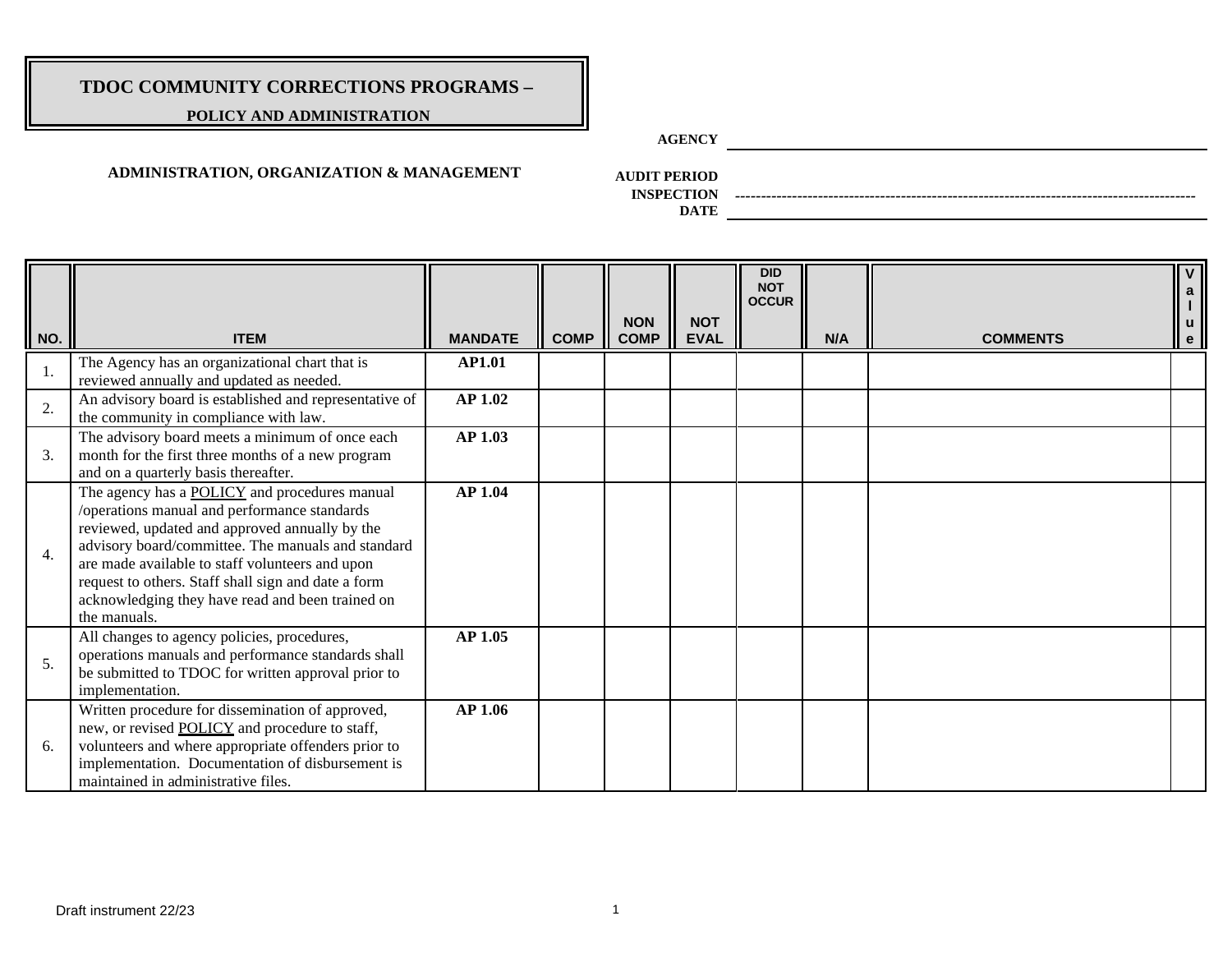# TDOC COMMUNITY CORRECTIONS PROGRAMS –

**POLICY AND ADMINISTRATION**

**ADMINISTRATION, ORGANIZATION & MANAGEMENT**

**AGENCY** ____________________

**AUDIT PERIOD**

**INSPECTION** ----------------------------------------

**DATE** ____________________

| NO. | ITEM | MANDATE | COMP | NON COMP | NOT EVAL | DID NOT OCCUR | N/A | COMMENTS | Value |
|---|---|---|---|---|---|---|---|---|---|
| 1. | The Agency has an organizational chart that is reviewed annually and updated as needed. | **AP1.01** | | | | | | | |
| 2. | An advisory board is established and representative of the community in compliance with law. | **AP 1.02** | | | | | | | |
| 3. | The advisory board meets a minimum of once each month for the first three months of a new program and on a quarterly basis thereafter. | **AP 1.03** | | | | | | | |
| 4. | The agency has a <u>POLICY</u> and procedures manual /operations manual and performance standards reviewed, updated and approved annually by the advisory board/committee. The manuals and standard are made available to staff volunteers and upon request to others. Staff shall sign and date a form acknowledging they have read and been trained on the manuals. | **AP 1.04** | | | | | | | |
| 5. | All changes to agency policies, procedures, operations manuals and performance standards shall be submitted to TDOC for written approval prior to implementation. | **AP 1.05** | | | | | | | |
| 6. | Written procedure for dissemination of approved, new, or revised <u>POLICY</u> and procedure to staff, volunteers and where appropriate offenders prior to implementation. Documentation of disbursement is maintained in administrative files. | **AP 1.06** | | | | | | | |

Draft instrument 22/23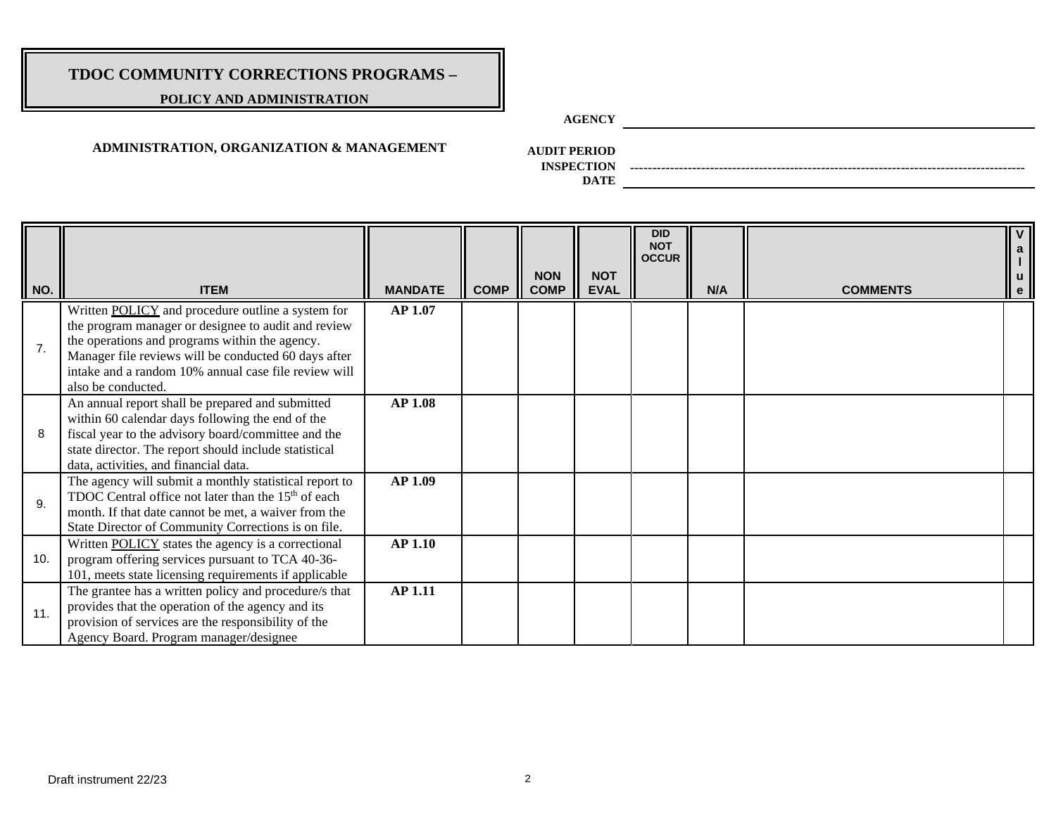# TDOC COMMUNITY CORRECTIONS PROGRAMS –

## POLICY AND ADMINISTRATION

**AGENCY** ______________________________

**ADMINISTRATION, ORGANIZATION & MANAGEMENT**

**AUDIT PERIOD**

**INSPECTION DATE** ______________________________

| NO. | ITEM | MANDATE | COMP | NON COMP | NOT EVAL | DID NOT OCCUR | N/A | COMMENTS | Value |
|---|---|---|---|---|---|---|---|---|---|
| 7. | Written POLICY and procedure outline a system for the program manager or designee to audit and review the operations and programs within the agency. Manager file reviews will be conducted 60 days after intake and a random 10% annual case file review will also be conducted. | **AP 1.07** | | | | | | | |
| 8 | An annual report shall be prepared and submitted within 60 calendar days following the end of the fiscal year to the advisory board/committee and the state director. The report should include statistical data, activities, and financial data. | **AP 1.08** | | | | | | | |
| 9. | The agency will submit a monthly statistical report to TDOC Central office not later than the 15th of each month. If that date cannot be met, a waiver from the State Director of Community Corrections is on file. | **AP 1.09** | | | | | | | |
| 10. | Written POLICY states the agency is a correctional program offering services pursuant to TCA 40-36-101, meets state licensing requirements if applicable | **AP 1.10** | | | | | | | |
| 11. | The grantee has a written policy and procedure/s that provides that the operation of the agency and its provision of services are the responsibility of the Agency Board. Program manager/designee | **AP 1.11** | | | | | | | |

Draft instrument 22/23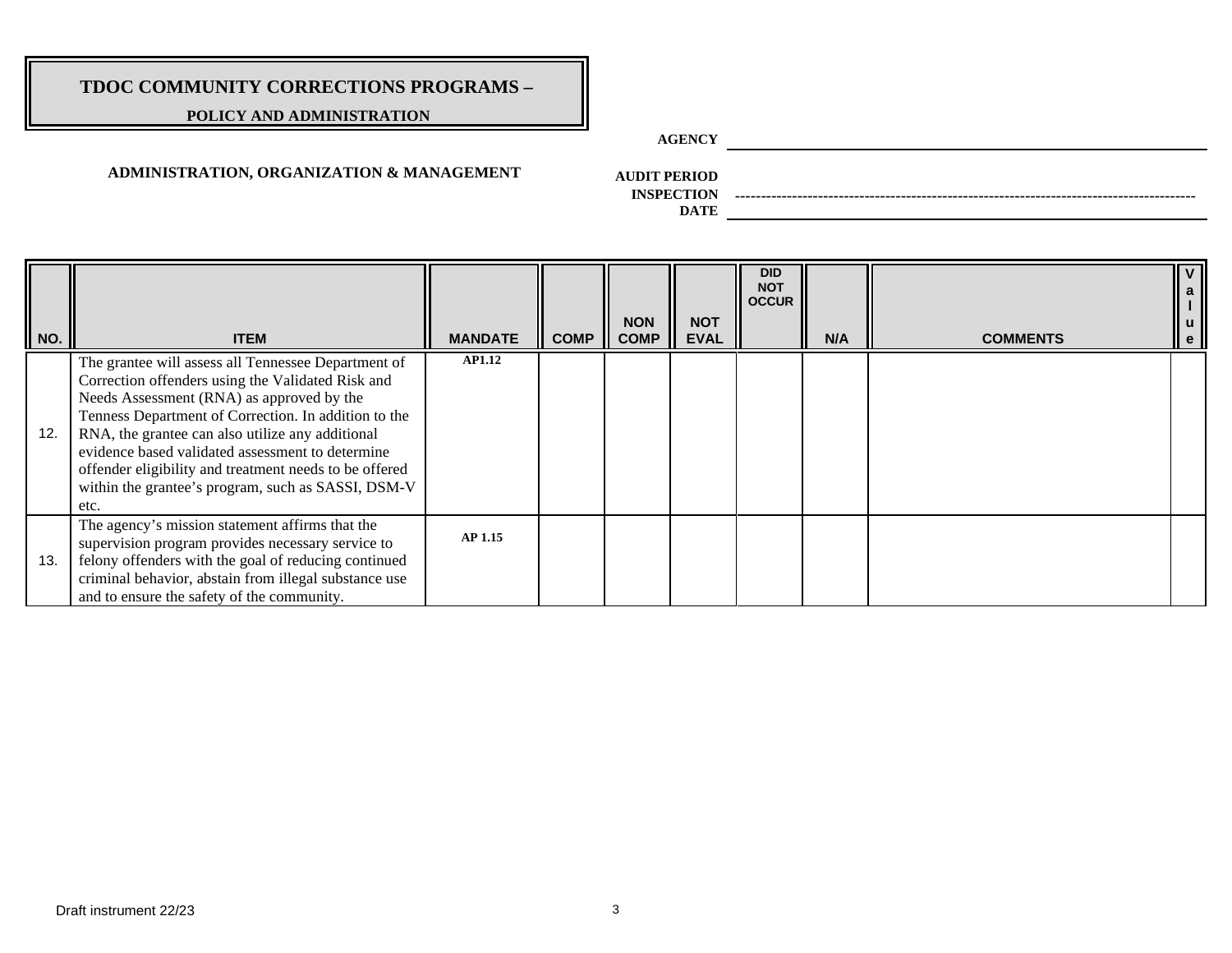# TDOC COMMUNITY CORRECTIONS PROGRAMS –

## POLICY AND ADMINISTRATION

**AGENCY** ______________________________

**ADMINISTRATION, ORGANIZATION & MANAGEMENT**

**AUDIT PERIOD**

**INSPECTION** ------------------------------

**DATE** ______________________________

| NO. | ITEM | MANDATE | COMP | NON COMP | NOT EVAL | DID NOT OCCUR | N/A | COMMENTS | Value |
|---|---|---|---|---|---|---|---|---|---|
| 12. | The grantee will assess all Tennessee Department of Correction offenders using the Validated Risk and Needs Assessment (RNA) as approved by the Tenness Department of Correction. In addition to the RNA, the grantee can also utilize any additional evidence based validated assessment to determine offender eligibility and treatment needs to be offered within the grantee's program, such as SASSI, DSM-V etc. | AP1.12 | | | | | | | |
| 13. | The agency's mission statement affirms that the supervision program provides necessary service to felony offenders with the goal of reducing continued criminal behavior, abstain from illegal substance use and to ensure the safety of the community. | AP 1.15 | | | | | | | |

Draft instrument 22/23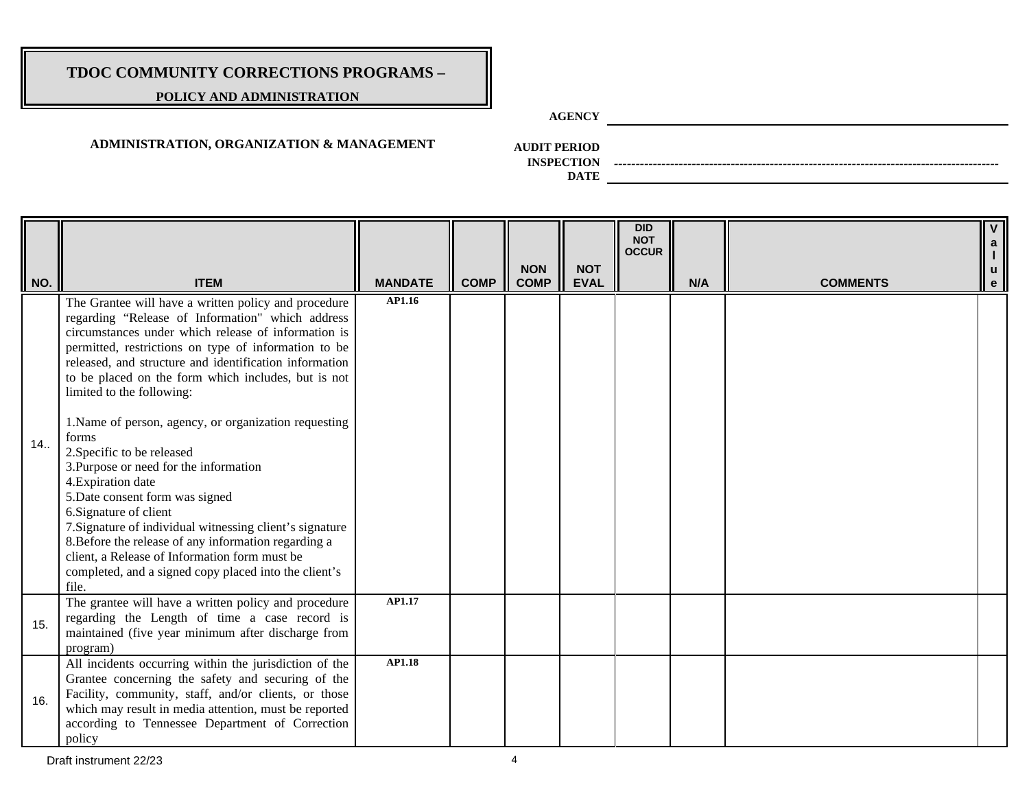# TDOC COMMUNITY CORRECTIONS PROGRAMS –

## POLICY AND ADMINISTRATION

**AGENCY** \_\_\_\_\_\_\_\_\_\_\_\_\_\_\_\_\_\_\_\_\_\_\_\_\_\_\_\_\_\_\_\_\_\_\_\_\_\_\_\_

### ADMINISTRATION, ORGANIZATION & MANAGEMENT

**AUDIT PERIOD**

**INSPECTION DATE** \_\_\_\_\_\_\_\_\_\_\_\_\_\_\_\_\_\_\_\_\_\_\_\_\_\_\_\_\_\_\_\_\_\_\_\_\_\_\_\_

| NO. | ITEM | MANDATE | COMP | NON COMP | NOT EVAL | DID NOT OCCUR | N/A | COMMENTS | Value |
|---|---|---|---|---|---|---|---|---|---|
| 14.. | The Grantee will have a written policy and procedure regarding "Release of Information" which address circumstances under which release of information is permitted, restrictions on type of information to be released, and structure and identification information to be placed on the form which includes, but is not limited to the following:<br><br>1.Name of person, agency, or organization requesting forms<br>2.Specific to be released<br>3.Purpose or need for the information<br>4.Expiration date<br>5.Date consent form was signed<br>6.Signature of client<br>7.Signature of individual witnessing client's signature<br>8.Before the release of any information regarding a client, a Release of Information form must be completed, and a signed copy placed into the client's file. | AP1.16 | | | | | | | |
| 15. | The grantee will have a written policy and procedure regarding the Length of time a case record is maintained (five year minimum after discharge from program) | AP1.17 | | | | | | | |
| 16. | All incidents occurring within the jurisdiction of the Grantee concerning the safety and securing of the Facility, community, staff, and/or clients, or those which may result in media attention, must be reported according to Tennessee Department of Correction policy | AP1.18 | | | | | | | |

Draft instrument 22/23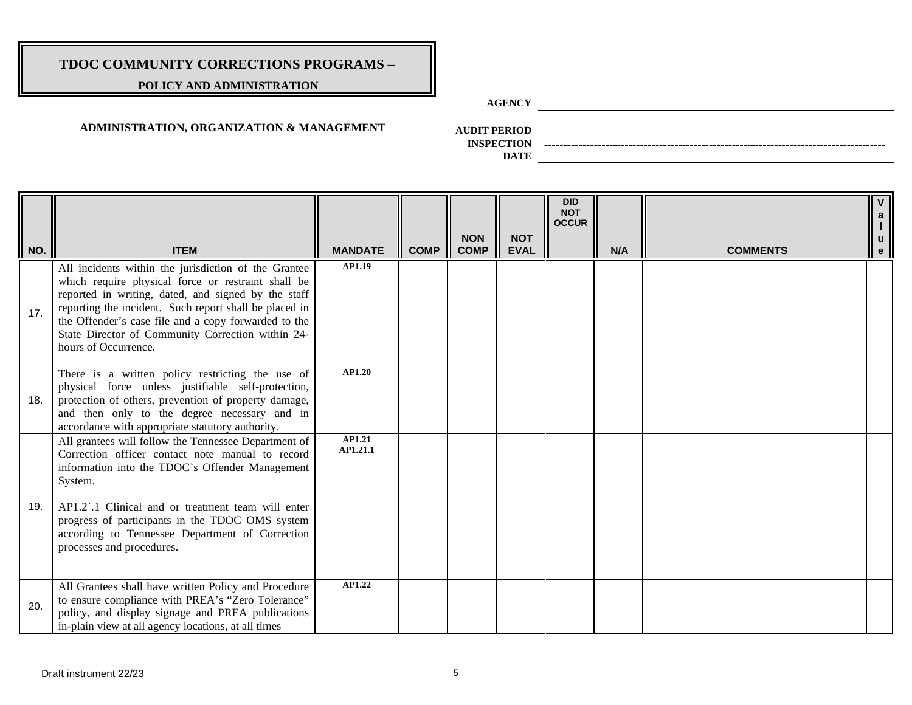# TDOC COMMUNITY CORRECTIONS PROGRAMS –

## POLICY AND ADMINISTRATION

**AGENCY** ______________________________

**ADMINISTRATION, ORGANIZATION & MANAGEMENT**

**AUDIT PERIOD** ______________________________

**INSPECTION DATE** ------------------------------------------------------------

| NO. | ITEM | MANDATE | COMP | NON COMP | NOT EVAL | DID NOT OCCUR | N/A | COMMENTS | Value |
|---|---|---|---|---|---|---|---|---|---|
| 17. | All incidents within the jurisdiction of the Grantee which require physical force or restraint shall be reported in writing, dated, and signed by the staff reporting the incident. Such report shall be placed in the Offender's case file and a copy forwarded to the State Director of Community Correction within 24-hours of Occurrence. | AP1.19 | | | | | | | |
| 18. | There is a written policy restricting the use of physical force unless justifiable self-protection, protection of others, prevention of property damage, and then only to the degree necessary and in accordance with appropriate statutory authority. | AP1.20 | | | | | | | |
| 19. | All grantees will follow the Tennessee Department of Correction officer contact note manual to record information into the TDOC's Offender Management System.<br><br>AP1.2`.1 Clinical and or treatment team will enter progress of participants in the TDOC OMS system according to Tennessee Department of Correction processes and procedures. | AP1.21<br>AP1.21.1 | | | | | | | |
| 20. | All Grantees shall have written Policy and Procedure to ensure compliance with PREA's "Zero Tolerance" policy, and display signage and PREA publications in-plain view at all agency locations, at all times | AP1.22 | | | | | | | |

Draft instrument 22/23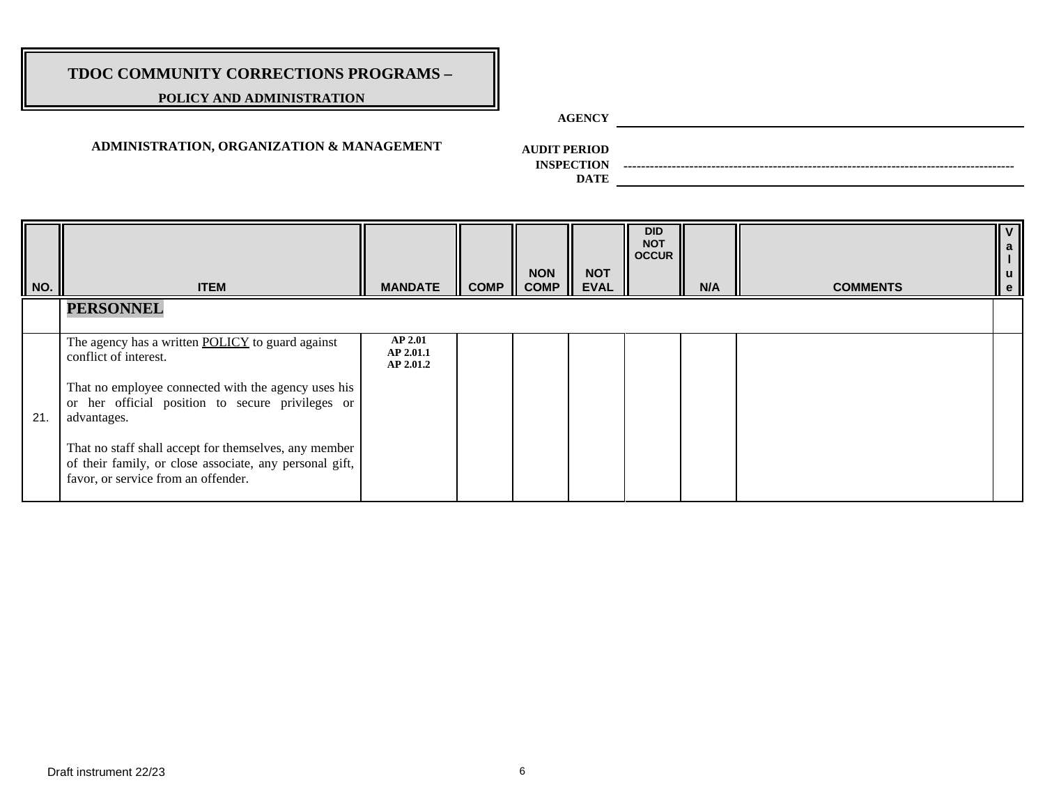# TDOC COMMUNITY CORRECTIONS PROGRAMS –

## POLICY AND ADMINISTRATION

**AGENCY** ______________________________

**ADMINISTRATION, ORGANIZATION & MANAGEMENT**

**AUDIT PERIOD**
**INSPECTION** ----------------------------------------
**DATE** ______________________________

| NO. | ITEM | MANDATE | COMP | NON COMP | NOT EVAL | DID NOT OCCUR | N/A | COMMENTS | Value |
|---|---|---|---|---|---|---|---|---|---|
| | **PERSONNEL** | | | | | | | | |
| 21. | The agency has a written <u>POLICY</u> to guard against conflict of interest.<br><br>That no employee connected with the agency uses his or her official position to secure privileges or advantages.<br><br>That no staff shall accept for themselves, any member of their family, or close associate, any personal gift, favor, or service from an offender. | **AP 2.01**<br>**AP 2.01.1**<br>**AP 2.01.2** | | | | | | | |

Draft instrument 22/23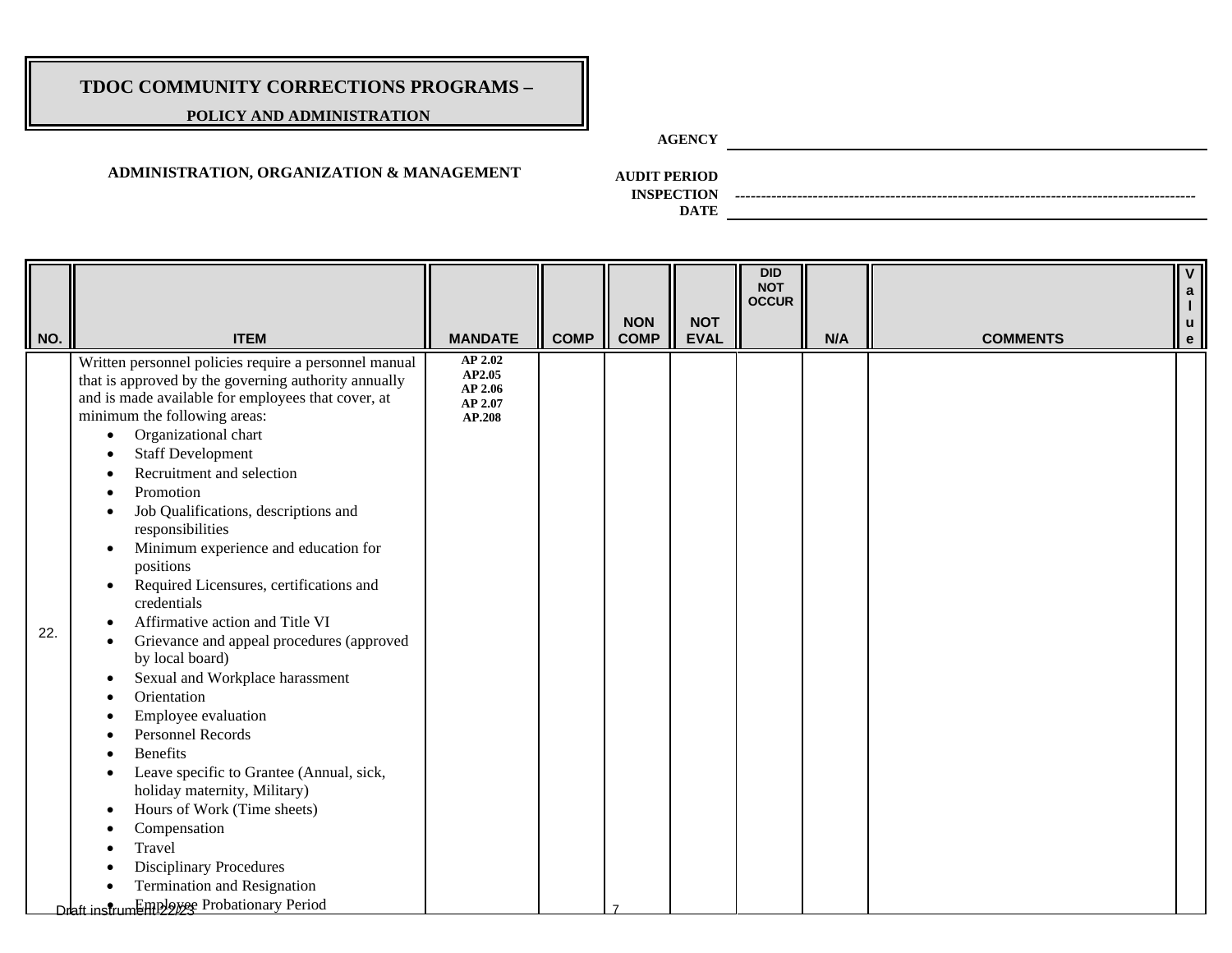# TDOC COMMUNITY CORRECTIONS PROGRAMS –

## POLICY AND ADMINISTRATION

**AGENCY** \_\_\_\_\_\_\_\_\_\_\_\_\_\_\_\_\_\_\_\_\_\_\_\_\_\_\_\_\_\_\_\_

**ADMINISTRATION, ORGANIZATION & MANAGEMENT**

**AUDIT PERIOD** ----------------------------------------------------------------------------------------

**INSPECTION DATE** \_\_\_\_\_\_\_\_\_\_\_\_\_\_\_\_\_\_\_\_\_\_\_\_\_\_\_\_\_\_\_\_

| NO. | ITEM | MANDATE | COMP | NON COMP | NOT EVAL | DID NOT OCCUR | N/A | COMMENTS | Value |
|---|---|---|---|---|---|---|---|---|---|
| 22. | Written personnel policies require a personnel manual that is approved by the governing authority annually and is made available for employees that cover, at minimum the following areas:<br>• Organizational chart<br>• Staff Development<br>• Recruitment and selection<br>• Promotion<br>• Job Qualifications, descriptions and responsibilities<br>• Minimum experience and education for positions<br>• Required Licensures, certifications and credentials<br>• Affirmative action and Title VI<br>• Grievance and appeal procedures (approved by local board)<br>• Sexual and Workplace harassment<br>• Orientation<br>• Employee evaluation<br>• Personnel Records<br>• Benefits<br>• Leave specific to Grantee (Annual, sick, holiday maternity, Military)<br>• Hours of Work (Time sheets)<br>• Compensation<br>• Travel<br>• Disciplinary Procedures<br>• Termination and Resignation<br>• Employee Probationary Period | AP 2.02<br>AP2.05<br>AP 2.06<br>AP 2.07<br>AP.208 | | | | | | | |

Draft instrument 22/23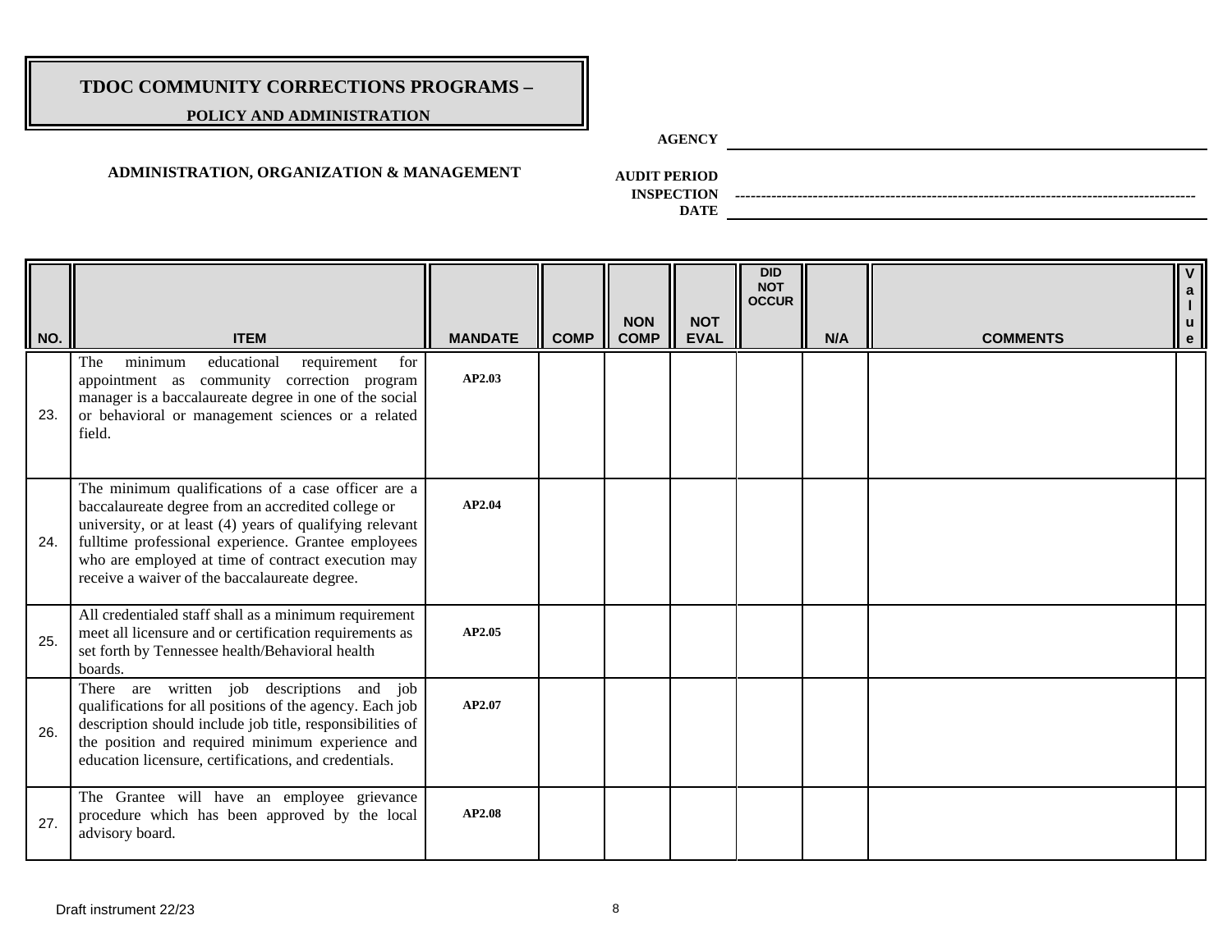# TDOC COMMUNITY CORRECTIONS PROGRAMS –

## POLICY AND ADMINISTRATION

**AGENCY** ______________________________

**ADMINISTRATION, ORGANIZATION & MANAGEMENT**

**AUDIT PERIOD**

**INSPECTION** ------------------------------------------------------------------------------------------

**DATE** ______________________________

| NO. | ITEM | MANDATE | COMP | NON COMP | NOT EVAL | DID NOT OCCUR | N/A | COMMENTS | Value |
|---|---|---|---|---|---|---|---|---|---|
| 23. | The minimum educational requirement for appointment as community correction program manager is a baccalaureate degree in one of the social or behavioral or management sciences or a related field. | **AP2.03** | | | | | | | |
| 24. | The minimum qualifications of a case officer are a baccalaureate degree from an accredited college or university, or at least (4) years of qualifying relevant fulltime professional experience. Grantee employees who are employed at time of contract execution may receive a waiver of the baccalaureate degree. | **AP2.04** | | | | | | | |
| 25. | All credentialed staff shall as a minimum requirement meet all licensure and or certification requirements as set forth by Tennessee health/Behavioral health boards. | **AP2.05** | | | | | | | |
| 26. | There are written job descriptions and job qualifications for all positions of the agency. Each job description should include job title, responsibilities of the position and required minimum experience and education licensure, certifications, and credentials. | **AP2.07** | | | | | | | |
| 27. | The Grantee will have an employee grievance procedure which has been approved by the local advisory board. | **AP2.08** | | | | | | | |

Draft instrument 22/23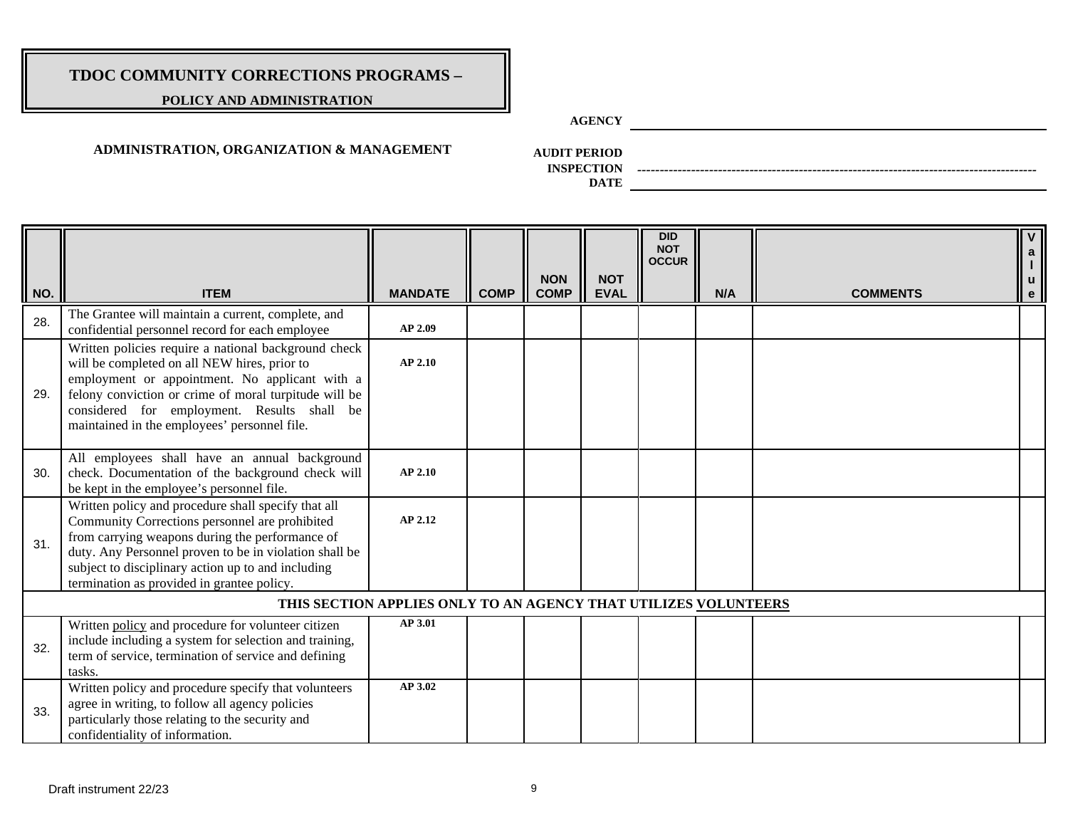# TDOC COMMUNITY CORRECTIONS PROGRAMS –

**POLICY AND ADMINISTRATION**

**AGENCY** ______________________________

**ADMINISTRATION, ORGANIZATION & MANAGEMENT**

**AUDIT PERIOD**
**INSPECTION** ------------------------------------------------------------------------------------------
**DATE** ______________________________

| NO. | ITEM | MANDATE | COMP | NON COMP | NOT EVAL | DID NOT OCCUR | N/A | COMMENTS | Value |
|---|---|---|---|---|---|---|---|---|---|
| 28. | The Grantee will maintain a current, complete, and confidential personnel record for each employee | AP 2.09 | | | | | | | |
| 29. | Written policies require a national background check will be completed on all NEW hires, prior to employment or appointment. No applicant with a felony conviction or crime of moral turpitude will be considered for employment. Results shall be maintained in the employees' personnel file. | AP 2.10 | | | | | | | |
| 30. | All employees shall have an annual background check. Documentation of the background check will be kept in the employee's personnel file. | AP 2.10 | | | | | | | |
| 31. | Written policy and procedure shall specify that all Community Corrections personnel are prohibited from carrying weapons during the performance of duty. Any Personnel proven to be in violation shall be subject to disciplinary action up to and including termination as provided in grantee policy. | AP 2.12 | | | | | | | |
| **THIS SECTION APPLIES ONLY TO AN AGENCY THAT UTILIZES VOLUNTEERS** | | | | | | | | | |
| 32. | Written policy and procedure for volunteer citizen include including a system for selection and training, term of service, termination of service and defining tasks. | AP 3.01 | | | | | | | |
| 33. | Written policy and procedure specify that volunteers agree in writing, to follow all agency policies particularly those relating to the security and confidentiality of information. | AP 3.02 | | | | | | | |

Draft instrument 22/23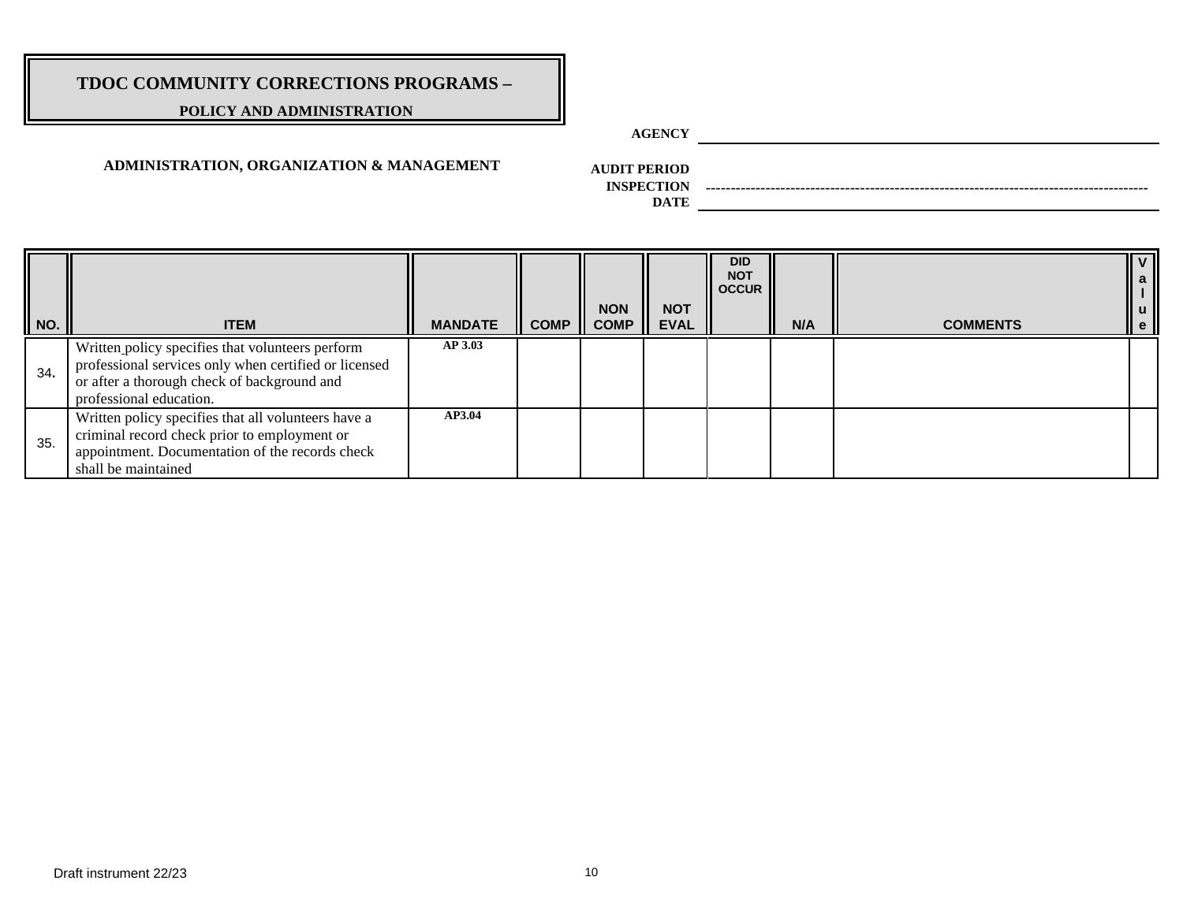# TDOC COMMUNITY CORRECTIONS PROGRAMS –

**POLICY AND ADMINISTRATION**

**AGENCY** ______________________________

## ADMINISTRATION, ORGANIZATION & MANAGEMENT

**AUDIT PERIOD**

**INSPECTION** ------------------------------------------------------------

**DATE** ______________________________

| NO. | ITEM | MANDATE | COMP | NON COMP | NOT EVAL | DID NOT OCCUR | N/A | COMMENTS | Value |
|---|---|---|---|---|---|---|---|---|---|
| 34. | Written policy specifies that volunteers perform professional services only when certified or licensed or after a thorough check of background and professional education. | AP 3.03 | | | | | | | |
| 35. | Written policy specifies that all volunteers have a criminal record check prior to employment or appointment. Documentation of the records check shall be maintained | AP3.04 | | | | | | | |

Draft instrument 22/23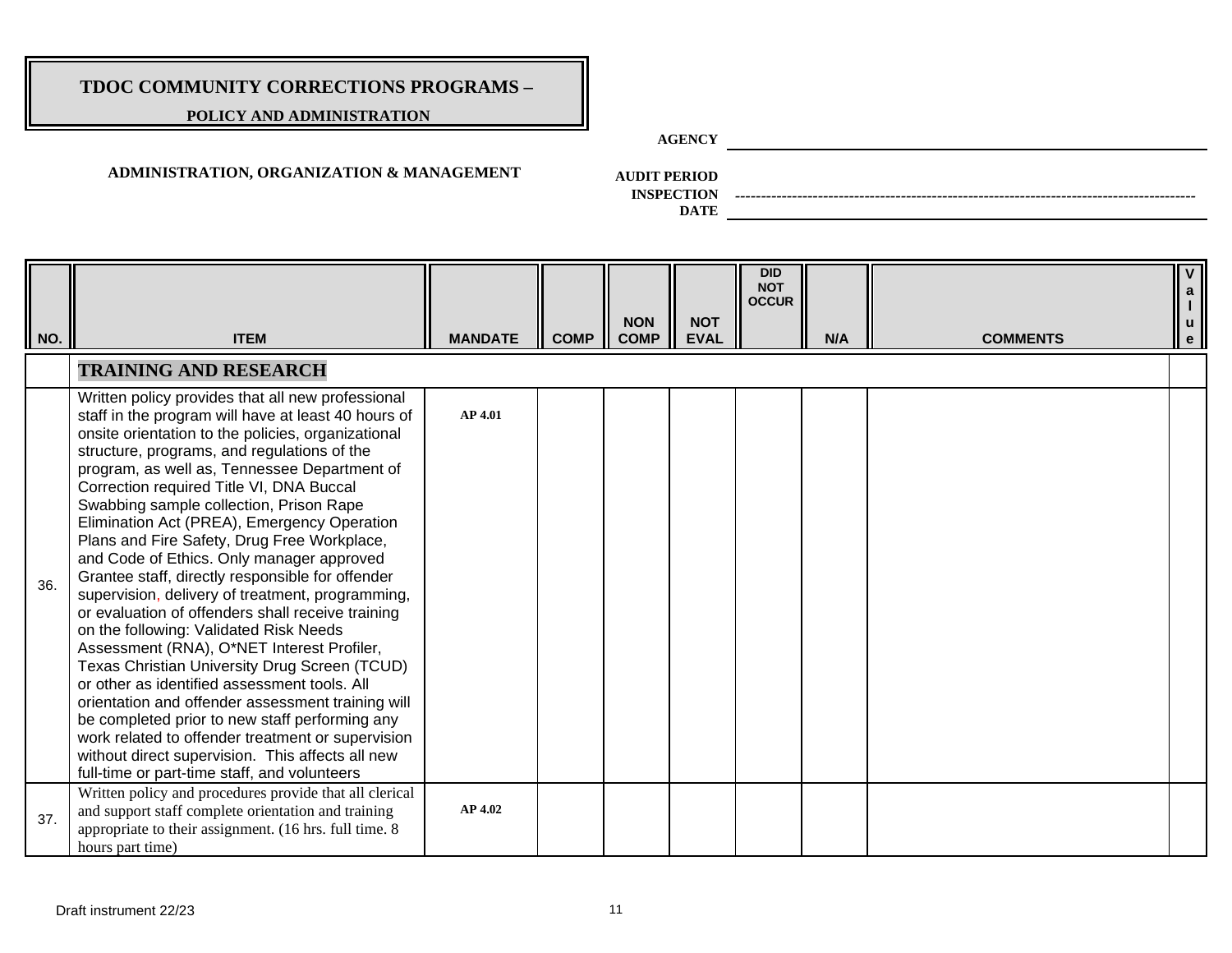# TDOC COMMUNITY CORRECTIONS PROGRAMS –

**POLICY AND ADMINISTRATION**

**AGENCY** \_\_\_\_\_\_\_\_\_\_\_\_\_\_\_\_\_\_\_\_\_\_\_\_\_\_\_\_\_\_\_\_\_\_\_\_\_\_\_\_

**ADMINISTRATION, ORGANIZATION & MANAGEMENT**

**AUDIT PERIOD**
**INSPECTION** ---------------------------------------------------------------------------------------
**DATE** \_\_\_\_\_\_\_\_\_\_\_\_\_\_\_\_\_\_\_\_\_\_\_\_\_\_\_\_\_\_\_\_\_\_\_\_\_\_\_\_

| NO. | ITEM | MANDATE | COMP | NON COMP | NOT EVAL | DID NOT OCCUR | N/A | COMMENTS | Value |
|---|---|---|---|---|---|---|---|---|---|
| | **TRAINING AND RESEARCH** | | | | | | | | |
| 36. | Written policy provides that all new professional staff in the program will have at least 40 hours of onsite orientation to the policies, organizational structure, programs, and regulations of the program, as well as, Tennessee Department of Correction required Title VI, DNA Buccal Swabbing sample collection, Prison Rape Elimination Act (PREA), Emergency Operation Plans and Fire Safety, Drug Free Workplace, and Code of Ethics. Only manager approved Grantee staff, directly responsible for offender supervision, delivery of treatment, programming, or evaluation of offenders shall receive training on the following: Validated Risk Needs Assessment (RNA), O*NET Interest Profiler, Texas Christian University Drug Screen (TCUD) or other as identified assessment tools. All orientation and offender assessment training will be completed prior to new staff performing any work related to offender treatment or supervision without direct supervision. This affects all new full-time or part-time staff, and volunteers | AP 4.01 | | | | | | | |
| 37. | Written policy and procedures provide that all clerical and support staff complete orientation and training appropriate to their assignment. (16 hrs. full time. 8 hours part time) | AP 4.02 | | | | | | | |

Draft instrument 22/23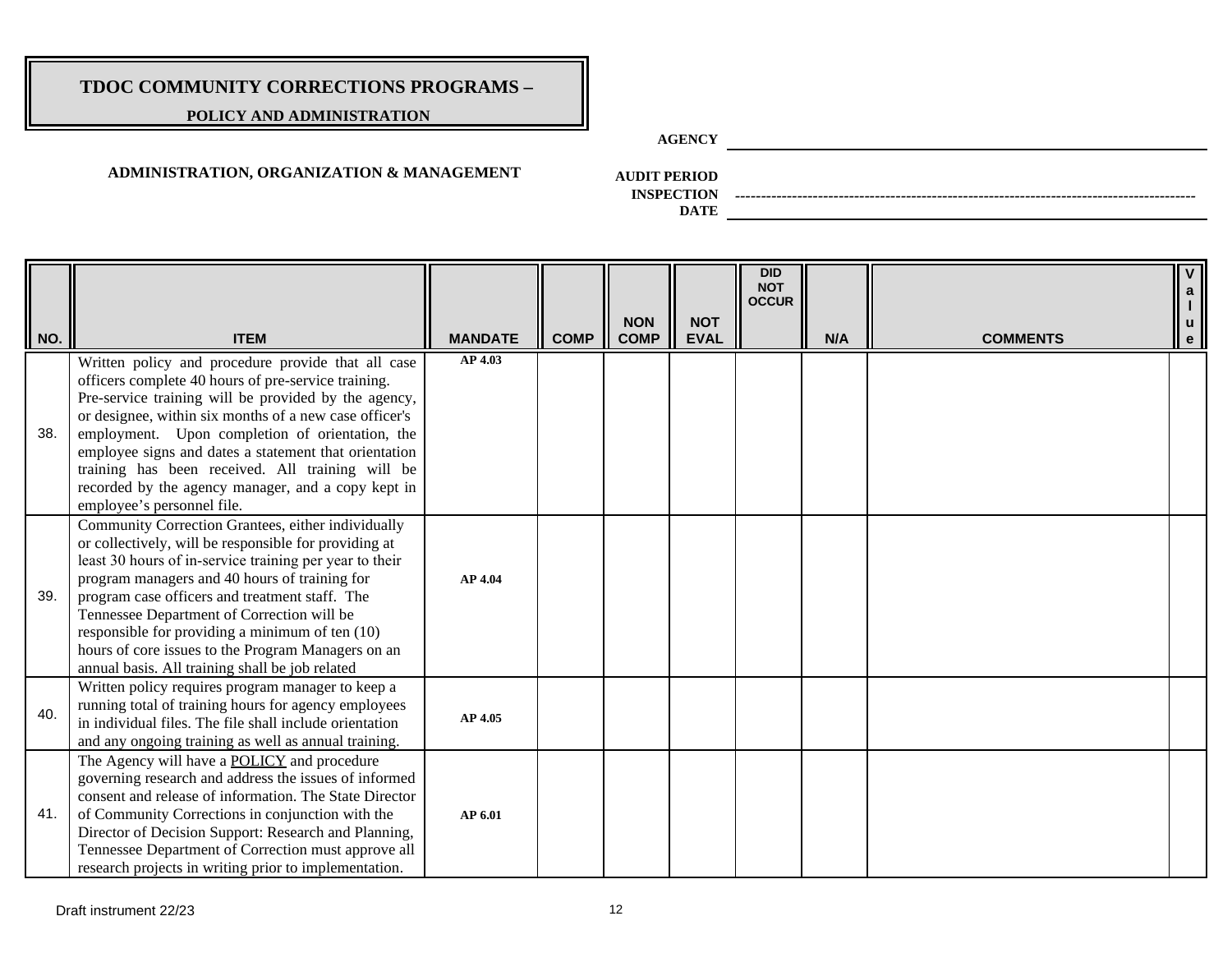# TDOC COMMUNITY CORRECTIONS PROGRAMS –

**POLICY AND ADMINISTRATION**

**AGENCY** ______________________________

**ADMINISTRATION, ORGANIZATION & MANAGEMENT**

**AUDIT PERIOD**
**INSPECTION** ------------------------------------------------
**DATE** ______________________________

| NO. | ITEM | MANDATE | COMP | NON COMP | NOT EVAL | DID NOT OCCUR | N/A | COMMENTS | Value |
|---|---|---|---|---|---|---|---|---|---|
| 38. | Written policy and procedure provide that all case officers complete 40 hours of pre-service training. Pre-service training will be provided by the agency, or designee, within six months of a new case officer's employment. Upon completion of orientation, the employee signs and dates a statement that orientation training has been received. All training will be recorded by the agency manager, and a copy kept in employee's personnel file. | AP 4.03 | | | | | | | |
| 39. | Community Correction Grantees, either individually or collectively, will be responsible for providing at least 30 hours of in-service training per year to their program managers and 40 hours of training for program case officers and treatment staff. The Tennessee Department of Correction will be responsible for providing a minimum of ten (10) hours of core issues to the Program Managers on an annual basis. All training shall be job related | AP 4.04 | | | | | | | |
| 40. | Written policy requires program manager to keep a running total of training hours for agency employees in individual files. The file shall include orientation and any ongoing training as well as annual training. | AP 4.05 | | | | | | | |
| 41. | The Agency will have a POLICY and procedure governing research and address the issues of informed consent and release of information. The State Director of Community Corrections in conjunction with the Director of Decision Support: Research and Planning, Tennessee Department of Correction must approve all research projects in writing prior to implementation. | AP 6.01 | | | | | | | |

Draft instrument 22/23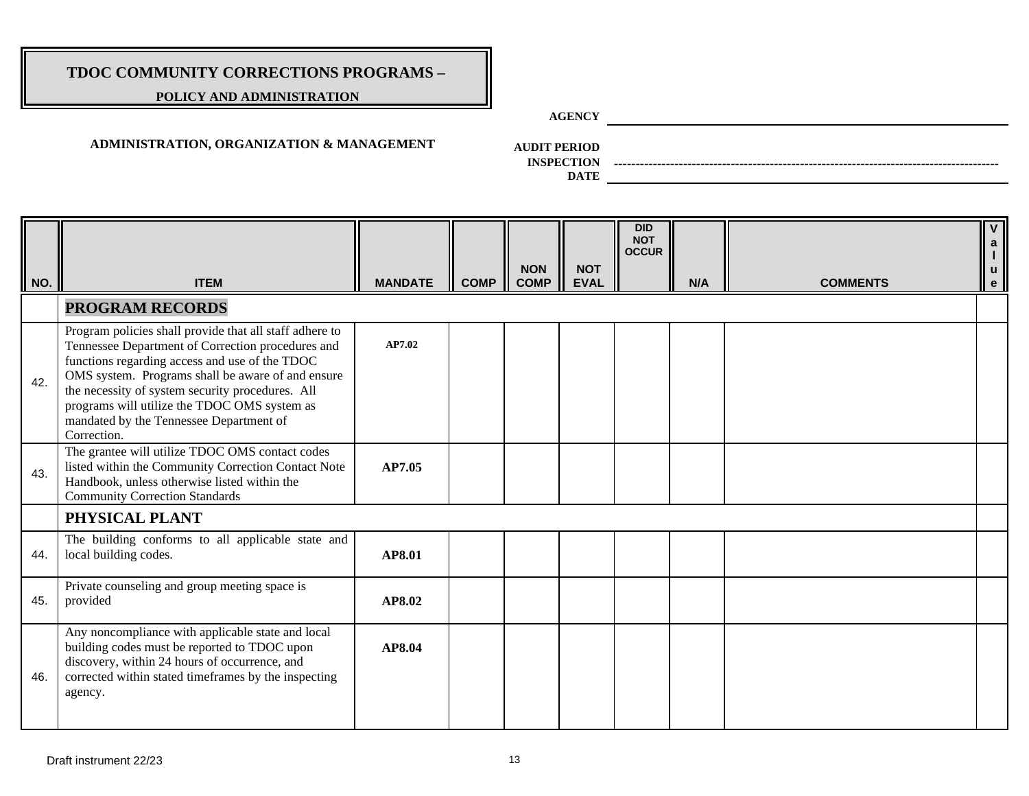# TDOC COMMUNITY CORRECTIONS PROGRAMS –

## POLICY AND ADMINISTRATION

**AGENCY** ______________________________

**ADMINISTRATION, ORGANIZATION & MANAGEMENT**

**AUDIT PERIOD**
**INSPECTION** ------------------------------------------------
**DATE** ______________________________

| NO. | ITEM | MANDATE | COMP | NON COMP | NOT EVAL | DID NOT OCCUR | N/A | COMMENTS | Value |
|---|---|---|---|---|---|---|---|---|---|
| | **PROGRAM RECORDS** | | | | | | | | |
| 42. | Program policies shall provide that all staff adhere to Tennessee Department of Correction procedures and functions regarding access and use of the TDOC OMS system. Programs shall be aware of and ensure the necessity of system security procedures. All programs will utilize the TDOC OMS system as mandated by the Tennessee Department of Correction. | **AP7.02** | | | | | | | |
| 43. | The grantee will utilize TDOC OMS contact codes listed within the Community Correction Contact Note Handbook, unless otherwise listed within the Community Correction Standards | **AP7.05** | | | | | | | |
| | **PHYSICAL PLANT** | | | | | | | | |
| 44. | The building conforms to all applicable state and local building codes. | **AP8.01** | | | | | | | |
| 45. | Private counseling and group meeting space is provided | **AP8.02** | | | | | | | |
| 46. | Any noncompliance with applicable state and local building codes must be reported to TDOC upon discovery, within 24 hours of occurrence, and corrected within stated timeframes by the inspecting agency. | **AP8.04** | | | | | | | |

Draft instrument 22/23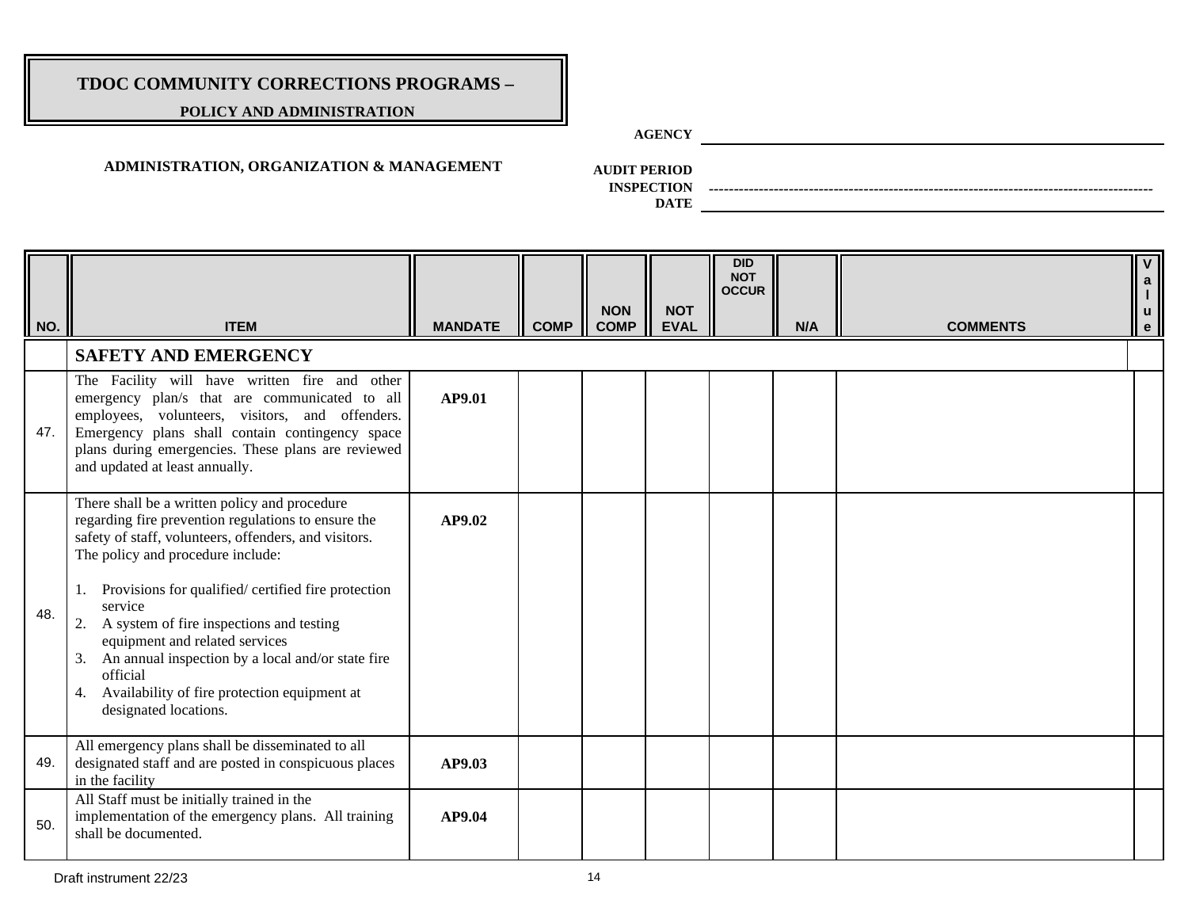# TDOC COMMUNITY CORRECTIONS PROGRAMS –

**POLICY AND ADMINISTRATION**

**AGENCY** ____________________

**ADMINISTRATION, ORGANIZATION & MANAGEMENT**

**AUDIT PERIOD**

**INSPECTION** ------------------------------------------------------------

**DATE** ____________________

| NO. | ITEM | MANDATE | COMP | NON COMP | NOT EVAL | DID NOT OCCUR | N/A | COMMENTS | Value |
|---|---|---|---|---|---|---|---|---|---|
| | **SAFETY AND EMERGENCY** | | | | | | | | |
| 47. | The Facility will have written fire and other emergency plan/s that are communicated to all employees, volunteers, visitors, and offenders. Emergency plans shall contain contingency space plans during emergencies. These plans are reviewed and updated at least annually. | **AP9.01** | | | | | | | |
| 48. | There shall be a written policy and procedure regarding fire prevention regulations to ensure the safety of staff, volunteers, offenders, and visitors. The policy and procedure include:<br><br>1. Provisions for qualified/ certified fire protection service<br>2. A system of fire inspections and testing equipment and related services<br>3. An annual inspection by a local and/or state fire official<br>4. Availability of fire protection equipment at designated locations. | **AP9.02** | | | | | | | |
| 49. | All emergency plans shall be disseminated to all designated staff and are posted in conspicuous places in the facility | **AP9.03** | | | | | | | |
| 50. | All Staff must be initially trained in the implementation of the emergency plans. All training shall be documented. | **AP9.04** | | | | | | | |

Draft instrument 22/23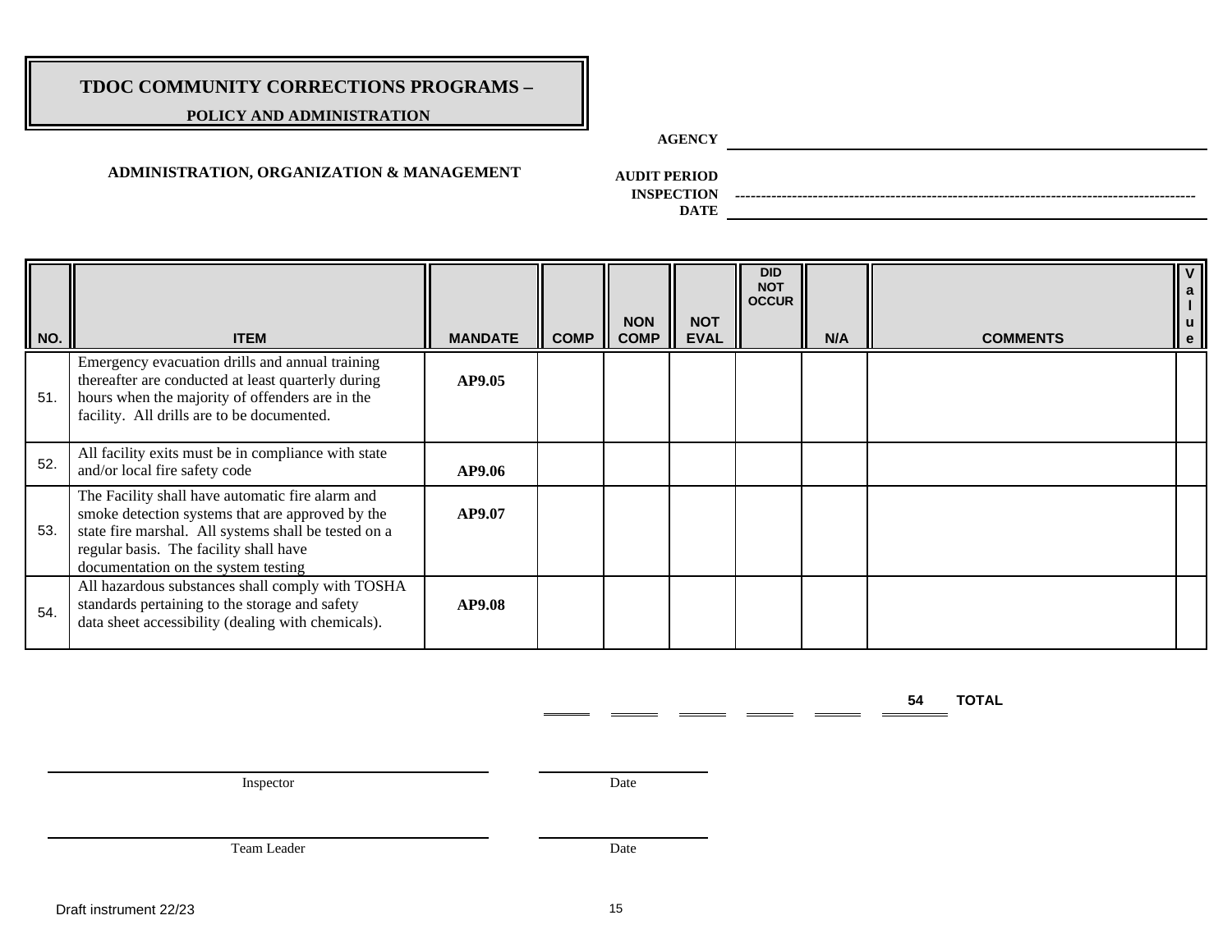# TDOC COMMUNITY CORRECTIONS PROGRAMS –

**POLICY AND ADMINISTRATION**

**AGENCY** ______________________________

## ADMINISTRATION, ORGANIZATION & MANAGEMENT

**AUDIT PERIOD** 

**INSPECTION DATE** ______________________________

| NO. | ITEM | MANDATE | COMP | NON COMP | NOT EVAL | DID NOT OCCUR | N/A | COMMENTS | Value |
|---|---|---|---|---|---|---|---|---|---|
| 51. | Emergency evacuation drills and annual training thereafter are conducted at least quarterly during hours when the majority of offenders are in the facility. All drills are to be documented. | **AP9.05** | | | | | | | |
| 52. | All facility exits must be in compliance with state and/or local fire safety code | **AP9.06** | | | | | | | |
| 53. | The Facility shall have automatic fire alarm and smoke detection systems that are approved by the state fire marshal. All systems shall be tested on a regular basis. The facility shall have documentation on the system testing | **AP9.07** | | | | | | | |
| 54. | All hazardous substances shall comply with TOSHA standards pertaining to the storage and safety data sheet accessibility (dealing with chemicals). | **AP9.08** | | | | | | | |

**54 TOTAL**

______________________________ Inspector ______________ Date

______________________________ Team Leader ______________ Date

Draft instrument 22/23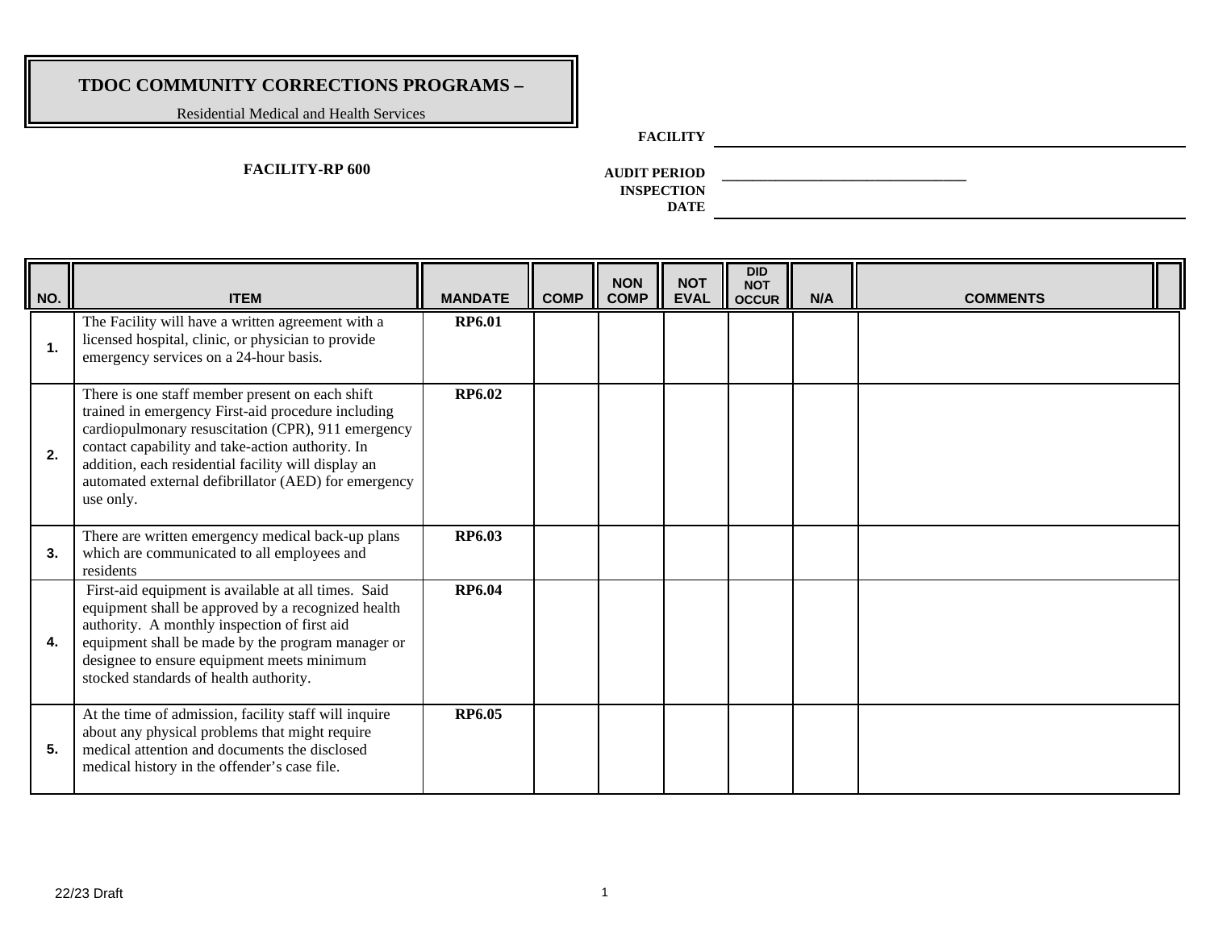# TDOC COMMUNITY CORRECTIONS PROGRAMS –

Residential Medical and Health Services

**FACILITY-RP 600**

**FACILITY** ______________________________

**AUDIT PERIOD** ______________________________

**INSPECTION DATE** ______________________________

| NO. | ITEM | MANDATE | COMP | NON COMP | NOT EVAL | DID NOT OCCUR | N/A | COMMENTS |
|---|---|---|---|---|---|---|---|---|
| **1.** | The Facility will have a written agreement with a licensed hospital, clinic, or physician to provide emergency services on a 24-hour basis. | **RP6.01** | | | | | | |
| **2.** | There is one staff member present on each shift trained in emergency First-aid procedure including cardiopulmonary resuscitation (CPR), 911 emergency contact capability and take-action authority. In addition, each residential facility will display an automated external defibrillator (AED) for emergency use only. | **RP6.02** | | | | | | |
| **3.** | There are written emergency medical back-up plans which are communicated to all employees and residents | **RP6.03** | | | | | | |
| **4.** | First-aid equipment is available at all times. Said equipment shall be approved by a recognized health authority. A monthly inspection of first aid equipment shall be made by the program manager or designee to ensure equipment meets minimum stocked standards of health authority. | **RP6.04** | | | | | | |
| **5.** | At the time of admission, facility staff will inquire about any physical problems that might require medical attention and documents the disclosed medical history in the offender's case file. | **RP6.05** | | | | | | |

22/23 Draft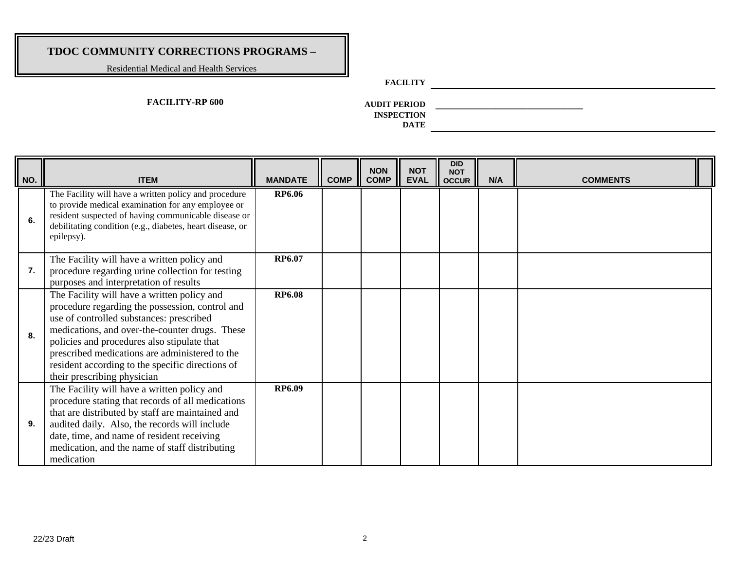# TDOC COMMUNITY CORRECTIONS PROGRAMS –

Residential Medical and Health Services

**FACILITY-RP 600**

**FACILITY** ______________________

**AUDIT PERIOD** ______________________

**INSPECTION DATE** ______________________

| NO. | ITEM | MANDATE | COMP | NON COMP | NOT EVAL | DID NOT OCCUR | N/A | COMMENTS |
|---|---|---|---|---|---|---|---|---|
| 6. | The Facility will have a written policy and procedure to provide medical examination for any employee or resident suspected of having communicable disease or debilitating condition (e.g., diabetes, heart disease, or epilepsy). | RP6.06 | | | | | | |
| 7. | The Facility will have a written policy and procedure regarding urine collection for testing purposes and interpretation of results | RP6.07 | | | | | | |
| 8. | The Facility will have a written policy and procedure regarding the possession, control and use of controlled substances: prescribed medications, and over-the-counter drugs. These policies and procedures also stipulate that prescribed medications are administered to the resident according to the specific directions of their prescribing physician | RP6.08 | | | | | | |
| 9. | The Facility will have a written policy and procedure stating that records of all medications that are distributed by staff are maintained and audited daily. Also, the records will include date, time, and name of resident receiving medication, and the name of staff distributing medication | RP6.09 | | | | | | |

22/23 Draft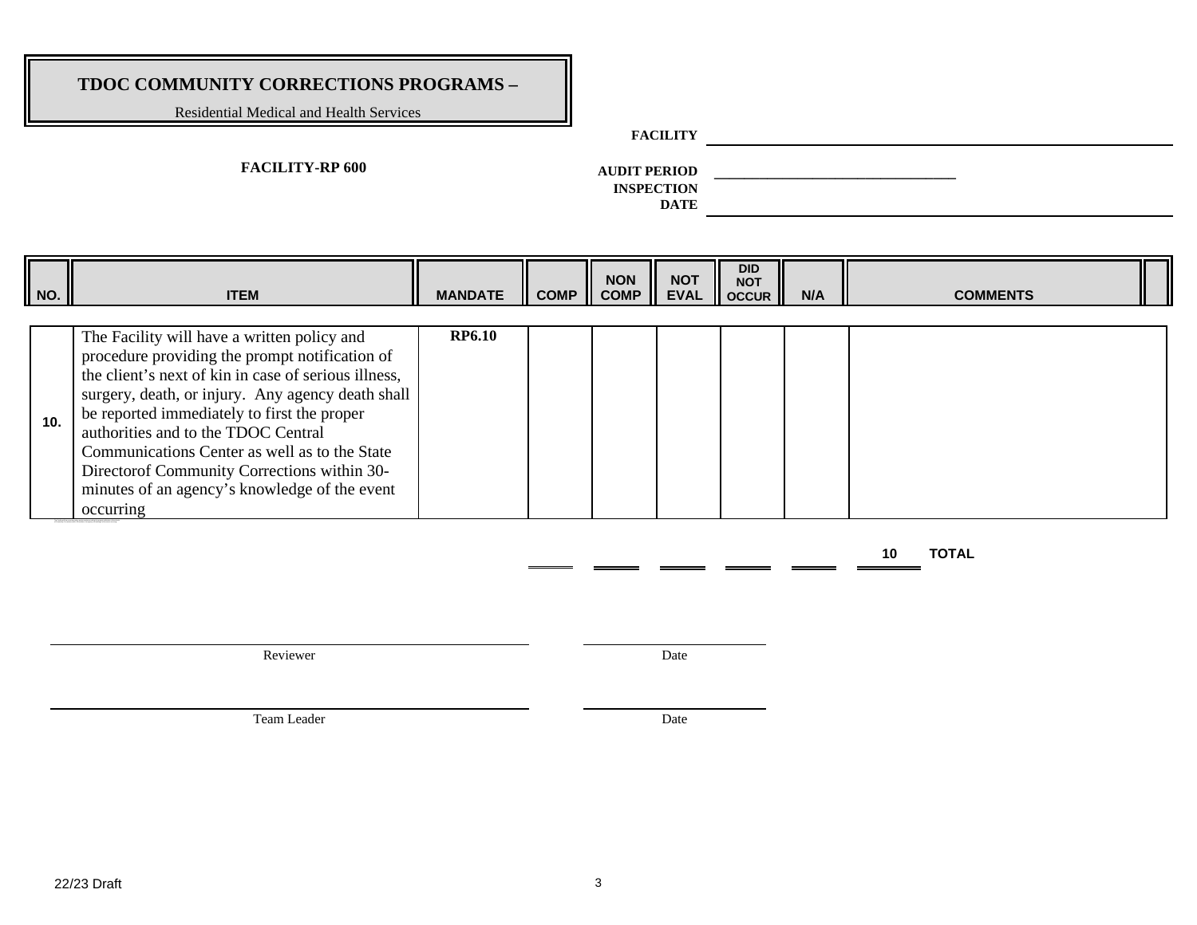# TDOC COMMUNITY CORRECTIONS PROGRAMS –

Residential Medical and Health Services

**FACILITY-RP 600**

**FACILITY** ______________________

**AUDIT PERIOD** ______________________

**INSPECTION DATE** ______________________

| NO. | ITEM | MANDATE | COMP | NON COMP | NOT EVAL | DID NOT OCCUR | N/A | COMMENTS |
|---|---|---|---|---|---|---|---|---|
| 10. | The Facility will have a written policy and procedure providing the prompt notification of the client's next of kin in case of serious illness, surgery, death, or injury. Any agency death shall be reported immediately to first the proper authorities and to the TDOC Central Communications Center as well as to the State Directorof Community Corrections within 30-minutes of an agency's knowledge of the event occurring | **RP6.10** | | | | | | |

**10 TOTAL**

______________________ Reviewer &nbsp;&nbsp;&nbsp; ______________ Date

______________________ Team Leader &nbsp;&nbsp;&nbsp; ______________ Date

22/23 Draft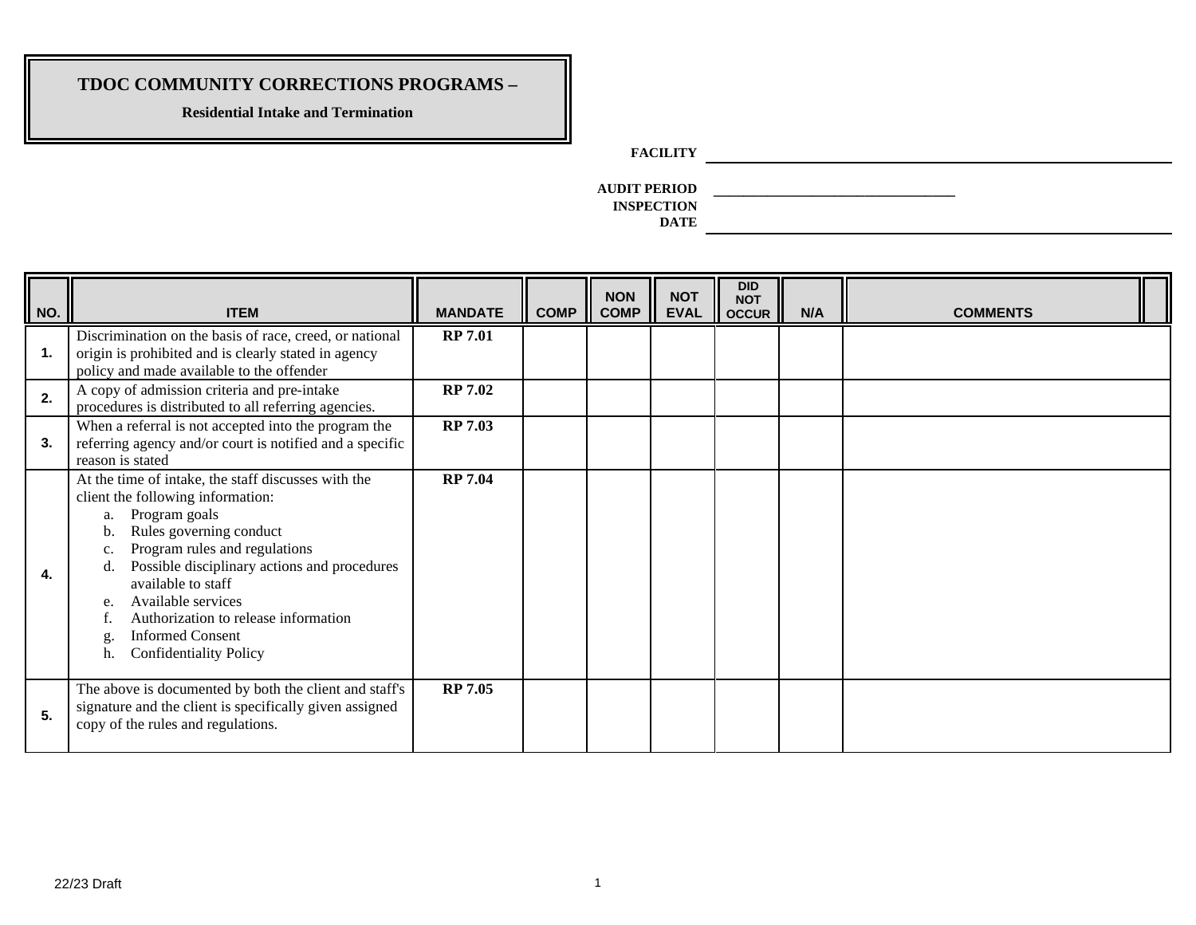# TDOC COMMUNITY CORRECTIONS PROGRAMS –

**Residential Intake and Termination**

**FACILITY** ______________________________

**AUDIT PERIOD** ______________________________

**INSPECTION DATE** ______________________________

| NO. | ITEM | MANDATE | COMP | NON COMP | NOT EVAL | DID NOT OCCUR | N/A | COMMENTS |
|---|---|---|---|---|---|---|---|---|
| 1. | Discrimination on the basis of race, creed, or national origin is prohibited and is clearly stated in agency policy and made available to the offender | **RP 7.01** | | | | | | |
| 2. | A copy of admission criteria and pre-intake procedures is distributed to all referring agencies. | **RP 7.02** | | | | | | |
| 3. | When a referral is not accepted into the program the referring agency and/or court is notified and a specific reason is stated | **RP 7.03** | | | | | | |
| 4. | At the time of intake, the staff discusses with the client the following information:<br>a. Program goals<br>b. Rules governing conduct<br>c. Program rules and regulations<br>d. Possible disciplinary actions and procedures available to staff<br>e. Available services<br>f. Authorization to release information<br>g. Informed Consent<br>h. Confidentiality Policy | **RP 7.04** | | | | | | |
| 5. | The above is documented by both the client and staff's signature and the client is specifically given assigned copy of the rules and regulations. | **RP 7.05** | | | | | | |

22/23 Draft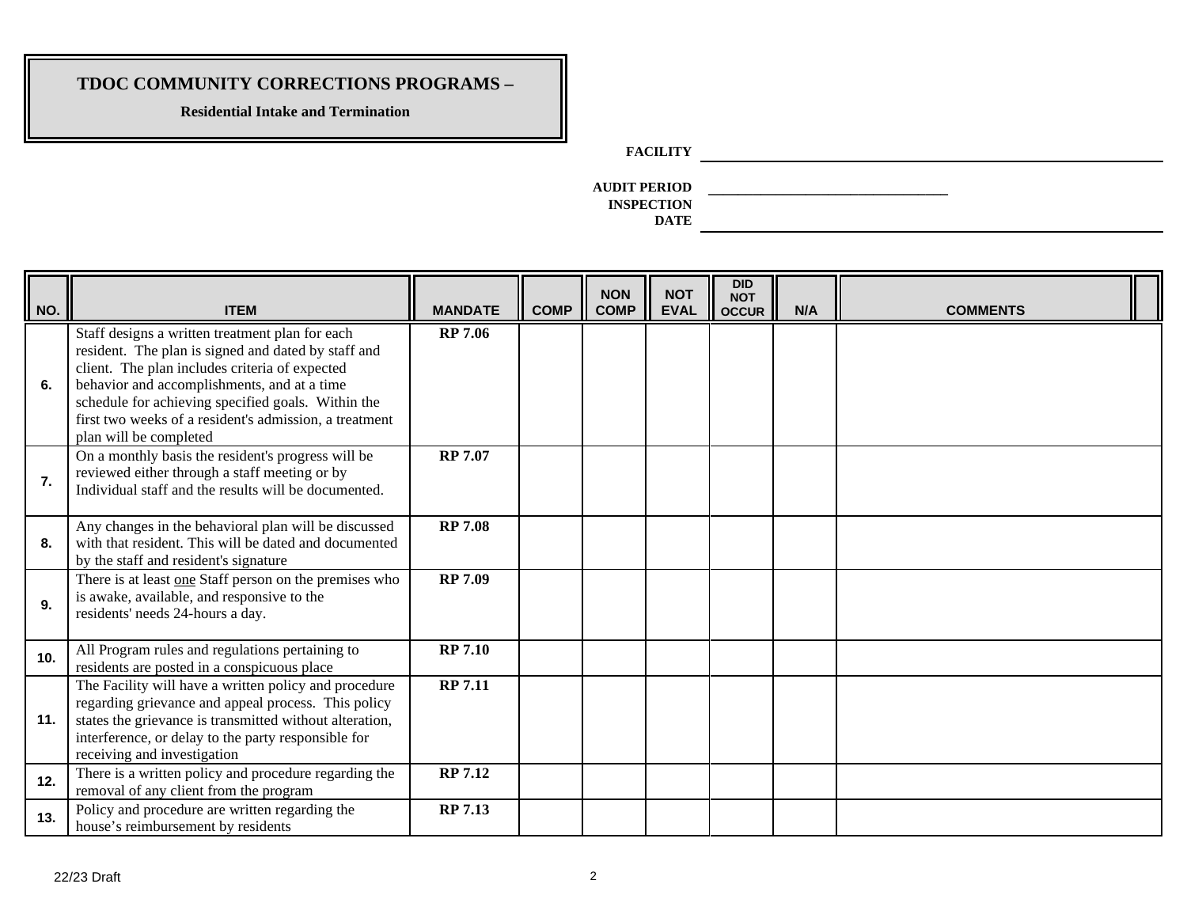# TDOC COMMUNITY CORRECTIONS PROGRAMS –

**Residential Intake and Termination**

**FACILITY** ____________________

**AUDIT PERIOD** ____________________

**INSPECTION DATE** ____________________

| NO. | ITEM | MANDATE | COMP | NON COMP | NOT EVAL | DID NOT OCCUR | N/A | COMMENTS |
|---|---|---|---|---|---|---|---|---|
| **6.** | Staff designs a written treatment plan for each resident. The plan is signed and dated by staff and client. The plan includes criteria of expected behavior and accomplishments, and at a time schedule for achieving specified goals. Within the first two weeks of a resident's admission, a treatment plan will be completed | **RP 7.06** | | | | | | |
| **7.** | On a monthly basis the resident's progress will be reviewed either through a staff meeting or by Individual staff and the results will be documented. | **RP 7.07** | | | | | | |
| **8.** | Any changes in the behavioral plan will be discussed with that resident. This will be dated and documented by the staff and resident's signature | **RP 7.08** | | | | | | |
| **9.** | There is at least one Staff person on the premises who is awake, available, and responsive to the residents' needs 24-hours a day. | **RP 7.09** | | | | | | |
| **10.** | All Program rules and regulations pertaining to residents are posted in a conspicuous place | **RP 7.10** | | | | | | |
| **11.** | The Facility will have a written policy and procedure regarding grievance and appeal process. This policy states the grievance is transmitted without alteration, interference, or delay to the party responsible for receiving and investigation | **RP 7.11** | | | | | | |
| **12.** | There is a written policy and procedure regarding the removal of any client from the program | **RP 7.12** | | | | | | |
| **13.** | Policy and procedure are written regarding the house's reimbursement by residents | **RP 7.13** | | | | | | |

22/23 Draft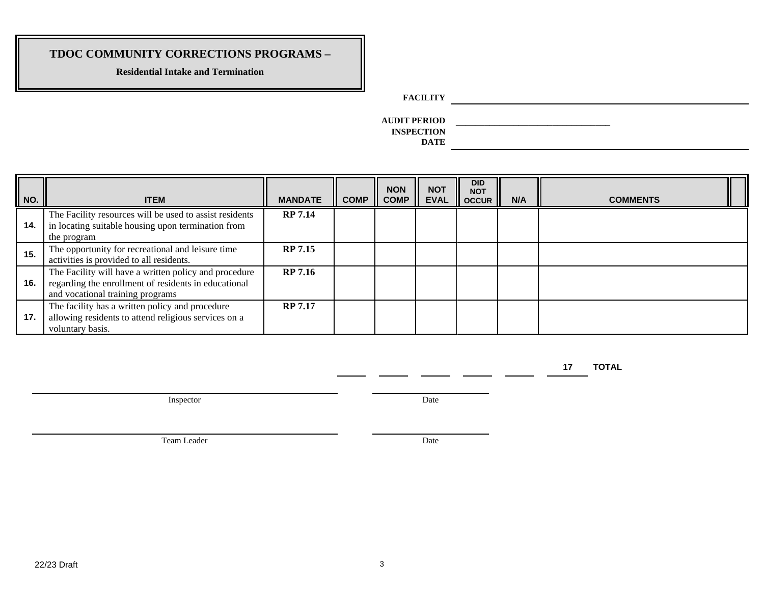# TDOC COMMUNITY CORRECTIONS PROGRAMS –

**Residential Intake and Termination**

**FACILITY** ______________________________

**AUDIT PERIOD** ______________________________

**INSPECTION DATE** ______________________________

| NO. | ITEM | MANDATE | COMP | NON COMP | NOT EVAL | DID NOT OCCUR | N/A | COMMENTS |
|---|---|---|---|---|---|---|---|---|
| **14.** | The Facility resources will be used to assist residents in locating suitable housing upon termination from the program | **RP 7.14** | | | | | | |
| **15.** | The opportunity for recreational and leisure time activities is provided to all residents. | **RP 7.15** | | | | | | |
| **16.** | The Facility will have a written policy and procedure regarding the enrollment of residents in educational and vocational training programs | **RP 7.16** | | | | | | |
| **17.** | The facility has a written policy and procedure allowing residents to attend religious services on a voluntary basis. | **RP 7.17** | | | | | | |

| COMP | NON COMP | NOT EVAL | DID NOT OCCUR | N/A | | |
|---|---|---|---|---|---|---|
| ______ | ______ | ______ | ______ | ______ | ______ | **17 TOTAL** |

______________________________ Inspector ______________ Date

______________________________ Team Leader ______________ Date

22/23 Draft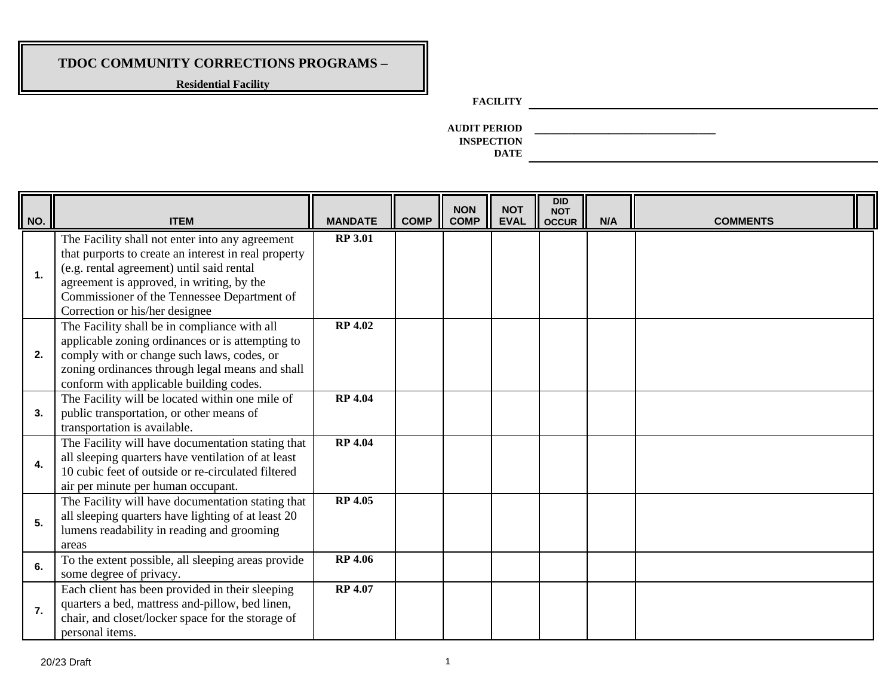# TDOC COMMUNITY CORRECTIONS PROGRAMS –

**Residential Facility**

**FACILITY** ______________________________

**AUDIT PERIOD** ______________________________

**INSPECTION DATE** ______________________________

| NO. | ITEM | MANDATE | COMP | NON COMP | NOT EVAL | DID NOT OCCUR | N/A | COMMENTS |
|---|---|---|---|---|---|---|---|---|
| 1. | The Facility shall not enter into any agreement that purports to create an interest in real property (e.g. rental agreement) until said rental agreement is approved, in writing, by the Commissioner of the Tennessee Department of Correction or his/her designee | RP 3.01 | | | | | | |
| 2. | The Facility shall be in compliance with all applicable zoning ordinances or is attempting to comply with or change such laws, codes, or zoning ordinances through legal means and shall conform with applicable building codes. | RP 4.02 | | | | | | |
| 3. | The Facility will be located within one mile of public transportation, or other means of transportation is available. | RP 4.04 | | | | | | |
| 4. | The Facility will have documentation stating that all sleeping quarters have ventilation of at least 10 cubic feet of outside or re-circulated filtered air per minute per human occupant. | RP 4.04 | | | | | | |
| 5. | The Facility will have documentation stating that all sleeping quarters have lighting of at least 20 lumens readability in reading and grooming areas | RP 4.05 | | | | | | |
| 6. | To the extent possible, all sleeping areas provide some degree of privacy. | RP 4.06 | | | | | | |
| 7. | Each client has been provided in their sleeping quarters a bed, mattress and-pillow, bed linen, chair, and closet/locker space for the storage of personal items. | RP 4.07 | | | | | | |

20/23 Draft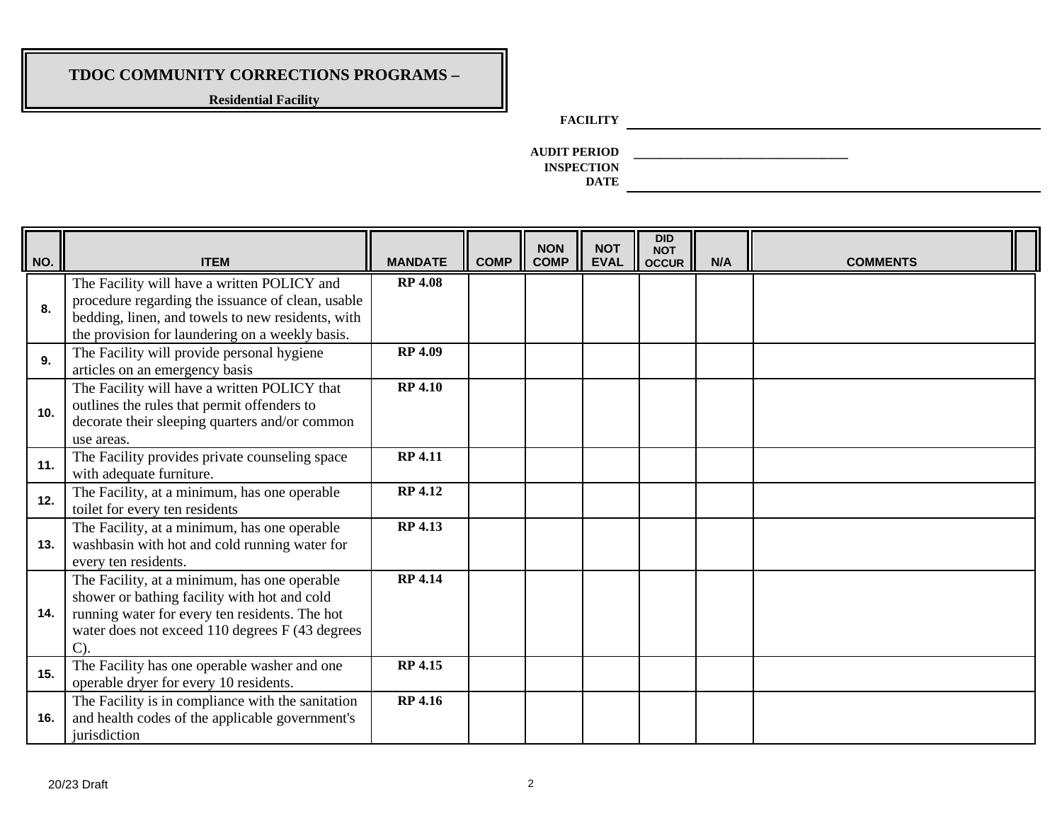# TDOC COMMUNITY CORRECTIONS PROGRAMS –

**Residential Facility**

**FACILITY** ______________________

**AUDIT PERIOD** ______________________

**INSPECTION DATE** ______________________

| NO. | ITEM | MANDATE | COMP | NON COMP | NOT EVAL | DID NOT OCCUR | N/A | COMMENTS |
|---|---|---|---|---|---|---|---|---|
| 8. | The Facility will have a written POLICY and procedure regarding the issuance of clean, usable bedding, linen, and towels to new residents, with the provision for laundering on a weekly basis. | RP 4.08 | | | | | | |
| 9. | The Facility will provide personal hygiene articles on an emergency basis | RP 4.09 | | | | | | |
| 10. | The Facility will have a written POLICY that outlines the rules that permit offenders to decorate their sleeping quarters and/or common use areas. | RP 4.10 | | | | | | |
| 11. | The Facility provides private counseling space with adequate furniture. | RP 4.11 | | | | | | |
| 12. | The Facility, at a minimum, has one operable toilet for every ten residents | RP 4.12 | | | | | | |
| 13. | The Facility, at a minimum, has one operable washbasin with hot and cold running water for every ten residents. | RP 4.13 | | | | | | |
| 14. | The Facility, at a minimum, has one operable shower or bathing facility with hot and cold running water for every ten residents. The hot water does not exceed 110 degrees F (43 degrees C). | RP 4.14 | | | | | | |
| 15. | The Facility has one operable washer and one operable dryer for every 10 residents. | RP 4.15 | | | | | | |
| 16. | The Facility is in compliance with the sanitation and health codes of the applicable government's jurisdiction | RP 4.16 | | | | | | |

20/23 Draft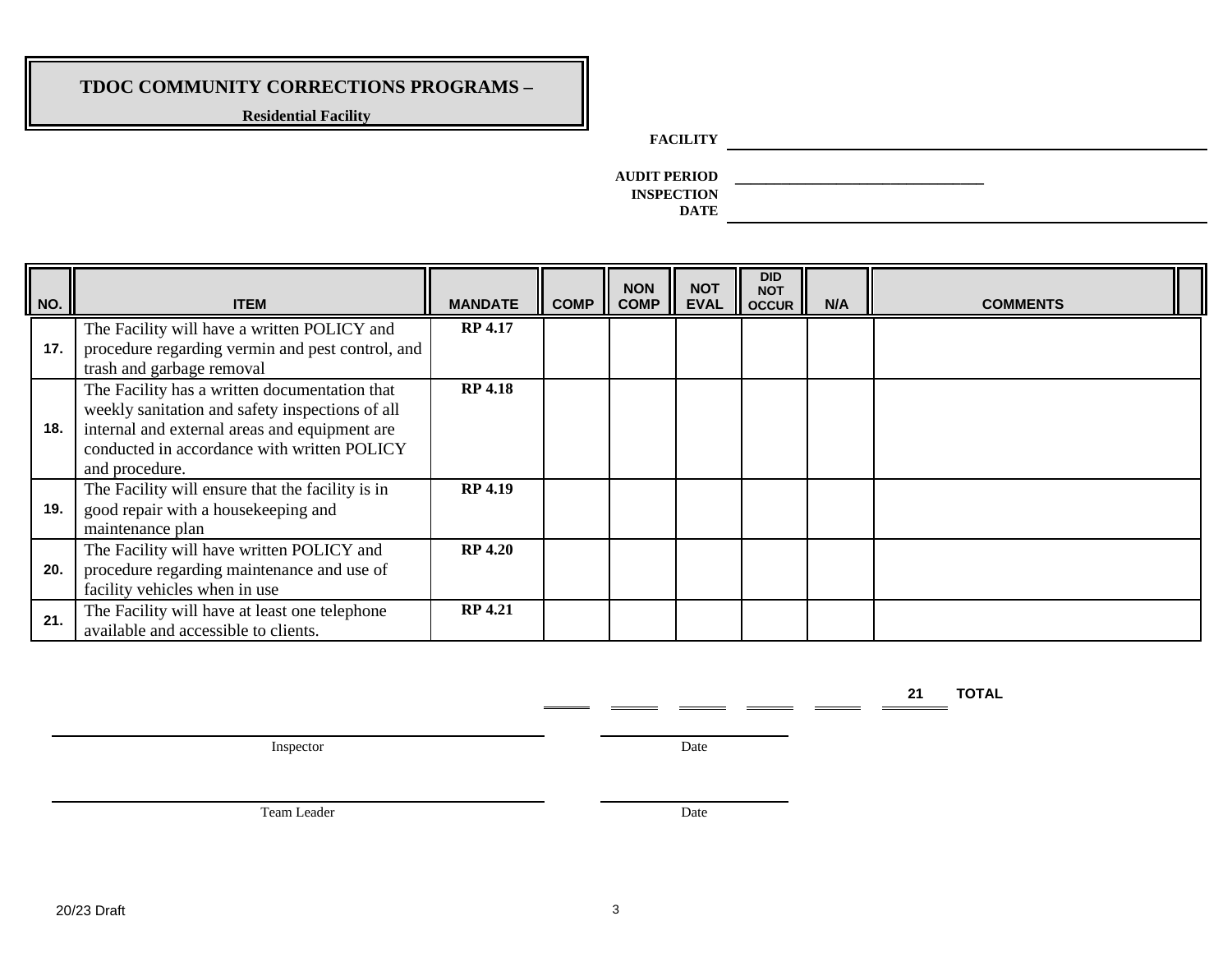# TDOC COMMUNITY CORRECTIONS PROGRAMS –

**Residential Facility**

**FACILITY** ______________________________

**AUDIT PERIOD** ______________________________

**INSPECTION DATE** ______________________________

| NO. | ITEM | MANDATE | COMP | NON COMP | NOT EVAL | DID NOT OCCUR | N/A | COMMENTS |
|---|---|---|---|---|---|---|---|---|
| 17. | The Facility will have a written POLICY and procedure regarding vermin and pest control, and trash and garbage removal | **RP 4.17** | | | | | | |
| 18. | The Facility has a written documentation that weekly sanitation and safety inspections of all internal and external areas and equipment are conducted in accordance with written POLICY and procedure. | **RP 4.18** | | | | | | |
| 19. | The Facility will ensure that the facility is in good repair with a housekeeping and maintenance plan | **RP 4.19** | | | | | | |
| 20. | The Facility will have written POLICY and procedure regarding maintenance and use of facility vehicles when in use | **RP 4.20** | | | | | | |
| 21. | The Facility will have at least one telephone available and accessible to clients. | **RP 4.21** | | | | | | |

_____ _____ _____ _____ _____ **21** **TOTAL**

______________________________ Inspector

______________ Date

______________________________ Team Leader

______________ Date

20/23 Draft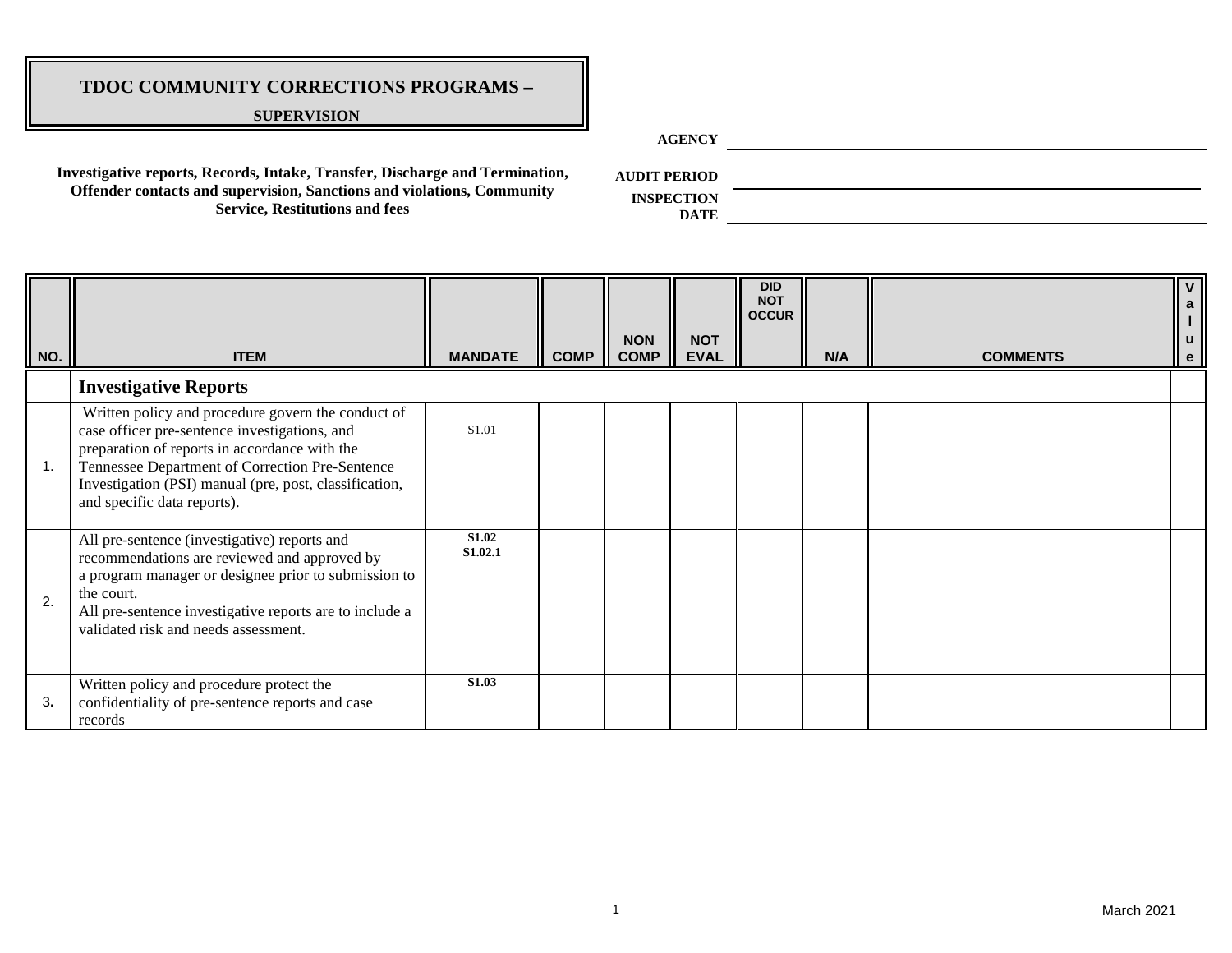# TDOC COMMUNITY CORRECTIONS PROGRAMS –

**SUPERVISION**

**Investigative reports, Records, Intake, Transfer, Discharge and Termination, Offender contacts and supervision, Sanctions and violations, Community Service, Restitutions and fees**

**AGENCY** ______________________________

**AUDIT PERIOD** ______________________________

**INSPECTION DATE** ______________________________

| NO. | ITEM | MANDATE | COMP | NON COMP | NOT EVAL | DID NOT OCCUR | N/A | COMMENTS | Value |
|---|---|---|---|---|---|---|---|---|---|
| | **Investigative Reports** | | | | | | | | |
| 1. | Written policy and procedure govern the conduct of case officer pre-sentence investigations, and preparation of reports in accordance with the Tennessee Department of Correction Pre-Sentence Investigation (PSI) manual (pre, post, classification, and specific data reports). | S1.01 | | | | | | | |
| 2. | All pre-sentence (investigative) reports and recommendations are reviewed and approved by a program manager or designee prior to submission to the court.<br>All pre-sentence investigative reports are to include a validated risk and needs assessment. | **S1.02**<br>**S1.02.1** | | | | | | | |
| 3. | Written policy and procedure protect the confidentiality of pre-sentence reports and case records | **S1.03** | | | | | | | |

March 2021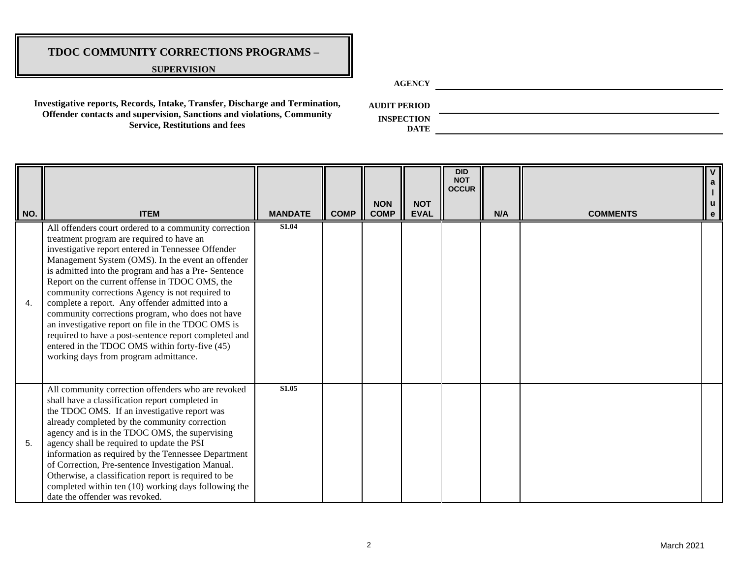# TDOC COMMUNITY CORRECTIONS PROGRAMS –

**SUPERVISION**

**AGENCY** ______________________

**Investigative reports, Records, Intake, Transfer, Discharge and Termination, Offender contacts and supervision, Sanctions and violations, Community Service, Restitutions and fees**

**AUDIT PERIOD** ______________________

**INSPECTION DATE** ______________________

| NO. | ITEM | MANDATE | COMP | NON COMP | NOT EVAL | DID NOT OCCUR | N/A | COMMENTS | Value |
|---|---|---|---|---|---|---|---|---|---|
| 4. | All offenders court ordered to a community correction treatment program are required to have an investigative report entered in Tennessee Offender Management System (OMS). In the event an offender is admitted into the program and has a Pre- Sentence Report on the current offense in TDOC OMS, the community corrections Agency is not required to complete a report. Any offender admitted into a community corrections program, who does not have an investigative report on file in the TDOC OMS is required to have a post-sentence report completed and entered in the TDOC OMS within forty-five (45) working days from program admittance. | **S1.04** | | | | | | | |
| 5. | All community correction offenders who are revoked shall have a classification report completed in the TDOC OMS. If an investigative report was already completed by the community correction agency and is in the TDOC OMS, the supervising agency shall be required to update the PSI information as required by the Tennessee Department of Correction, Pre-sentence Investigation Manual. Otherwise, a classification report is required to be completed within ten (10) working days following the date the offender was revoked. | **S1.05** | | | | | | | |

March 2021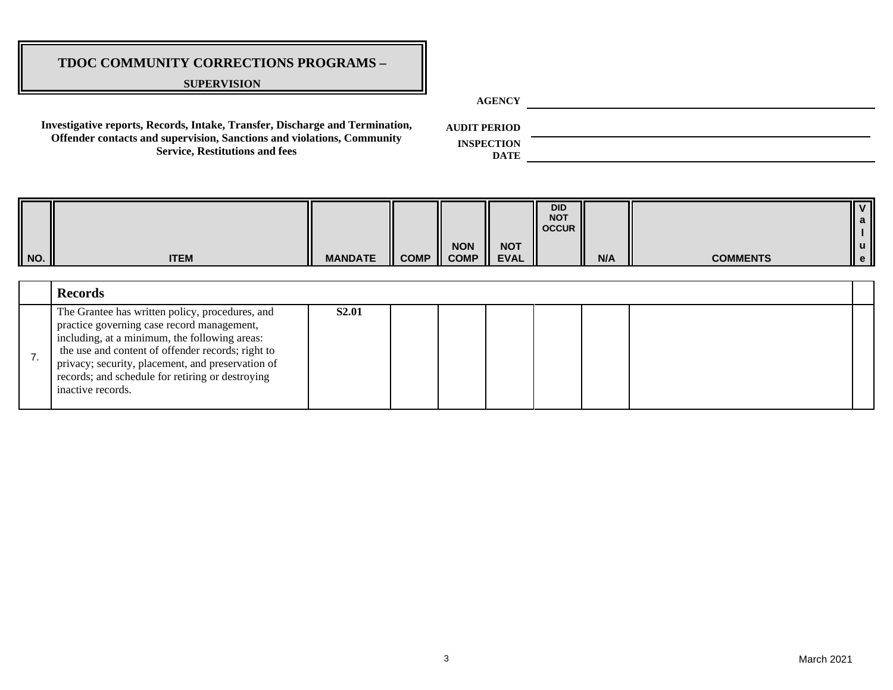# TDOC COMMUNITY CORRECTIONS PROGRAMS –

**SUPERVISION**

**Investigative reports, Records, Intake, Transfer, Discharge and Termination, Offender contacts and supervision, Sanctions and violations, Community Service, Restitutions and fees**

**AGENCY** ______________________________

**AUDIT PERIOD** ______________________________

**INSPECTION DATE** ______________________________

| NO. | ITEM | MANDATE | COMP | NON COMP | NOT EVAL | DID NOT OCCUR | N/A | COMMENTS | Value |
|---|---|---|---|---|---|---|---|---|---|
| | **Records** | | | | | | | | |
| 7. | The Grantee has written policy, procedures, and practice governing case record management, including, at a minimum, the following areas: the use and content of offender records; right to privacy; security, placement, and preservation of records; and schedule for retiring or destroying inactive records. | **S2.01** | | | | | | | |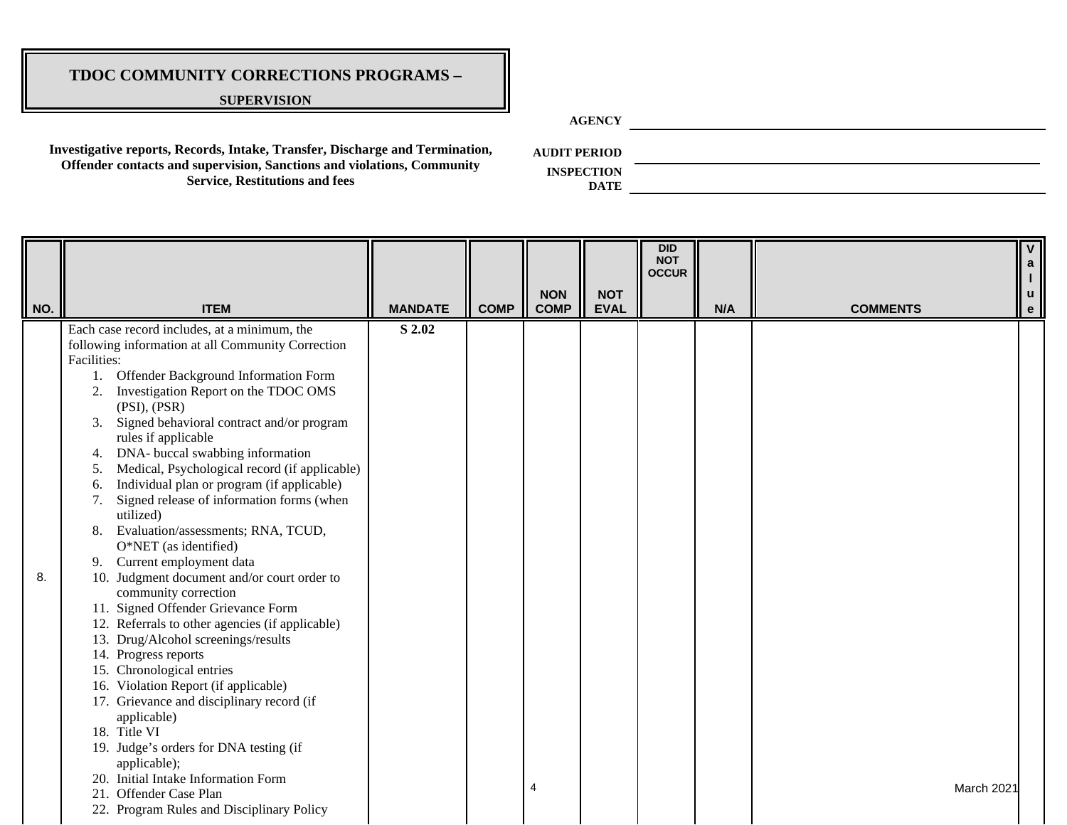# TDOC COMMUNITY CORRECTIONS PROGRAMS –

**SUPERVISION**

**Investigative reports, Records, Intake, Transfer, Discharge and Termination, Offender contacts and supervision, Sanctions and violations, Community Service, Restitutions and fees**

**AGENCY** ____________________

**AUDIT PERIOD** ____________________

**INSPECTION DATE** ____________________

| NO. | ITEM | MANDATE | COMP | NON COMP | NOT EVAL | DID NOT OCCUR | N/A | COMMENTS | Value |
|---|---|---|---|---|---|---|---|---|---|
| 8. | Each case record includes, at a minimum, the following information at all Community Correction Facilities:<br>1. Offender Background Information Form<br>2. Investigation Report on the TDOC OMS (PSI), (PSR)<br>3. Signed behavioral contract and/or program rules if applicable<br>4. DNA- buccal swabbing information<br>5. Medical, Psychological record (if applicable)<br>6. Individual plan or program (if applicable)<br>7. Signed release of information forms (when utilized)<br>8. Evaluation/assessments; RNA, TCUD, O*NET (as identified)<br>9. Current employment data<br>10. Judgment document and/or court order to community correction<br>11. Signed Offender Grievance Form<br>12. Referrals to other agencies (if applicable)<br>13. Drug/Alcohol screenings/results<br>14. Progress reports<br>15. Chronological entries<br>16. Violation Report (if applicable)<br>17. Grievance and disciplinary record (if applicable)<br>18. Title VI<br>19. Judge's orders for DNA testing (if applicable);<br>20. Initial Intake Information Form<br>21. Offender Case Plan<br>22. Program Rules and Disciplinary Policy | **S 2.02** | | | | | | | |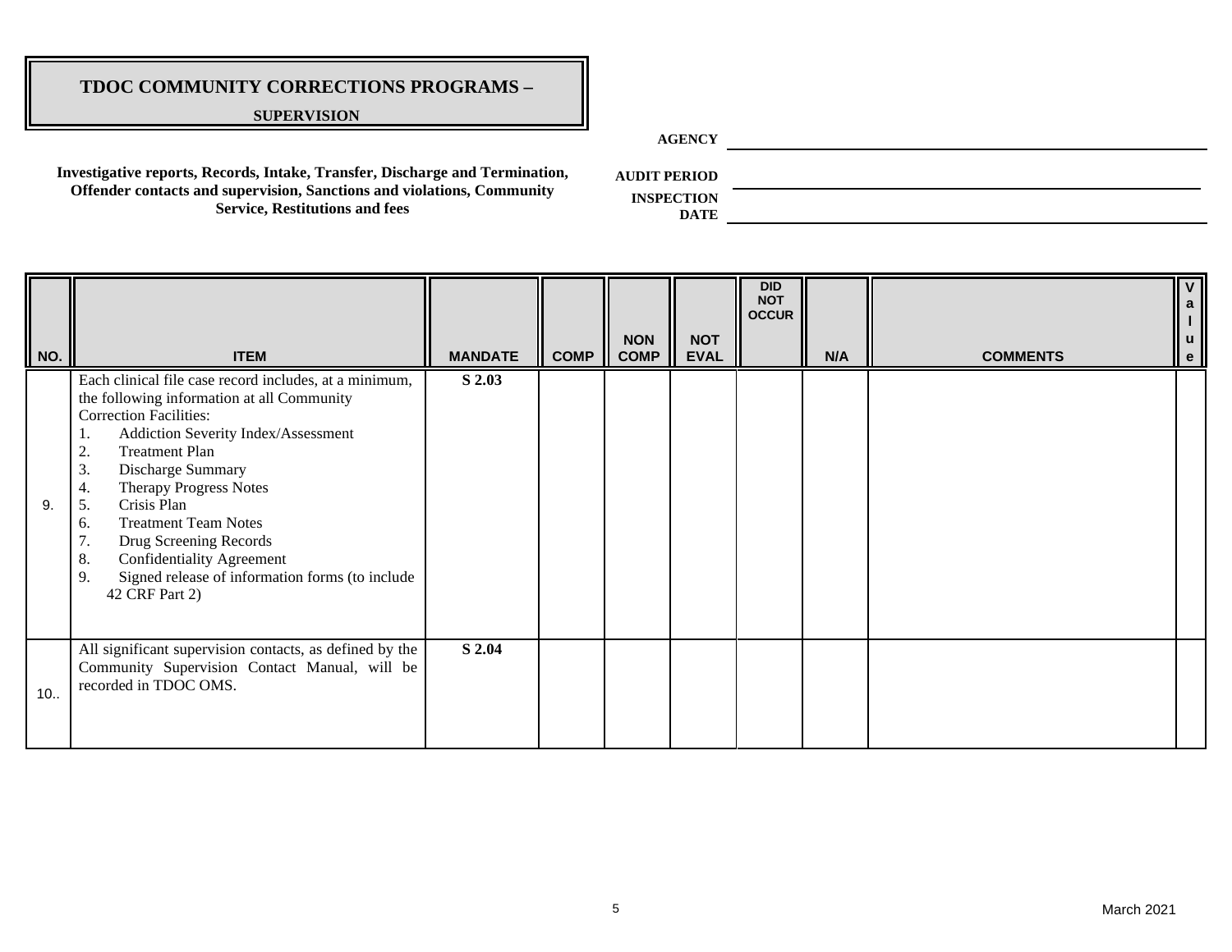# TDOC COMMUNITY CORRECTIONS PROGRAMS –

**SUPERVISION**

**Investigative reports, Records, Intake, Transfer, Discharge and Termination, Offender contacts and supervision, Sanctions and violations, Community Service, Restitutions and fees**

**AGENCY** \_\_\_\_\_\_\_\_\_\_\_\_\_\_\_\_\_\_\_\_\_\_\_\_\_\_\_\_\_\_

**AUDIT PERIOD** \_\_\_\_\_\_\_\_\_\_\_\_\_\_\_\_\_\_\_\_\_\_\_\_\_\_\_\_\_\_

**INSPECTION DATE** \_\_\_\_\_\_\_\_\_\_\_\_\_\_\_\_\_\_\_\_\_\_\_\_\_\_\_\_\_\_

| NO. | ITEM | MANDATE | COMP | NON COMP | NOT EVAL | DID NOT OCCUR | N/A | COMMENTS | Value |
|---|---|---|---|---|---|---|---|---|---|
| 9. | Each clinical file case record includes, at a minimum, the following information at all Community Correction Facilities:<br>1. Addiction Severity Index/Assessment<br>2. Treatment Plan<br>3. Discharge Summary<br>4. Therapy Progress Notes<br>5. Crisis Plan<br>6. Treatment Team Notes<br>7. Drug Screening Records<br>8. Confidentiality Agreement<br>9. Signed release of information forms (to include 42 CRF Part 2) | **S 2.03** | | | | | | | |
| 10.. | All significant supervision contacts, as defined by the Community Supervision Contact Manual, will be recorded in TDOC OMS. | **S 2.04** | | | | | | | |

March 2021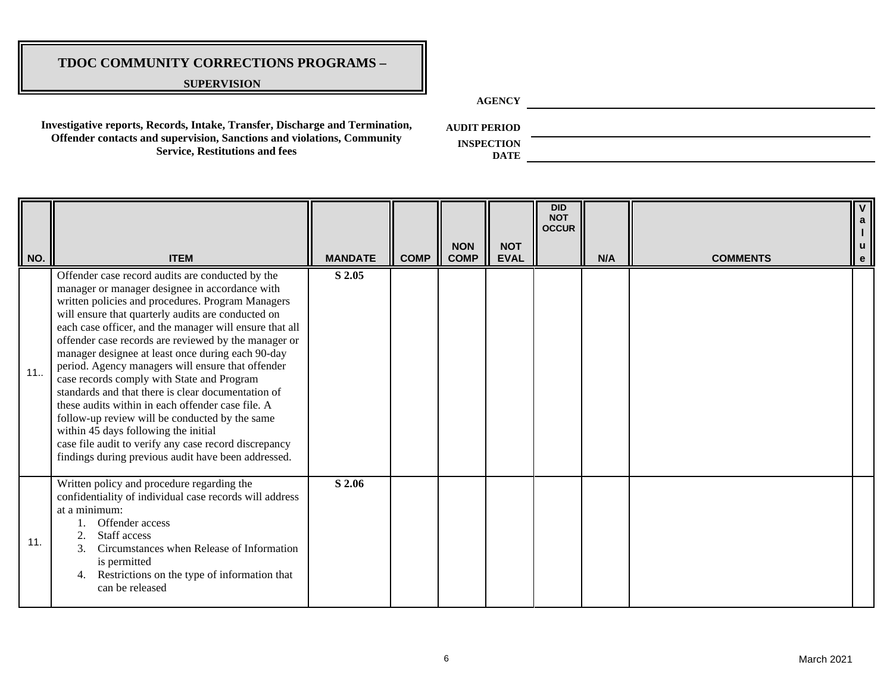# TDOC COMMUNITY CORRECTIONS PROGRAMS –

**SUPERVISION**

**Investigative reports, Records, Intake, Transfer, Discharge and Termination, Offender contacts and supervision, Sanctions and violations, Community Service, Restitutions and fees**

**AGENCY** ______________________________

**AUDIT PERIOD** ______________________________

**INSPECTION DATE** ______________________________

| NO. | ITEM | MANDATE | COMP | NON COMP | NOT EVAL | DID NOT OCCUR | N/A | COMMENTS | Value |
|---|---|---|---|---|---|---|---|---|---|
| 11.. | Offender case record audits are conducted by the manager or manager designee in accordance with written policies and procedures. Program Managers will ensure that quarterly audits are conducted on each case officer, and the manager will ensure that all offender case records are reviewed by the manager or manager designee at least once during each 90-day period. Agency managers will ensure that offender case records comply with State and Program standards and that there is clear documentation of these audits within in each offender case file. A follow-up review will be conducted by the same within 45 days following the initial case file audit to verify any case record discrepancy findings during previous audit have been addressed. | S 2.05 | | | | | | | |
| 11. | Written policy and procedure regarding the confidentiality of individual case records will address at a minimum:<br>1. Offender access<br>2. Staff access<br>3. Circumstances when Release of Information is permitted<br>4. Restrictions on the type of information that can be released | S 2.06 | | | | | | | |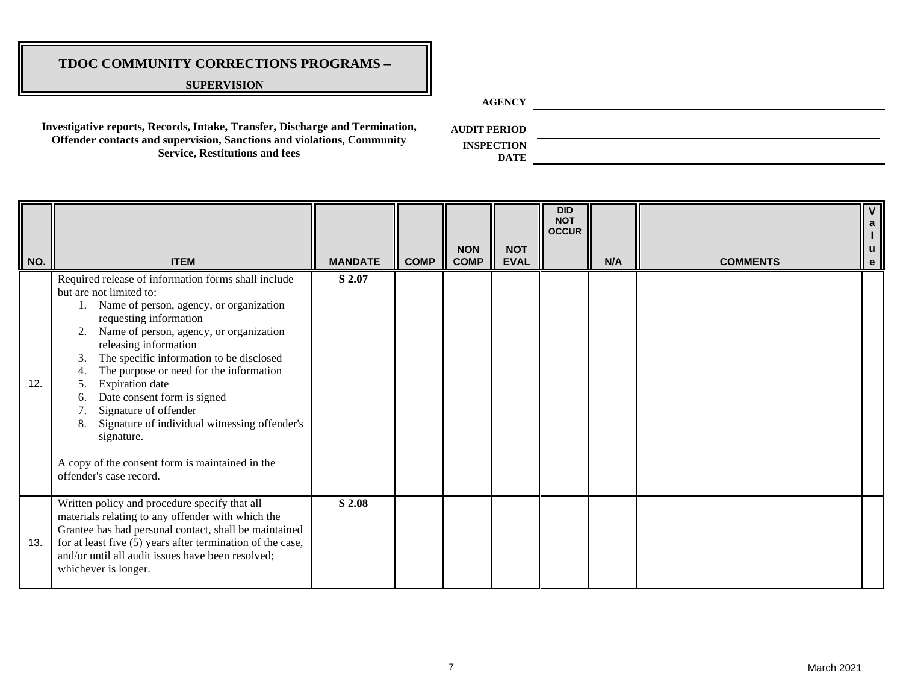# TDOC COMMUNITY CORRECTIONS PROGRAMS –

**SUPERVISION**

**Investigative reports, Records, Intake, Transfer, Discharge and Termination, Offender contacts and supervision, Sanctions and violations, Community Service, Restitutions and fees**

**AGENCY** ______________________

**AUDIT PERIOD** ______________________

**INSPECTION DATE** ______________________

| NO. | ITEM | MANDATE | COMP | NON COMP | NOT EVAL | DID NOT OCCUR | N/A | COMMENTS | Value |
|---|---|---|---|---|---|---|---|---|---|
| 12. | Required release of information forms shall include but are not limited to:<br>1. Name of person, agency, or organization requesting information<br>2. Name of person, agency, or organization releasing information<br>3. The specific information to be disclosed<br>4. The purpose or need for the information<br>5. Expiration date<br>6. Date consent form is signed<br>7. Signature of offender<br>8. Signature of individual witnessing offender's signature.<br><br>A copy of the consent form is maintained in the offender's case record. | **S 2.07** | | | | | | | |
| 13. | Written policy and procedure specify that all materials relating to any offender with which the Grantee has had personal contact, shall be maintained for at least five (5) years after termination of the case, and/or until all audit issues have been resolved; whichever is longer. | **S 2.08** | | | | | | | |

March 2021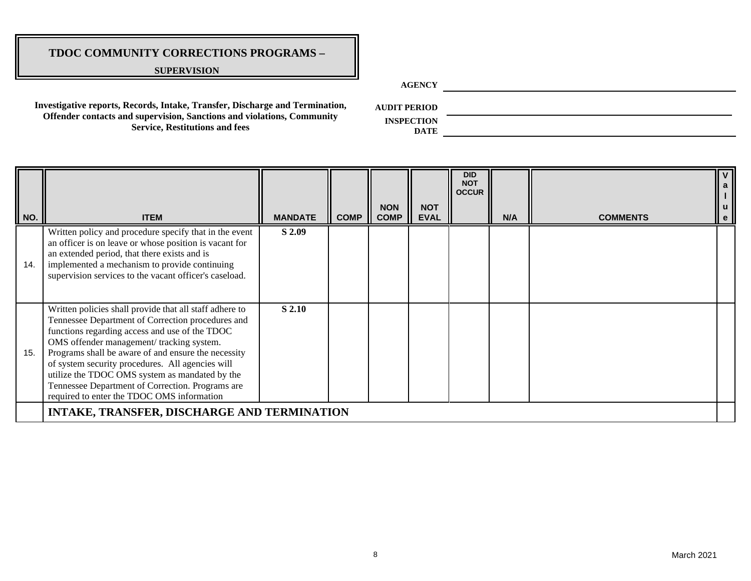# TDOC COMMUNITY CORRECTIONS PROGRAMS –

**SUPERVISION**

**Investigative reports, Records, Intake, Transfer, Discharge and Termination, Offender contacts and supervision, Sanctions and violations, Community Service, Restitutions and fees**

**AGENCY** ______________________

**AUDIT PERIOD** ______________________

**INSPECTION DATE** ______________________

| NO. | ITEM | MANDATE | COMP | NON COMP | NOT EVAL | DID NOT OCCUR | N/A | COMMENTS | Value |
|---|---|---|---|---|---|---|---|---|---|
| 14. | Written policy and procedure specify that in the event an officer is on leave or whose position is vacant for an extended period, that there exists and is implemented a mechanism to provide continuing supervision services to the vacant officer's caseload. | S 2.09 | | | | | | | |
| 15. | Written policies shall provide that all staff adhere to Tennessee Department of Correction procedures and functions regarding access and use of the TDOC OMS offender management/ tracking system. Programs shall be aware of and ensure the necessity of system security procedures. All agencies will utilize the TDOC OMS system as mandated by the Tennessee Department of Correction. Programs are required to enter the TDOC OMS information | S 2.10 | | | | | | | |
| | **INTAKE, TRANSFER, DISCHARGE AND TERMINATION** | | | | | | | | |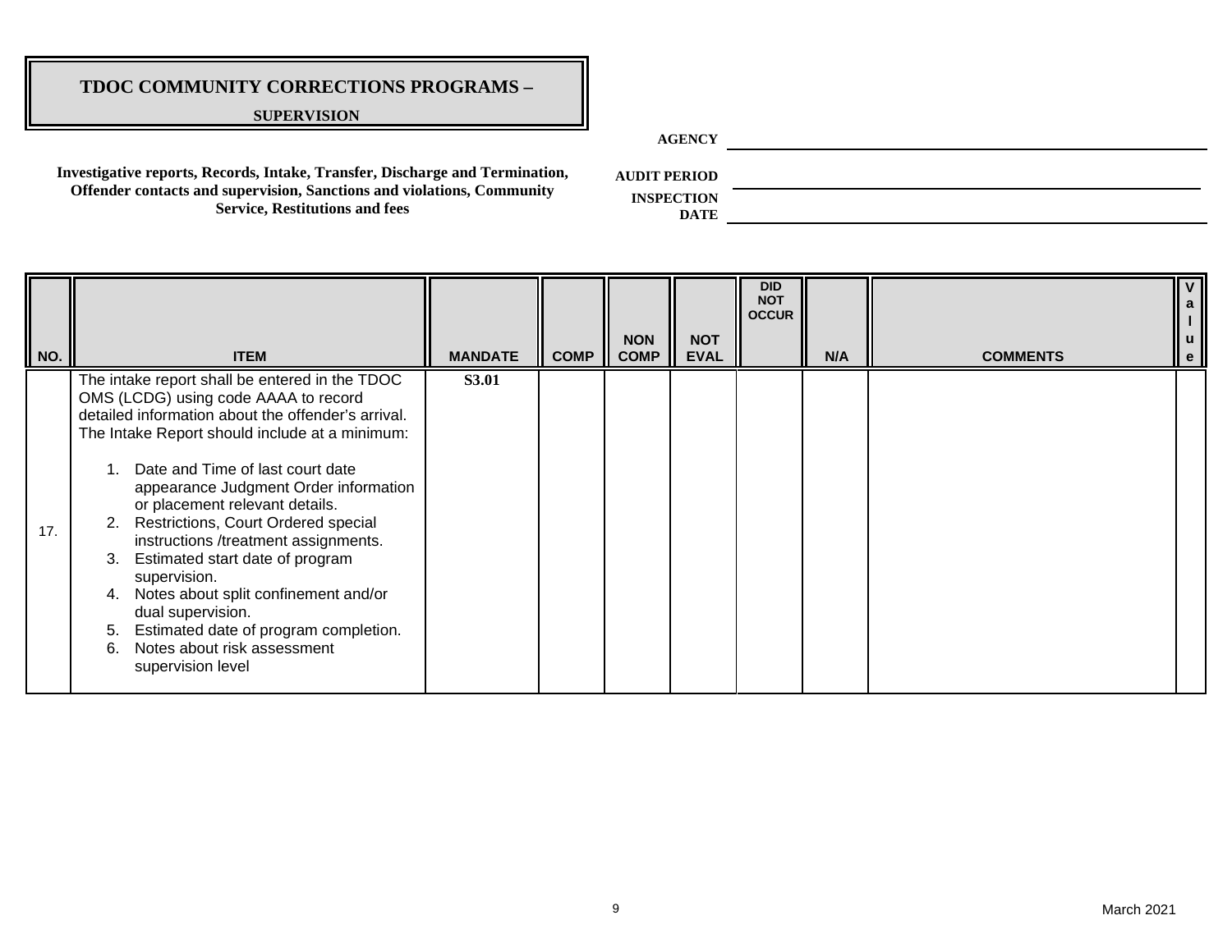# TDOC COMMUNITY CORRECTIONS PROGRAMS –

**SUPERVISION**

**Investigative reports, Records, Intake, Transfer, Discharge and Termination, Offender contacts and supervision, Sanctions and violations, Community Service, Restitutions and fees**

**AGENCY** \_\_\_\_\_\_\_\_\_\_\_\_\_\_\_\_\_\_\_\_

**AUDIT PERIOD** \_\_\_\_\_\_\_\_\_\_\_\_\_\_\_\_\_\_\_\_

**INSPECTION DATE** \_\_\_\_\_\_\_\_\_\_\_\_\_\_\_\_\_\_\_\_

| NO. | ITEM | MANDATE | COMP | NON COMP | NOT EVAL | DID NOT OCCUR | N/A | COMMENTS | Value |
|---|---|---|---|---|---|---|---|---|---|
| 17. | The intake report shall be entered in the TDOC OMS (LCDG) using code AAAA to record detailed information about the offender's arrival. The Intake Report should include at a minimum:<br><br>1. Date and Time of last court date appearance Judgment Order information or placement relevant details.<br>2. Restrictions, Court Ordered special instructions /treatment assignments.<br>3. Estimated start date of program supervision.<br>4. Notes about split confinement and/or dual supervision.<br>5. Estimated date of program completion.<br>6. Notes about risk assessment supervision level | S3.01 | | | | | | | |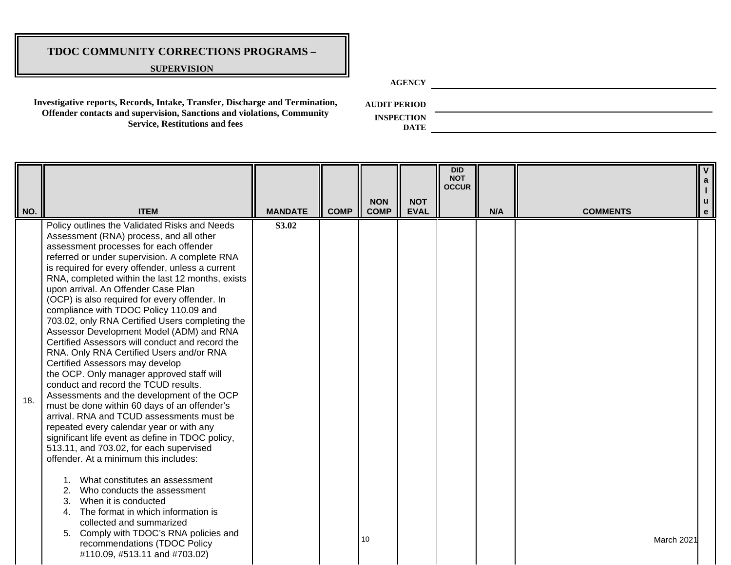# TDOC COMMUNITY CORRECTIONS PROGRAMS –

**SUPERVISION**

**Investigative reports, Records, Intake, Transfer, Discharge and Termination, Offender contacts and supervision, Sanctions and violations, Community Service, Restitutions and fees**

**AGENCY** ______________________

**AUDIT PERIOD** ______________________

**INSPECTION DATE** ______________________

| NO. | ITEM | MANDATE | COMP | NON COMP | NOT EVAL | DID NOT OCCUR | N/A | COMMENTS | Value |
|---|---|---|---|---|---|---|---|---|---|
| 18. | Policy outlines the Validated Risks and Needs Assessment (RNA) process, and all other assessment processes for each offender referred or under supervision. A complete RNA is required for every offender, unless a current RNA, completed within the last 12 months, exists upon arrival. An Offender Case Plan (OCP) is also required for every offender. In compliance with TDOC Policy 110.09 and 703.02, only RNA Certified Users completing the Assessor Development Model (ADM) and RNA Certified Assessors will conduct and record the RNA. Only RNA Certified Users and/or RNA Certified Assessors may develop the OCP. Only manager approved staff will conduct and record the TCUD results. Assessments and the development of the OCP must be done within 60 days of an offender's arrival. RNA and TCUD assessments must be repeated every calendar year or with any significant life event as define in TDOC policy, 513.11, and 703.02, for each supervised offender. At a minimum this includes:<br><br>1. What constitutes an assessment<br>2. Who conducts the assessment<br>3. When it is conducted<br>4. The format in which information is collected and summarized<br>5. Comply with TDOC's RNA policies and recommendations (TDOC Policy #110.09, #513.11 and #703.02) | S3.02 | | | | | | | |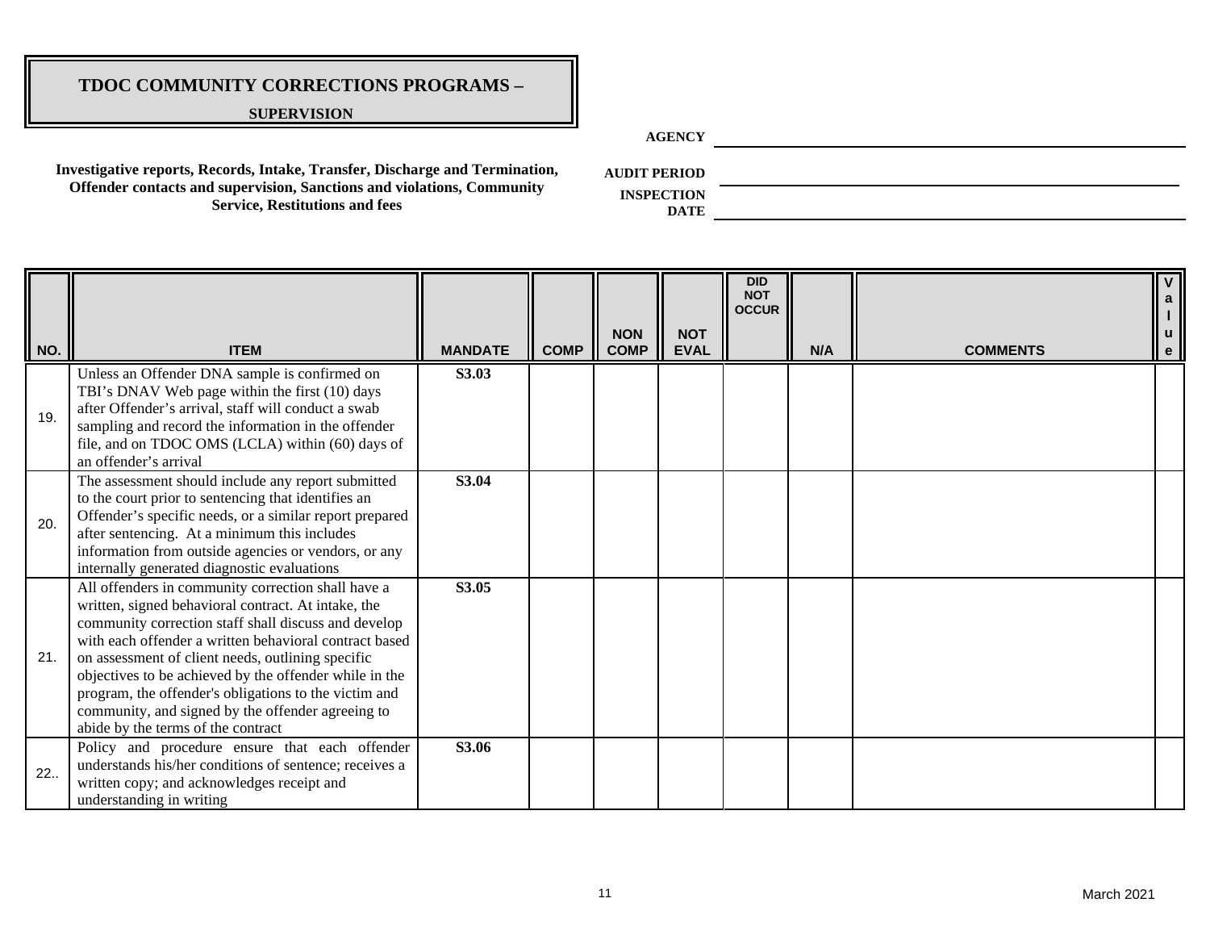# TDOC COMMUNITY CORRECTIONS PROGRAMS –

**SUPERVISION**

**Investigative reports, Records, Intake, Transfer, Discharge and Termination, Offender contacts and supervision, Sanctions and violations, Community Service, Restitutions and fees**

**AGENCY** ____________________

**AUDIT PERIOD** ____________________

**INSPECTION DATE** ____________________

| NO. | ITEM | MANDATE | COMP | NON COMP | NOT EVAL | DID NOT OCCUR | N/A | COMMENTS | Value |
|---|---|---|---|---|---|---|---|---|---|
| 19. | Unless an Offender DNA sample is confirmed on TBI's DNAV Web page within the first (10) days after Offender's arrival, staff will conduct a swab sampling and record the information in the offender file, and on TDOC OMS (LCLA) within (60) days of an offender's arrival | **S3.03** | | | | | | | |
| 20. | The assessment should include any report submitted to the court prior to sentencing that identifies an Offender's specific needs, or a similar report prepared after sentencing. At a minimum this includes information from outside agencies or vendors, or any internally generated diagnostic evaluations | **S3.04** | | | | | | | |
| 21. | All offenders in community correction shall have a written, signed behavioral contract. At intake, the community correction staff shall discuss and develop with each offender a written behavioral contract based on assessment of client needs, outlining specific objectives to be achieved by the offender while in the program, the offender's obligations to the victim and community, and signed by the offender agreeing to abide by the terms of the contract | **S3.05** | | | | | | | |
| 22.. | Policy and procedure ensure that each offender understands his/her conditions of sentence; receives a written copy; and acknowledges receipt and understanding in writing | **S3.06** | | | | | | | |

March 2021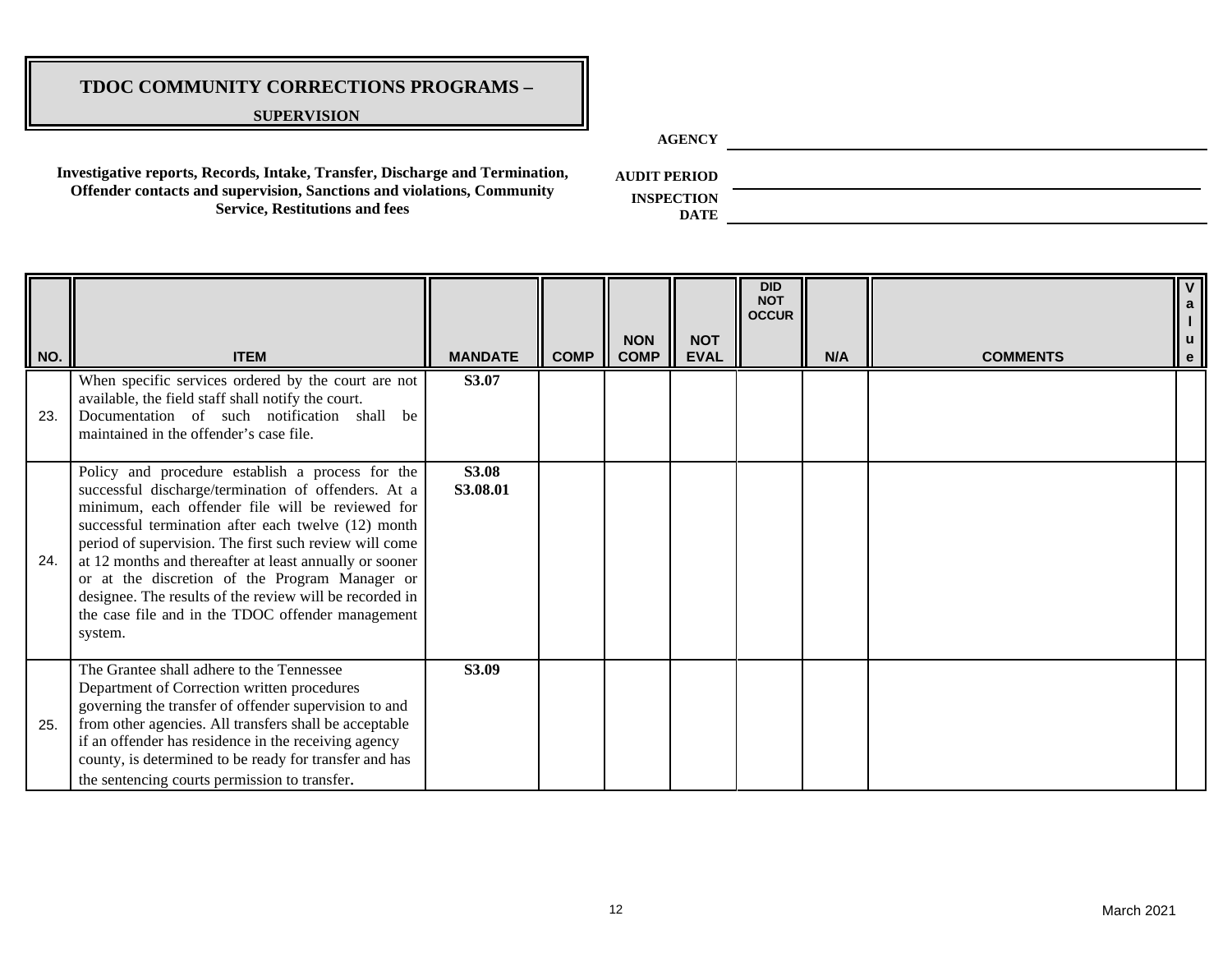# TDOC COMMUNITY CORRECTIONS PROGRAMS –

**SUPERVISION**

**AGENCY** \_\_\_\_\_\_\_\_\_\_\_\_\_\_\_\_\_\_\_\_

**Investigative reports, Records, Intake, Transfer, Discharge and Termination, Offender contacts and supervision, Sanctions and violations, Community Service, Restitutions and fees**

**AUDIT PERIOD** \_\_\_\_\_\_\_\_\_\_\_\_\_\_\_\_\_\_\_\_

**INSPECTION DATE** \_\_\_\_\_\_\_\_\_\_\_\_\_\_\_\_\_\_\_\_

| NO. | ITEM | MANDATE | COMP | NON COMP | NOT EVAL | DID NOT OCCUR | N/A | COMMENTS | Value |
|---|---|---|---|---|---|---|---|---|---|
| 23. | When specific services ordered by the court are not available, the field staff shall notify the court. Documentation of such notification shall be maintained in the offender's case file. | **S3.07** | | | | | | | |
| 24. | Policy and procedure establish a process for the successful discharge/termination of offenders. At a minimum, each offender file will be reviewed for successful termination after each twelve (12) month period of supervision. The first such review will come at 12 months and thereafter at least annually or sooner or at the discretion of the Program Manager or designee. The results of the review will be recorded in the case file and in the TDOC offender management system. | **S3.08** **S3.08.01** | | | | | | | |
| 25. | The Grantee shall adhere to the Tennessee Department of Correction written procedures governing the transfer of offender supervision to and from other agencies. All transfers shall be acceptable if an offender has residence in the receiving agency county, is determined to be ready for transfer and has the sentencing courts permission to transfer. | **S3.09** | | | | | | | |

March 2021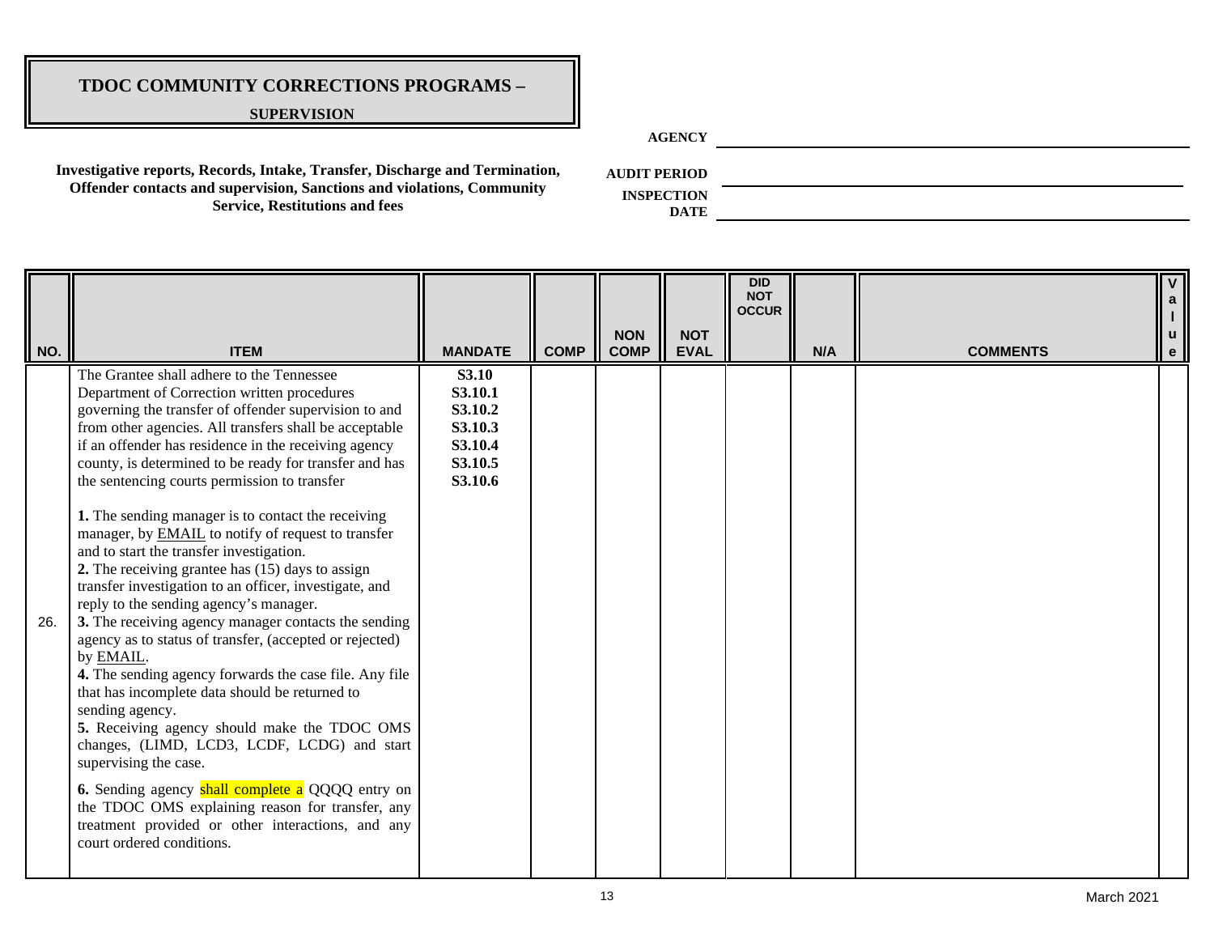# TDOC COMMUNITY CORRECTIONS PROGRAMS –

**SUPERVISION**

**Investigative reports, Records, Intake, Transfer, Discharge and Termination, Offender contacts and supervision, Sanctions and violations, Community Service, Restitutions and fees**

**AGENCY** \_\_\_\_\_\_\_\_\_\_\_\_\_\_\_\_\_\_\_\_

**AUDIT PERIOD** \_\_\_\_\_\_\_\_\_\_\_\_\_\_\_\_\_\_\_\_

**INSPECTION DATE** \_\_\_\_\_\_\_\_\_\_\_\_\_\_\_\_\_\_\_\_

| NO. | ITEM | MANDATE | COMP | NON COMP | NOT EVAL | DID NOT OCCUR | N/A | COMMENTS | Value |
|---|---|---|---|---|---|---|---|---|---|
| 26. | The Grantee shall adhere to the Tennessee Department of Correction written procedures governing the transfer of offender supervision to and from other agencies. All transfers shall be acceptable if an offender has residence in the receiving agency county, is determined to be ready for transfer and has the sentencing courts permission to transfer<br><br>**1.** The sending manager is to contact the receiving manager, by EMAIL to notify of request to transfer and to start the transfer investigation.<br>**2.** The receiving grantee has (15) days to assign transfer investigation to an officer, investigate, and reply to the sending agency's manager.<br>**3.** The receiving agency manager contacts the sending agency as to status of transfer, (accepted or rejected) by EMAIL.<br>**4.** The sending agency forwards the case file. Any file that has incomplete data should be returned to sending agency.<br>**5.** Receiving agency should make the TDOC OMS changes, (LIMD, LCD3, LCDF, LCDG) and start supervising the case.<br><br>**6.** Sending agency shall complete a QQQQ entry on the TDOC OMS explaining reason for transfer, any treatment provided or other interactions, and any court ordered conditions. | **S3.10**<br>**S3.10.1**<br>**S3.10.2**<br>**S3.10.3**<br>**S3.10.4**<br>**S3.10.5**<br>**S3.10.6** | | | | | | | |

March 2021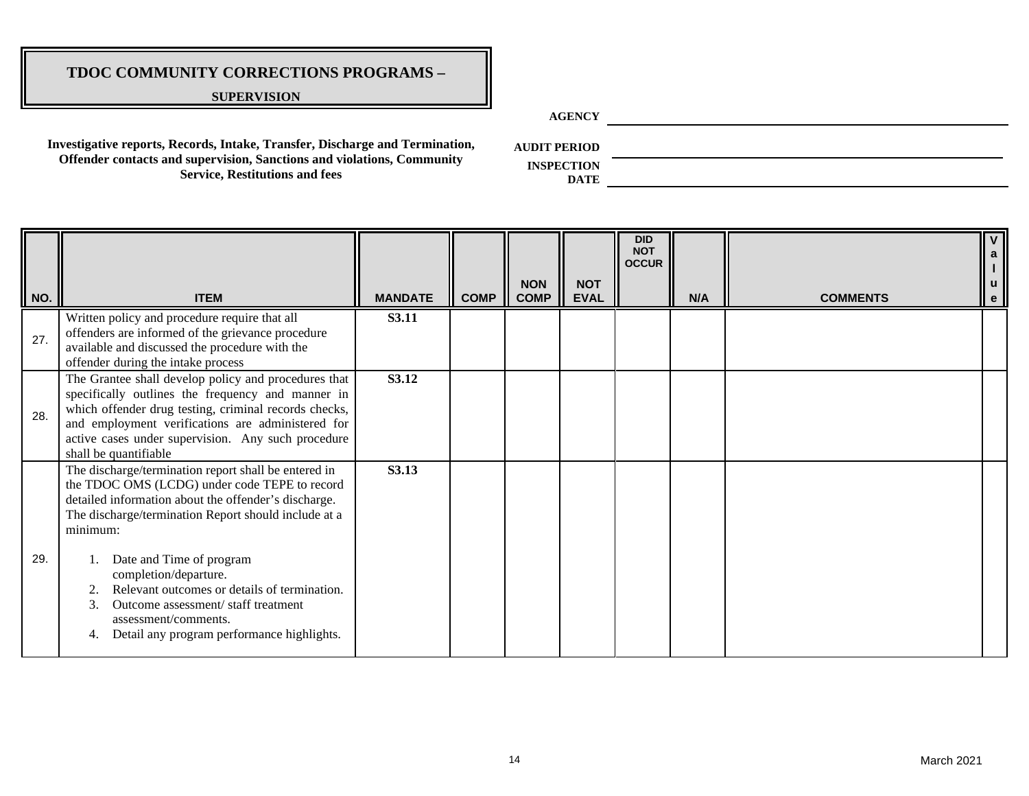# TDOC COMMUNITY CORRECTIONS PROGRAMS –

**SUPERVISION**

**Investigative reports, Records, Intake, Transfer, Discharge and Termination, Offender contacts and supervision, Sanctions and violations, Community Service, Restitutions and fees**

**AGENCY** ____________________

**AUDIT PERIOD** ____________________

**INSPECTION DATE** ____________________

| NO. | ITEM | MANDATE | COMP | NON COMP | NOT EVAL | DID NOT OCCUR | N/A | COMMENTS | Value |
|---|---|---|---|---|---|---|---|---|---|
| 27. | Written policy and procedure require that all offenders are informed of the grievance procedure available and discussed the procedure with the offender during the intake process | **S3.11** | | | | | | | |
| 28. | The Grantee shall develop policy and procedures that specifically outlines the frequency and manner in which offender drug testing, criminal records checks, and employment verifications are administered for active cases under supervision. Any such procedure shall be quantifiable | **S3.12** | | | | | | | |
| 29. | The discharge/termination report shall be entered in the TDOC OMS (LCDG) under code TEPE to record detailed information about the offender's discharge. The discharge/termination Report should include at a minimum: 1. Date and Time of program completion/departure. 2. Relevant outcomes or details of termination. 3. Outcome assessment/ staff treatment assessment/comments. 4. Detail any program performance highlights. | **S3.13** | | | | | | | |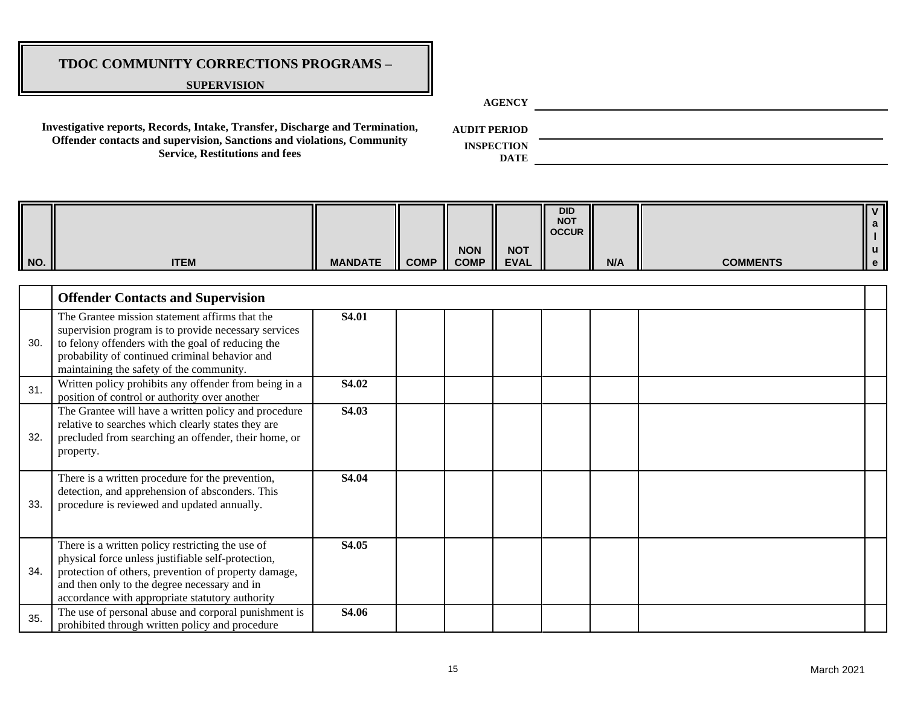# TDOC COMMUNITY CORRECTIONS PROGRAMS –

**SUPERVISION**

**Investigative reports, Records, Intake, Transfer, Discharge and Termination, Offender contacts and supervision, Sanctions and violations, Community Service, Restitutions and fees**

**AGENCY** \_\_\_\_\_\_\_\_\_\_\_\_\_\_\_\_\_\_\_\_\_\_\_\_

**AUDIT PERIOD** \_\_\_\_\_\_\_\_\_\_\_\_\_\_\_\_\_\_\_\_\_\_\_\_

**INSPECTION DATE** \_\_\_\_\_\_\_\_\_\_\_\_\_\_\_\_\_\_\_\_\_\_\_\_

| NO. | ITEM | MANDATE | COMP | NON COMP | NOT EVAL | DID NOT OCCUR | N/A | COMMENTS | Value |
|---|---|---|---|---|---|---|---|---|---|
| | **Offender Contacts and Supervision** | | | | | | | | |
| 30. | The Grantee mission statement affirms that the supervision program is to provide necessary services to felony offenders with the goal of reducing the probability of continued criminal behavior and maintaining the safety of the community. | **S4.01** | | | | | | | |
| 31. | Written policy prohibits any offender from being in a position of control or authority over another | **S4.02** | | | | | | | |
| 32. | The Grantee will have a written policy and procedure relative to searches which clearly states they are precluded from searching an offender, their home, or property. | **S4.03** | | | | | | | |
| 33. | There is a written procedure for the prevention, detection, and apprehension of absconders. This procedure is reviewed and updated annually. | **S4.04** | | | | | | | |
| 34. | There is a written policy restricting the use of physical force unless justifiable self-protection, protection of others, prevention of property damage, and then only to the degree necessary and in accordance with appropriate statutory authority | **S4.05** | | | | | | | |
| 35. | The use of personal abuse and corporal punishment is prohibited through written policy and procedure | **S4.06** | | | | | | | |

March 2021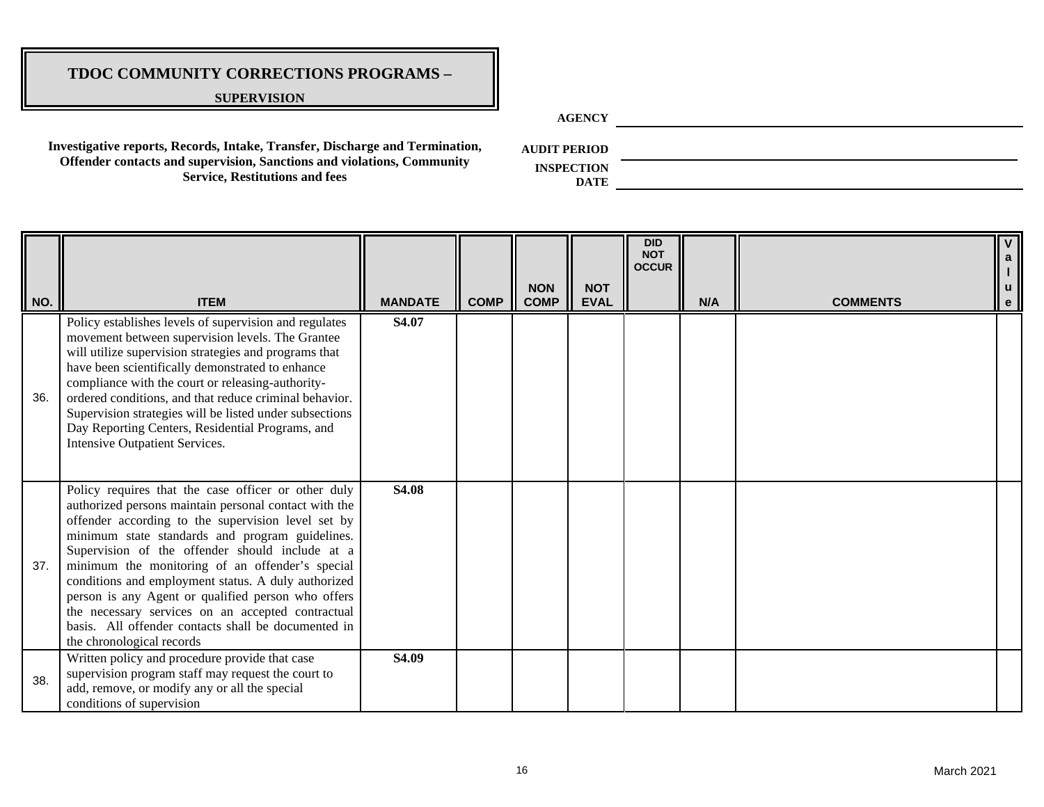# TDOC COMMUNITY CORRECTIONS PROGRAMS –

**SUPERVISION**

**Investigative reports, Records, Intake, Transfer, Discharge and Termination, Offender contacts and supervision, Sanctions and violations, Community Service, Restitutions and fees**

**AGENCY** \_\_\_\_\_\_\_\_\_\_\_\_\_\_\_\_\_\_\_\_\_\_\_\_\_\_\_\_

**AUDIT PERIOD** \_\_\_\_\_\_\_\_\_\_\_\_\_\_\_\_\_\_\_\_\_\_\_\_\_\_\_\_

**INSPECTION DATE** \_\_\_\_\_\_\_\_\_\_\_\_\_\_\_\_\_\_\_\_\_\_\_\_\_\_\_\_

| NO. | ITEM | MANDATE | COMP | NON COMP | NOT EVAL | DID NOT OCCUR | N/A | COMMENTS | Value |
|---|---|---|---|---|---|---|---|---|---|
| 36. | Policy establishes levels of supervision and regulates movement between supervision levels. The Grantee will utilize supervision strategies and programs that have been scientifically demonstrated to enhance compliance with the court or releasing-authority-ordered conditions, and that reduce criminal behavior. Supervision strategies will be listed under subsections Day Reporting Centers, Residential Programs, and Intensive Outpatient Services. | **S4.07** | | | | | | | |
| 37. | Policy requires that the case officer or other duly authorized persons maintain personal contact with the offender according to the supervision level set by minimum state standards and program guidelines. Supervision of the offender should include at a minimum the monitoring of an offender's special conditions and employment status. A duly authorized person is any Agent or qualified person who offers the necessary services on an accepted contractual basis. All offender contacts shall be documented in the chronological records | **S4.08** | | | | | | | |
| 38. | Written policy and procedure provide that case supervision program staff may request the court to add, remove, or modify any or all the special conditions of supervision | **S4.09** | | | | | | | |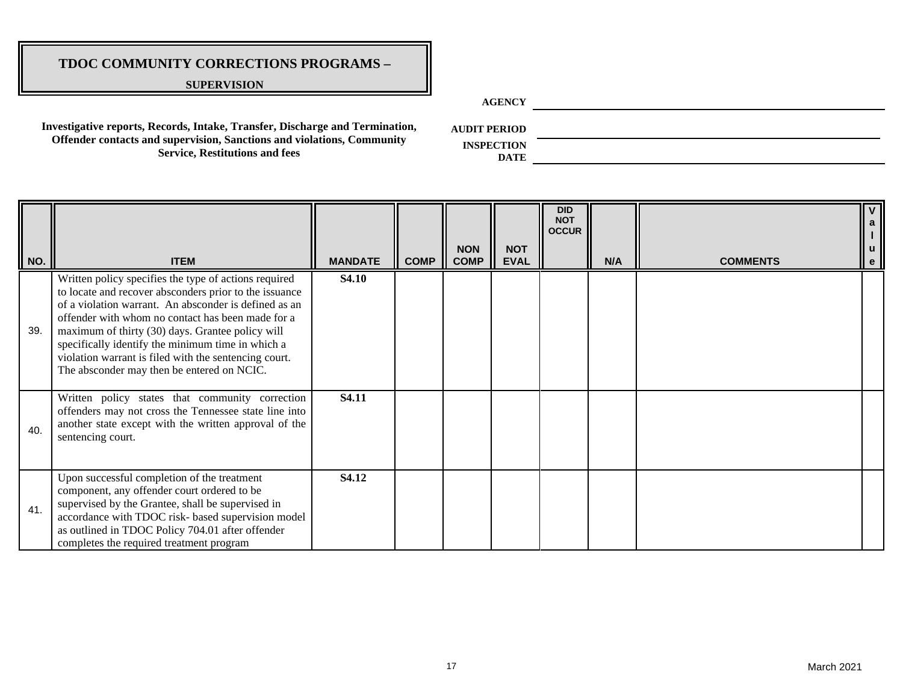# TDOC COMMUNITY CORRECTIONS PROGRAMS –

**SUPERVISION**

**Investigative reports, Records, Intake, Transfer, Discharge and Termination, Offender contacts and supervision, Sanctions and violations, Community Service, Restitutions and fees**

**AGENCY** \_\_\_\_\_\_\_\_\_\_\_\_\_\_\_\_\_\_\_\_\_\_\_\_\_\_\_\_\_\_

**AUDIT PERIOD** \_\_\_\_\_\_\_\_\_\_\_\_\_\_\_\_\_\_\_\_\_\_\_\_\_\_\_\_\_\_

**INSPECTION DATE** \_\_\_\_\_\_\_\_\_\_\_\_\_\_\_\_\_\_\_\_\_\_\_\_\_\_\_\_\_\_

| NO. | ITEM | MANDATE | COMP | NON COMP | NOT EVAL | DID NOT OCCUR | N/A | COMMENTS | Value |
|---|---|---|---|---|---|---|---|---|---|
| 39. | Written policy specifies the type of actions required to locate and recover absconders prior to the issuance of a violation warrant. An absconder is defined as an offender with whom no contact has been made for a maximum of thirty (30) days. Grantee policy will specifically identify the minimum time in which a violation warrant is filed with the sentencing court. The absconder may then be entered on NCIC. | **S4.10** | | | | | | | |
| 40. | Written policy states that community correction offenders may not cross the Tennessee state line into another state except with the written approval of the sentencing court. | **S4.11** | | | | | | | |
| 41. | Upon successful completion of the treatment component, any offender court ordered to be supervised by the Grantee, shall be supervised in accordance with TDOC risk- based supervision model as outlined in TDOC Policy 704.01 after offender completes the required treatment program | **S4.12** | | | | | | | |

March 2021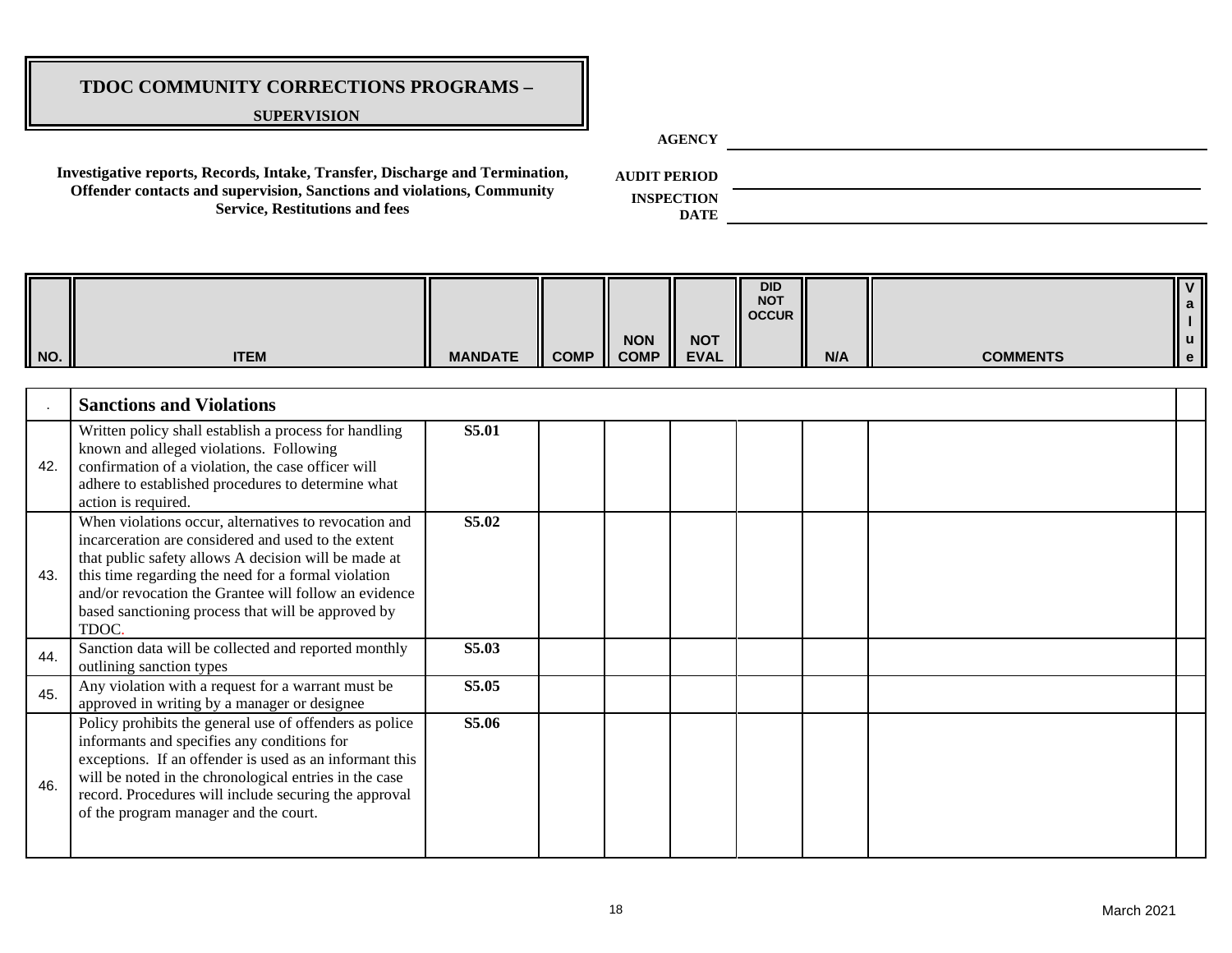# TDOC COMMUNITY CORRECTIONS PROGRAMS –

**SUPERVISION**

**AGENCY** \_\_\_\_\_\_\_\_\_\_\_\_\_\_\_\_\_\_\_\_\_\_\_\_\_\_\_\_\_\_\_\_\_\_\_\_\_\_\_\_

**Investigative reports, Records, Intake, Transfer, Discharge and Termination, Offender contacts and supervision, Sanctions and violations, Community Service, Restitutions and fees**

**AUDIT PERIOD** \_\_\_\_\_\_\_\_\_\_\_\_\_\_\_\_\_\_\_\_\_\_\_\_\_\_\_\_\_\_\_\_\_\_\_\_\_\_\_\_

**INSPECTION DATE** \_\_\_\_\_\_\_\_\_\_\_\_\_\_\_\_\_\_\_\_\_\_\_\_\_\_\_\_\_\_\_\_\_\_\_\_\_\_\_\_

| NO. | ITEM | MANDATE | COMP | NON COMP | NOT EVAL | DID NOT OCCUR | N/A | COMMENTS | Value |
|---|---|---|---|---|---|---|---|---|---|
| . | **Sanctions and Violations** | | | | | | | | |
| 42. | Written policy shall establish a process for handling known and alleged violations. Following confirmation of a violation, the case officer will adhere to established procedures to determine what action is required. | **S5.01** | | | | | | | |
| 43. | When violations occur, alternatives to revocation and incarceration are considered and used to the extent that public safety allows A decision will be made at this time regarding the need for a formal violation and/or revocation the Grantee will follow an evidence based sanctioning process that will be approved by TDOC. | **S5.02** | | | | | | | |
| 44. | Sanction data will be collected and reported monthly outlining sanction types | **S5.03** | | | | | | | |
| 45. | Any violation with a request for a warrant must be approved in writing by a manager or designee | **S5.05** | | | | | | | |
| 46. | Policy prohibits the general use of offenders as police informants and specifies any conditions for exceptions. If an offender is used as an informant this will be noted in the chronological entries in the case record. Procedures will include securing the approval of the program manager and the court. | **S5.06** | | | | | | | |

March 2021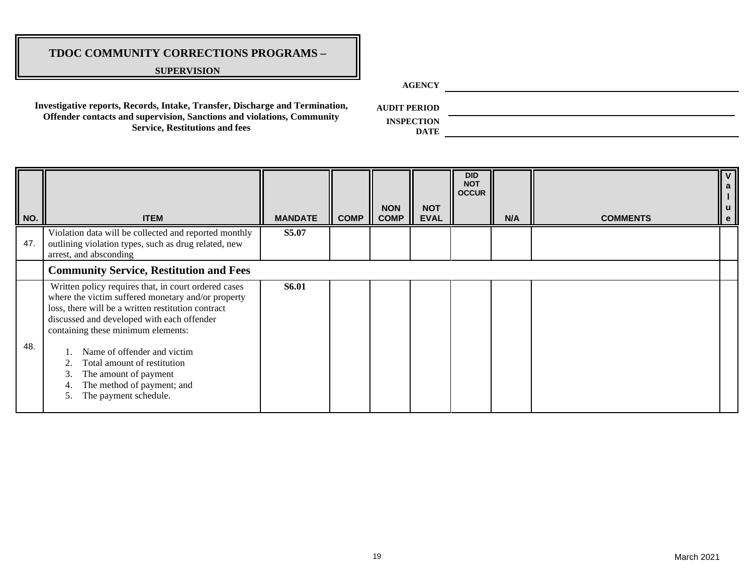# TDOC COMMUNITY CORRECTIONS PROGRAMS –

**SUPERVISION**

**Investigative reports, Records, Intake, Transfer, Discharge and Termination, Offender contacts and supervision, Sanctions and violations, Community Service, Restitutions and fees**

**AGENCY** \_\_\_\_\_\_\_\_\_\_\_\_\_\_\_\_\_\_\_\_

**AUDIT PERIOD** \_\_\_\_\_\_\_\_\_\_\_\_\_\_\_\_\_\_\_\_

**INSPECTION DATE** \_\_\_\_\_\_\_\_\_\_\_\_\_\_\_\_\_\_\_\_

| NO. | ITEM | MANDATE | COMP | NON COMP | NOT EVAL | DID NOT OCCUR | N/A | COMMENTS | Value |
|---|---|---|---|---|---|---|---|---|---|
| 47. | Violation data will be collected and reported monthly outlining violation types, such as drug related, new arrest, and absconding | **S5.07** | | | | | | | |
| | **Community Service, Restitution and Fees** | | | | | | | | |
| 48. | Written policy requires that, in court ordered cases where the victim suffered monetary and/or property loss, there will be a written restitution contract discussed and developed with each offender containing these minimum elements:<br><br>1. Name of offender and victim<br>2. Total amount of restitution<br>3. The amount of payment<br>4. The method of payment; and<br>5. The payment schedule. | **S6.01** | | | | | | | |

March 2021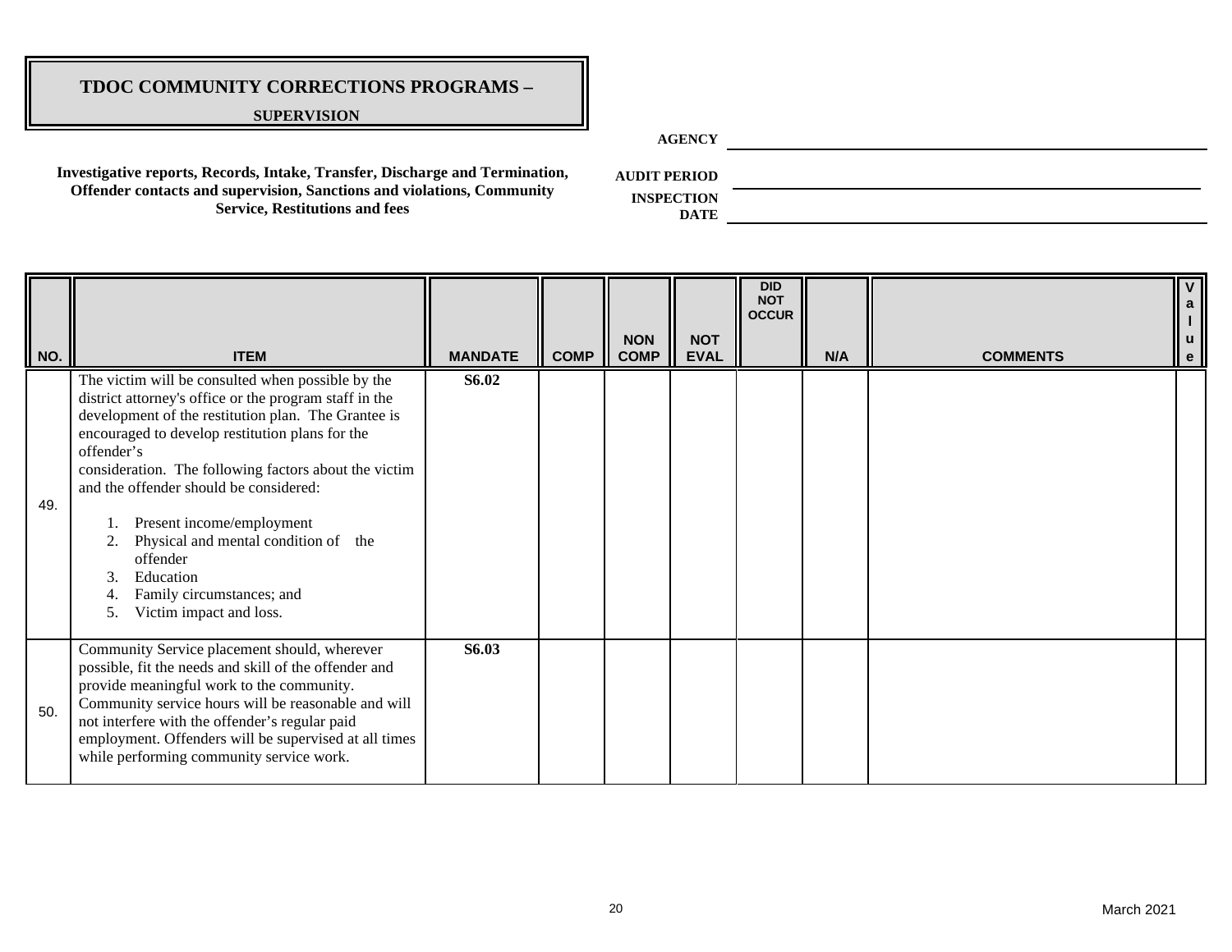# TDOC COMMUNITY CORRECTIONS PROGRAMS –

**SUPERVISION**

**Investigative reports, Records, Intake, Transfer, Discharge and Termination, Offender contacts and supervision, Sanctions and violations, Community Service, Restitutions and fees**

**AGENCY** ______________________

**AUDIT PERIOD** ______________________

**INSPECTION DATE** ______________________

| NO. | ITEM | MANDATE | COMP | NON COMP | NOT EVAL | DID NOT OCCUR | N/A | COMMENTS | Value |
|---|---|---|---|---|---|---|---|---|---|
| 49. | The victim will be consulted when possible by the district attorney's office or the program staff in the development of the restitution plan. The Grantee is encouraged to develop restitution plans for the offender's consideration. The following factors about the victim and the offender should be considered:<br><br>1. Present income/employment<br>2. Physical and mental condition of the offender<br>3. Education<br>4. Family circumstances; and<br>5. Victim impact and loss. | **S6.02** | | | | | | | |
| 50. | Community Service placement should, wherever possible, fit the needs and skill of the offender and provide meaningful work to the community. Community service hours will be reasonable and will not interfere with the offender's regular paid employment. Offenders will be supervised at all times while performing community service work. | **S6.03** | | | | | | | |

March 2021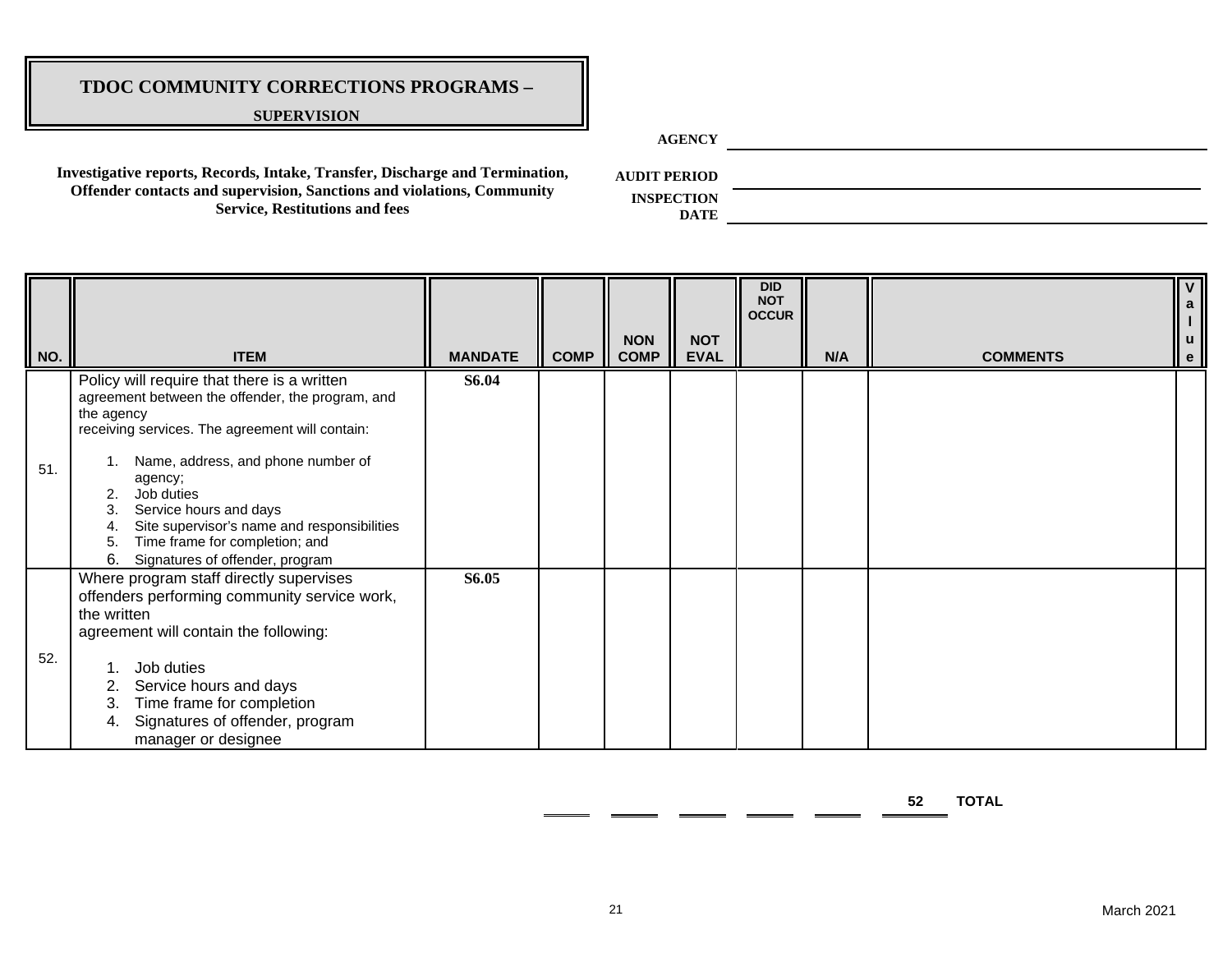# TDOC COMMUNITY CORRECTIONS PROGRAMS –

**SUPERVISION**

**Investigative reports, Records, Intake, Transfer, Discharge and Termination, Offender contacts and supervision, Sanctions and violations, Community Service, Restitutions and fees**

**AGENCY** ____________________

**AUDIT PERIOD** ____________________

**INSPECTION DATE** ____________________

| NO. | ITEM | MANDATE | COMP | NON COMP | NOT EVAL | DID NOT OCCUR | N/A | COMMENTS | Value |
|---|---|---|---|---|---|---|---|---|---|
| 51. | Policy will require that there is a written agreement between the offender, the program, and the agency receiving services. The agreement will contain:<br><br>1. Name, address, and phone number of agency;<br>2. Job duties<br>3. Service hours and days<br>4. Site supervisor's name and responsibilities<br>5. Time frame for completion; and<br>6. Signatures of offender, program | **S6.04** | | | | | | | |
| 52. | Where program staff directly supervises offenders performing community service work, the written agreement will contain the following:<br><br>1. Job duties<br>2. Service hours and days<br>3. Time frame for completion<br>4. Signatures of offender, program manager or designee | **S6.05** | | | | | | | |

| | | | | | | |
|---|---|---|---|---|---|---|
| ____ | ____ | ____ | ____ | ____ | ____ **52** | **TOTAL** |

March 2021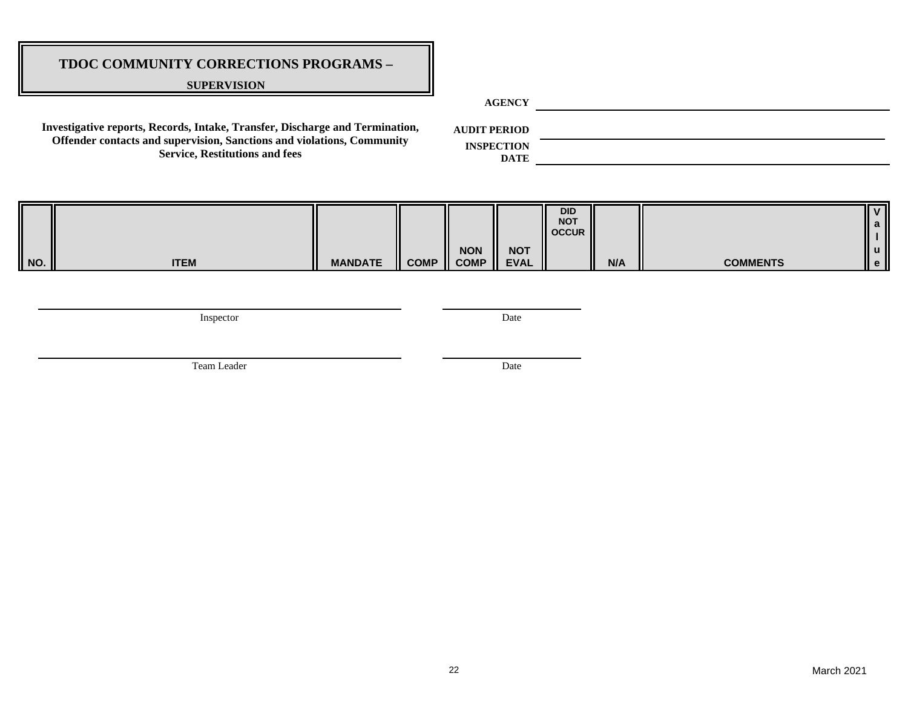# TDOC COMMUNITY CORRECTIONS PROGRAMS –

**SUPERVISION**

**Investigative reports, Records, Intake, Transfer, Discharge and Termination, Offender contacts and supervision, Sanctions and violations, Community Service, Restitutions and fees**

**AGENCY** \_\_\_\_\_\_\_\_\_\_\_\_\_\_\_\_\_\_\_\_\_\_\_\_\_\_\_\_\_\_\_\_\_\_\_\_\_\_\_\_

**AUDIT PERIOD** \_\_\_\_\_\_\_\_\_\_\_\_\_\_\_\_\_\_\_\_\_\_\_\_\_\_\_\_\_\_\_\_\_\_\_\_\_\_\_\_

**INSPECTION DATE** \_\_\_\_\_\_\_\_\_\_\_\_\_\_\_\_\_\_\_\_\_\_\_\_\_\_\_\_\_\_\_\_\_\_\_\_\_\_\_\_

| NO. | ITEM | MANDATE | COMP | NON COMP | NOT EVAL | DID NOT OCCUR | N/A | COMMENTS | Value |
|---|---|---|---|---|---|---|---|---|---|

\_\_\_\_\_\_\_\_\_\_\_\_\_\_\_\_\_\_\_\_\_\_\_\_\_\_\_\_\_\_\_\_\_\_\_\_\_\_\_\_ \_\_\_\_\_\_\_\_\_\_\_\_\_\_\_\_\_\_\_\_
Inspector Date

\_\_\_\_\_\_\_\_\_\_\_\_\_\_\_\_\_\_\_\_\_\_\_\_\_\_\_\_\_\_\_\_\_\_\_\_\_\_\_\_ \_\_\_\_\_\_\_\_\_\_\_\_\_\_\_\_\_\_\_\_
Team Leader Date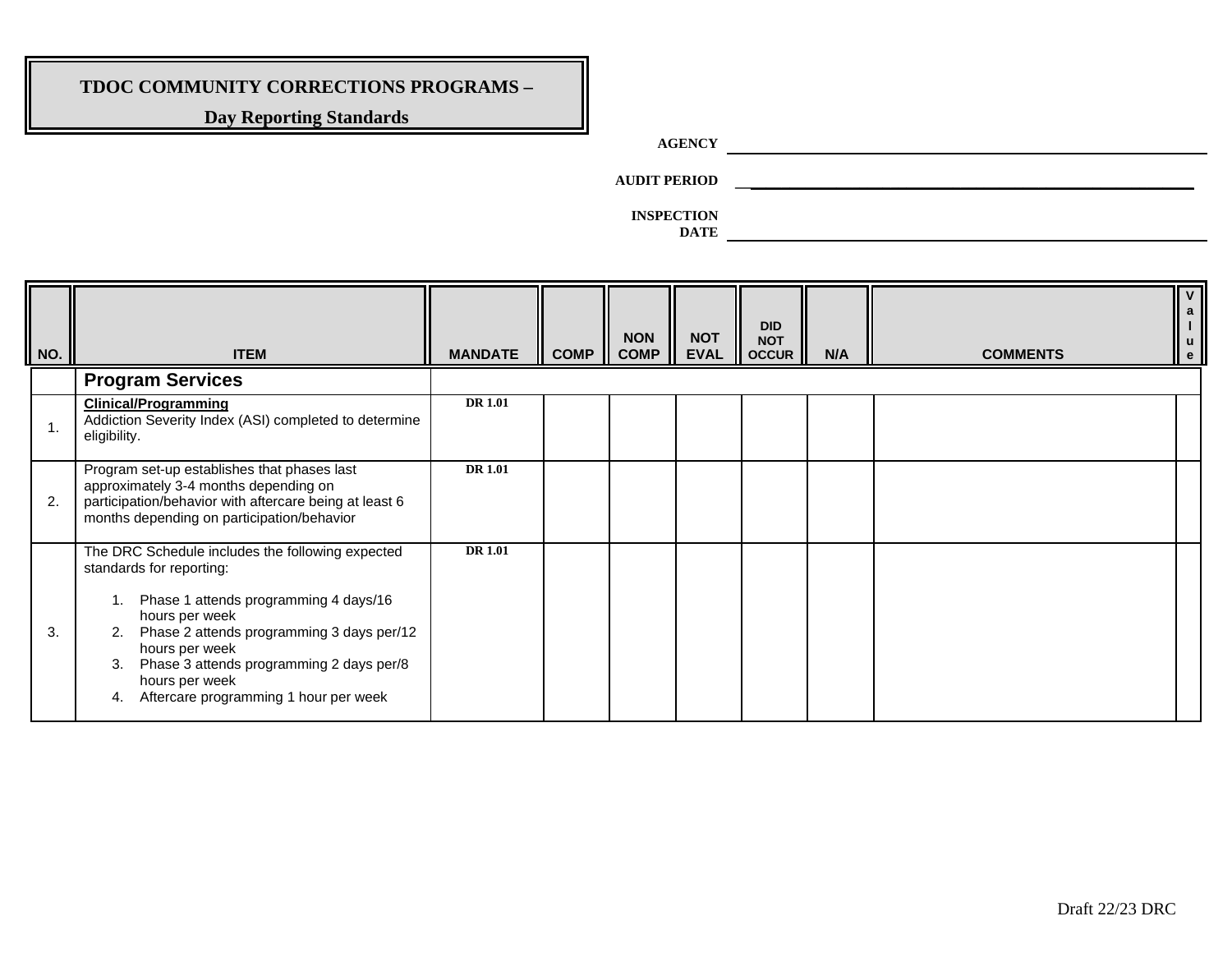**TDOC COMMUNITY CORRECTIONS PROGRAMS –**

**Day Reporting Standards**

**AGENCY** ______________________________

**AUDIT PERIOD** ______________________________

**INSPECTION DATE** ______________________________

| NO. | ITEM | MANDATE | COMP | NON COMP | NOT EVAL | DID NOT OCCUR | N/A | COMMENTS | Value |
|---|---|---|---|---|---|---|---|---|---|
| | **Program Services** | | | | | | | | |
| 1. | **Clinical/Programming**<br>Addiction Severity Index (ASI) completed to determine eligibility. | DR 1.01 | | | | | | | |
| 2. | Program set-up establishes that phases last approximately 3-4 months depending on participation/behavior with aftercare being at least 6 months depending on participation/behavior | DR 1.01 | | | | | | | |
| 3. | The DRC Schedule includes the following expected standards for reporting:<br>1. Phase 1 attends programming 4 days/16 hours per week<br>2. Phase 2 attends programming 3 days per/12 hours per week<br>3. Phase 3 attends programming 2 days per/8 hours per week<br>4. Aftercare programming 1 hour per week | DR 1.01 | | | | | | | |

Draft 22/23 DRC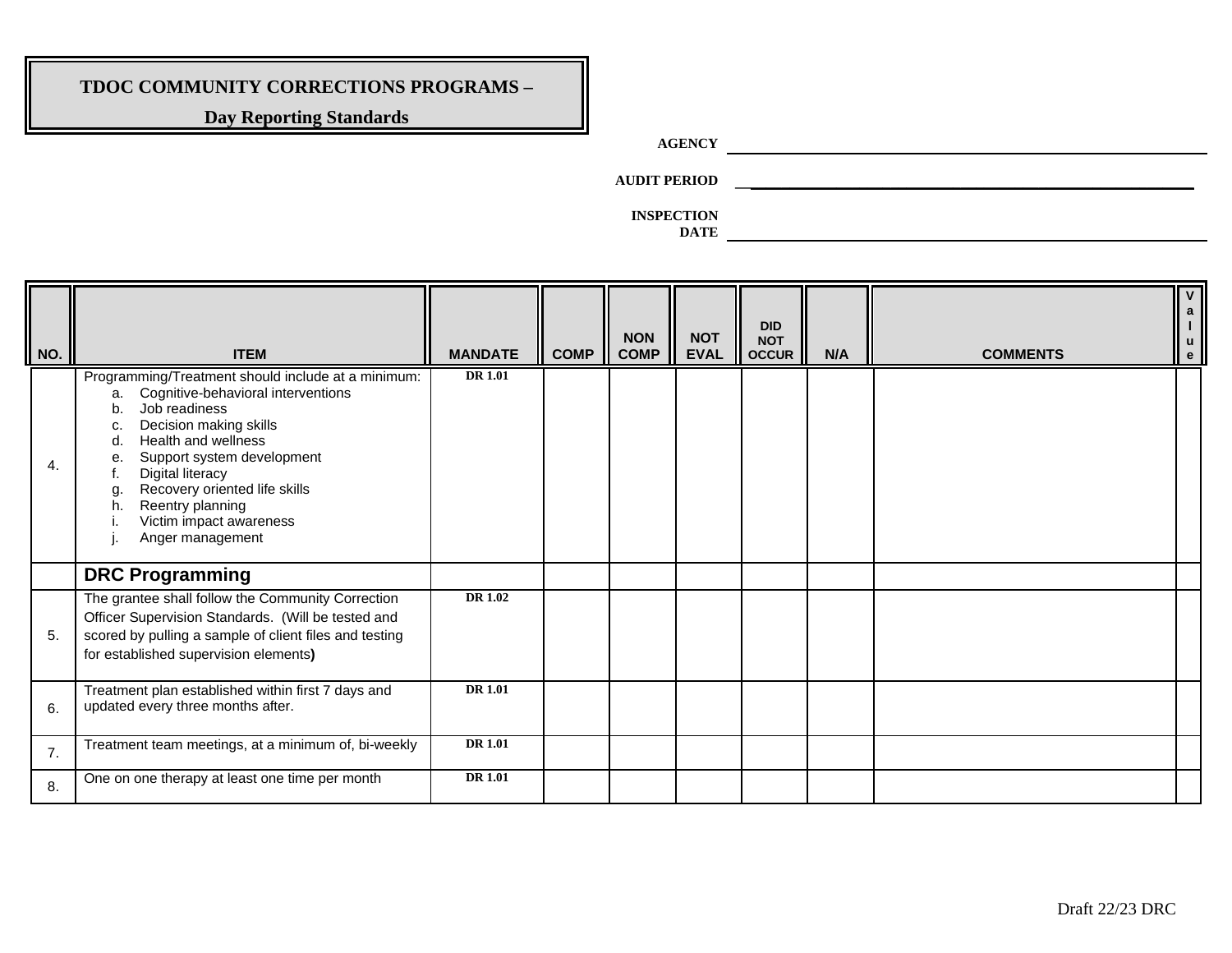**TDOC COMMUNITY CORRECTIONS PROGRAMS –**

**Day Reporting Standards**

**AGENCY** ______________________

**AUDIT PERIOD** ______________________

**INSPECTION DATE** ______________________

| NO. | ITEM | MANDATE | COMP | NON COMP | NOT EVAL | DID NOT OCCUR | N/A | COMMENTS | Value |
|---|---|---|---|---|---|---|---|---|---|
| 4. | Programming/Treatment should include at a minimum:<br>a. Cognitive-behavioral interventions<br>b. Job readiness<br>c. Decision making skills<br>d. Health and wellness<br>e. Support system development<br>f. Digital literacy<br>g. Recovery oriented life skills<br>h. Reentry planning<br>i. Victim impact awareness<br>j. Anger management | DR 1.01 | | | | | | | |
| | **DRC Programming** | | | | | | | | |
| 5. | The grantee shall follow the Community Correction Officer Supervision Standards. (Will be tested and scored by pulling a sample of client files and testing for established supervision elements**)** | DR 1.02 | | | | | | | |
| 6. | Treatment plan established within first 7 days and updated every three months after. | DR 1.01 | | | | | | | |
| 7. | Treatment team meetings, at a minimum of, bi-weekly | DR 1.01 | | | | | | | |
| 8. | One on one therapy at least one time per month | DR 1.01 | | | | | | | |

Draft 22/23 DRC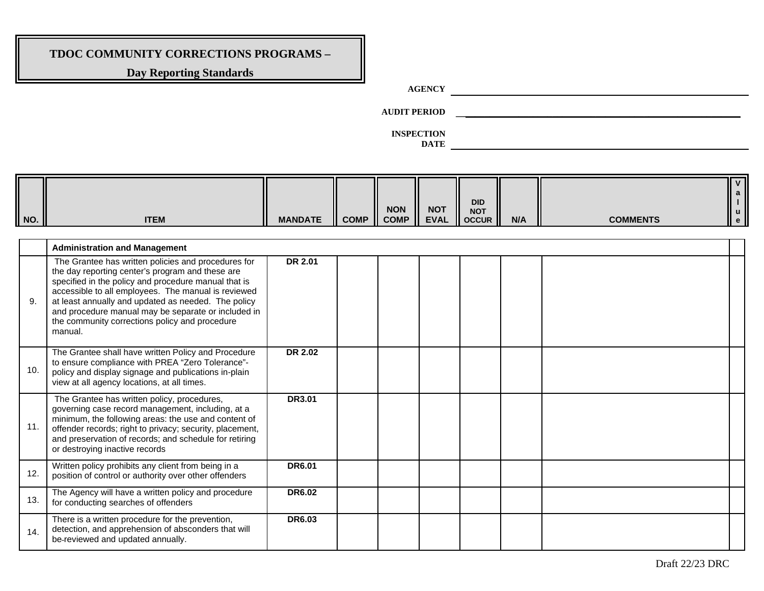# TDOC COMMUNITY CORRECTIONS PROGRAMS –

## Day Reporting Standards

**AGENCY** ______________________________

**AUDIT PERIOD** ______________________________

**INSPECTION DATE** ______________________________

| NO. | ITEM | MANDATE | COMP | NON COMP | NOT EVAL | DID NOT OCCUR | N/A | COMMENTS | Value |
|---|---|---|---|---|---|---|---|---|---|
| | **Administration and Management** | | | | | | | | |
| 9. | The Grantee has written policies and procedures for the day reporting center's program and these are specified in the policy and procedure manual that is accessible to all employees. The manual is reviewed at least annually and updated as needed. The policy and procedure manual may be separate or included in the community corrections policy and procedure manual. | DR 2.01 | | | | | | | |
| 10. | The Grantee shall have written Policy and Procedure to ensure compliance with PREA "Zero Tolerance"- policy and display signage and publications in-plain view at all agency locations, at all times. | DR 2.02 | | | | | | | |
| 11. | The Grantee has written policy, procedures, governing case record management, including, at a minimum, the following areas: the use and content of offender records; right to privacy; security, placement, and preservation of records; and schedule for retiring or destroying inactive records | DR3.01 | | | | | | | |
| 12. | Written policy prohibits any client from being in a position of control or authority over other offenders | DR6.01 | | | | | | | |
| 13. | The Agency will have a written policy and procedure for conducting searches of offenders | DR6.02 | | | | | | | |
| 14. | There is a written procedure for the prevention, detection, and apprehension of absconders that will be reviewed and updated annually. | DR6.03 | | | | | | | |

Draft 22/23 DRC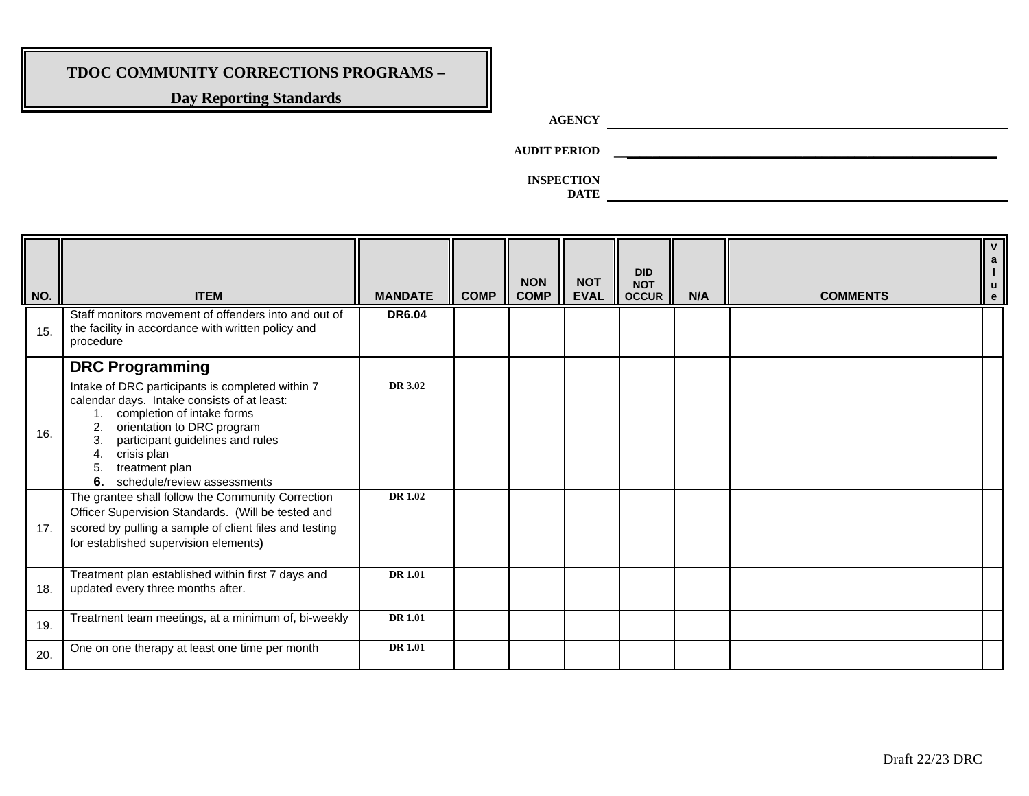**TDOC COMMUNITY CORRECTIONS PROGRAMS –**

**Day Reporting Standards**

**AGENCY** ______________________

**AUDIT PERIOD** ______________________

**INSPECTION DATE** ______________________

| NO. | ITEM | MANDATE | COMP | NON COMP | NOT EVAL | DID NOT OCCUR | N/A | COMMENTS | Value |
|---|---|---|---|---|---|---|---|---|---|
| 15. | Staff monitors movement of offenders into and out of the facility in accordance with written policy and procedure | **DR6.04** | | | | | | | |
| | **DRC Programming** | | | | | | | | |
| 16. | Intake of DRC participants is completed within 7 calendar days. Intake consists of at least:<br>1. completion of intake forms<br>2. orientation to DRC program<br>3. participant guidelines and rules<br>4. crisis plan<br>5. treatment plan<br>6. schedule/review assessments | **DR 3.02** | | | | | | | |
| 17. | The grantee shall follow the Community Correction Officer Supervision Standards. (Will be tested and scored by pulling a sample of client files and testing for established supervision elements**)** | **DR 1.02** | | | | | | | |
| 18. | Treatment plan established within first 7 days and updated every three months after. | **DR 1.01** | | | | | | | |
| 19. | Treatment team meetings, at a minimum of, bi-weekly | **DR 1.01** | | | | | | | |
| 20. | One on one therapy at least one time per month | **DR 1.01** | | | | | | | |

Draft 22/23 DRC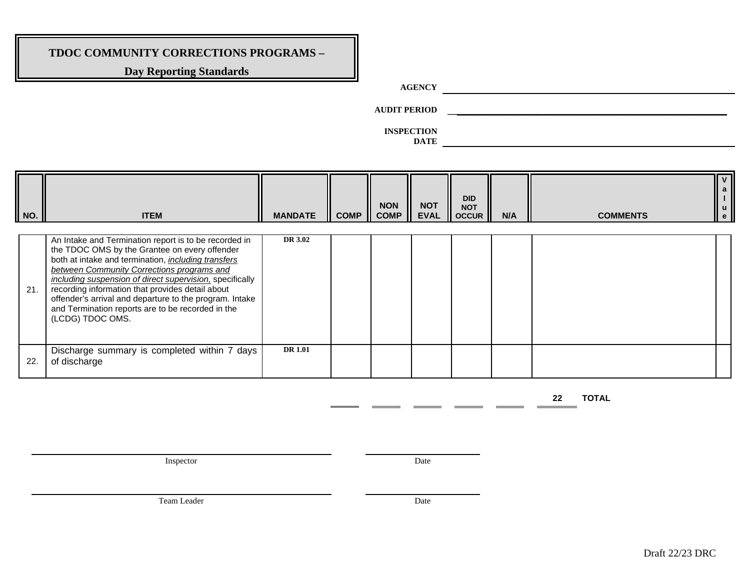# TDOC COMMUNITY CORRECTIONS PROGRAMS –

## Day Reporting Standards

**AGENCY** ______________________

**AUDIT PERIOD** ______________________

**INSPECTION DATE** ______________________

| NO. | ITEM | MANDATE | COMP | NON COMP | NOT EVAL | DID NOT OCCUR | N/A | COMMENTS | Value |
|---|---|---|---|---|---|---|---|---|---|
| 21. | An Intake and Termination report is to be recorded in the TDOC OMS by the Grantee on every offender both at intake and termination, ***including transfers between Community Corrections programs and including suspension of direct supervision,*** specifically recording information that provides detail about offender's arrival and departure to the program. Intake and Termination reports are to be recorded in the (LCDG) TDOC OMS. | **DR 3.02** | | | | | | | |
| 22. | Discharge summary is completed within 7 days of discharge | **DR 1.01** | | | | | | | |
| | | | | | | | | **22** **TOTAL** | |

______________________
Inspector

______________________
Date

______________________
Team Leader

______________________
Date

Draft 22/23 DRC